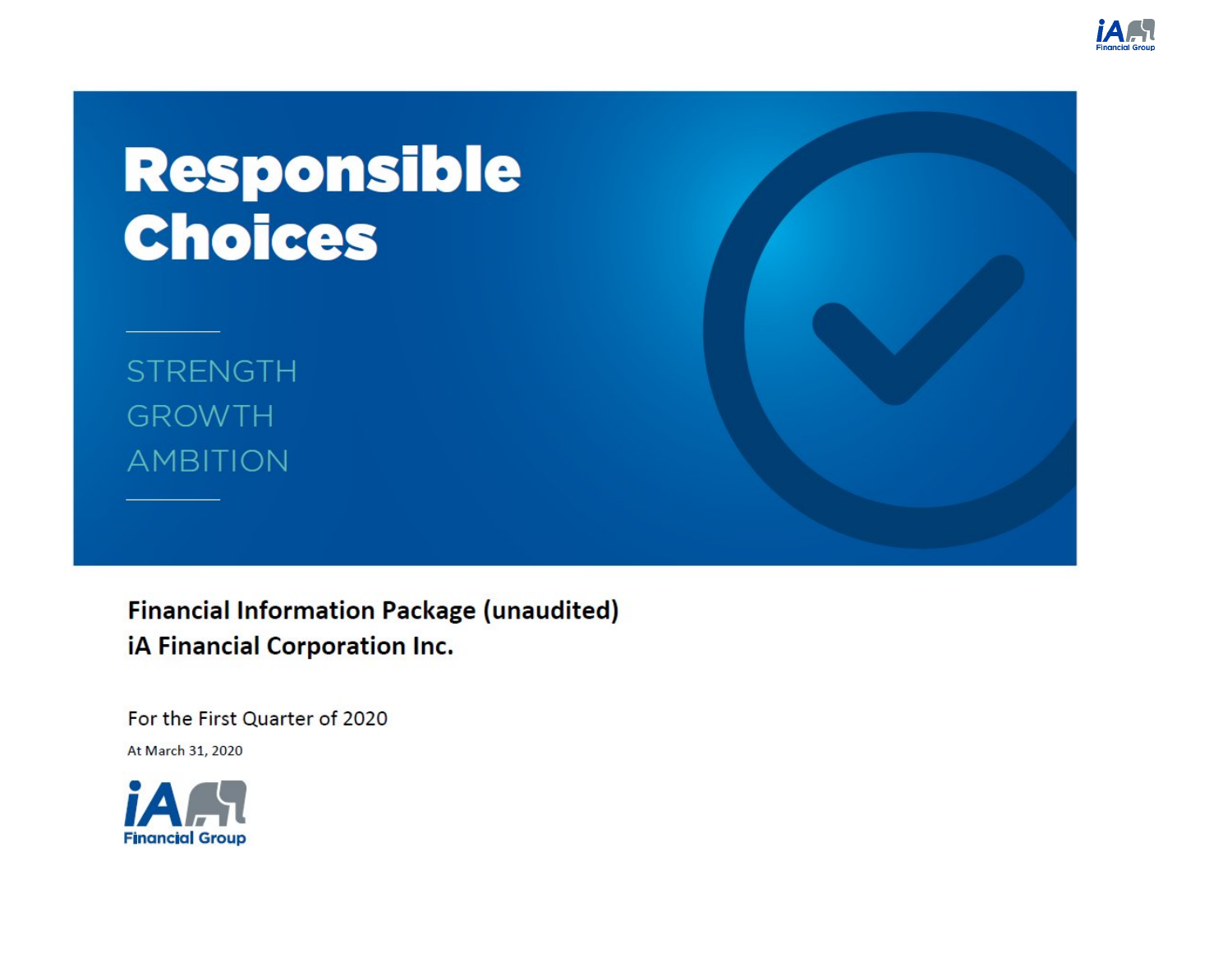# Responsible Choices

STRENGTH
GROWTH
AMBITION

**Financial Information Package (unaudited)**
**iA Financial Corporation Inc.**

For the First Quarter of 2020

At March 31, 2020

iA Financial Group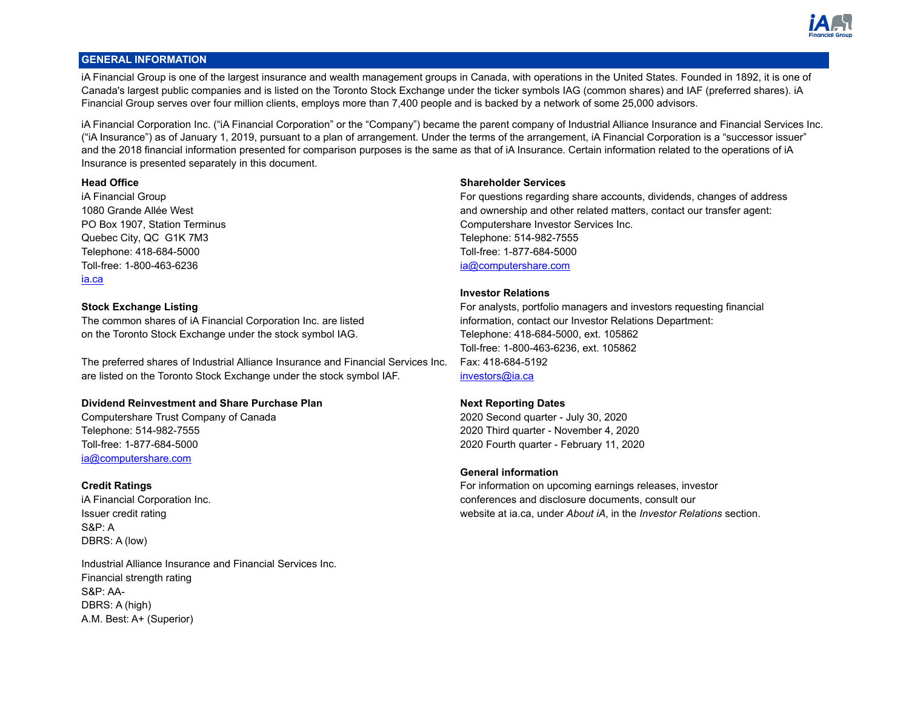## GENERAL INFORMATION

iA Financial Group is one of the largest insurance and wealth management groups in Canada, with operations in the United States. Founded in 1892, it is one of Canada's largest public companies and is listed on the Toronto Stock Exchange under the ticker symbols IAG (common shares) and IAF (preferred shares). iA Financial Group serves over four million clients, employs more than 7,400 people and is backed by a network of some 25,000 advisors.

iA Financial Corporation Inc. ("iA Financial Corporation" or the "Company") became the parent company of Industrial Alliance Insurance and Financial Services Inc. ("iA Insurance") as of January 1, 2019, pursuant to a plan of arrangement. Under the terms of the arrangement, iA Financial Corporation is a "successor issuer" and the 2018 financial information presented for comparison purposes is the same as that of iA Insurance. Certain information related to the operations of iA Insurance is presented separately in this document.

**Head Office**
iA Financial Group
1080 Grande Allée West
PO Box 1907, Station Terminus
Quebec City, QC  G1K 7M3
Telephone: 418-684-5000
Toll-free: 1-800-463-6236
ia.ca

**Stock Exchange Listing**
The common shares of iA Financial Corporation Inc. are listed on the Toronto Stock Exchange under the stock symbol IAG.

The preferred shares of Industrial Alliance Insurance and Financial Services Inc. are listed on the Toronto Stock Exchange under the stock symbol IAF.

**Dividend Reinvestment and Share Purchase Plan**
Computershare Trust Company of Canada
Telephone: 514-982-7555
Toll-free: 1-877-684-5000
ia@computershare.com

**Credit Ratings**
iA Financial Corporation Inc.
Issuer credit rating
S&P: A
DBRS: A (low)

Industrial Alliance Insurance and Financial Services Inc.
Financial strength rating
S&P: AA-
DBRS: A (high)
A.M. Best: A+ (Superior)

**Shareholder Services**
For questions regarding share accounts, dividends, changes of address and ownership and other related matters, contact our transfer agent:
Computershare Investor Services Inc.
Telephone: 514-982-7555
Toll-free: 1-877-684-5000
ia@computershare.com

**Investor Relations**
For analysts, portfolio managers and investors requesting financial information, contact our Investor Relations Department:
Telephone: 418-684-5000, ext. 105862
Toll-free: 1-800-463-6236, ext. 105862
Fax: 418-684-5192
investors@ia.ca

**Next Reporting Dates**
2020 Second quarter - July 30, 2020
2020 Third quarter - November 4, 2020
2020 Fourth quarter - February 11, 2020

**General information**
For information on upcoming earnings releases, investor conferences and disclosure documents, consult our website at ia.ca, under *About iA*, in the *Investor Relations* section.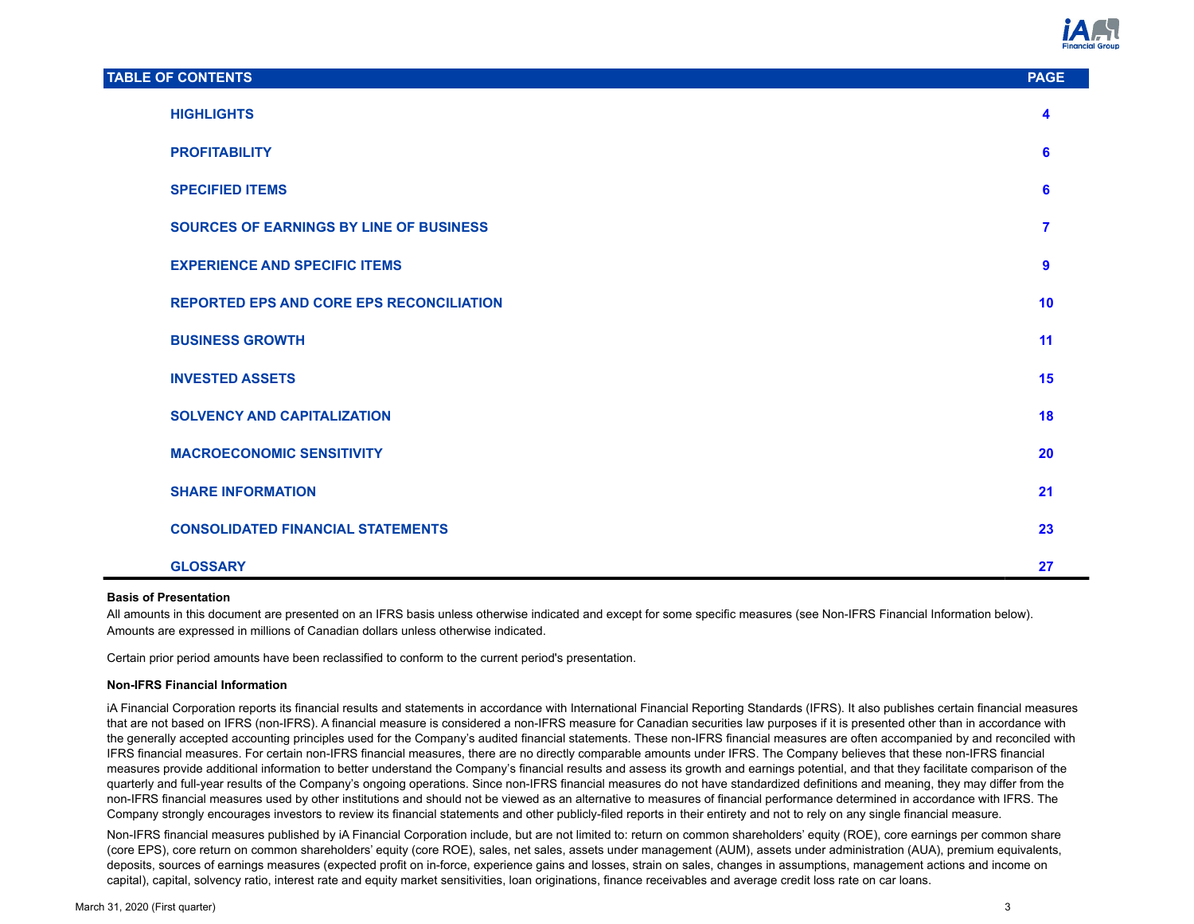| TABLE OF CONTENTS | PAGE |
| --- | --- |
| HIGHLIGHTS | 4 |
| PROFITABILITY | 6 |
| SPECIFIED ITEMS | 6 |
| SOURCES OF EARNINGS BY LINE OF BUSINESS | 7 |
| EXPERIENCE AND SPECIFIC ITEMS | 9 |
| REPORTED EPS AND CORE EPS RECONCILIATION | 10 |
| BUSINESS GROWTH | 11 |
| INVESTED ASSETS | 15 |
| SOLVENCY AND CAPITALIZATION | 18 |
| MACROECONOMIC SENSITIVITY | 20 |
| SHARE INFORMATION | 21 |
| CONSOLIDATED FINANCIAL STATEMENTS | 23 |
| GLOSSARY | 27 |

**Basis of Presentation**

All amounts in this document are presented on an IFRS basis unless otherwise indicated and except for some specific measures (see Non-IFRS Financial Information below). Amounts are expressed in millions of Canadian dollars unless otherwise indicated.

Certain prior period amounts have been reclassified to conform to the current period's presentation.

**Non-IFRS Financial Information**

iA Financial Corporation reports its financial results and statements in accordance with International Financial Reporting Standards (IFRS). It also publishes certain financial measures that are not based on IFRS (non-IFRS). A financial measure is considered a non-IFRS measure for Canadian securities law purposes if it is presented other than in accordance with the generally accepted accounting principles used for the Company's audited financial statements. These non-IFRS financial measures are often accompanied by and reconciled with IFRS financial measures. For certain non-IFRS financial measures, there are no directly comparable amounts under IFRS. The Company believes that these non-IFRS financial measures provide additional information to better understand the Company's financial results and assess its growth and earnings potential, and that they facilitate comparison of the quarterly and full-year results of the Company's ongoing operations. Since non-IFRS financial measures do not have standardized definitions and meaning, they may differ from the non-IFRS financial measures used by other institutions and should not be viewed as an alternative to measures of financial performance determined in accordance with IFRS. The Company strongly encourages investors to review its financial statements and other publicly-filed reports in their entirety and not to rely on any single financial measure.

Non-IFRS financial measures published by iA Financial Corporation include, but are not limited to: return on common shareholders' equity (ROE), core earnings per common share (core EPS), core return on common shareholders' equity (core ROE), sales, net sales, assets under management (AUM), assets under administration (AUA), premium equivalents, deposits, sources of earnings measures (expected profit on in-force, experience gains and losses, strain on sales, changes in assumptions, management actions and income on capital), capital, solvency ratio, interest rate and equity market sensitivities, loan originations, finance receivables and average credit loss rate on car loans.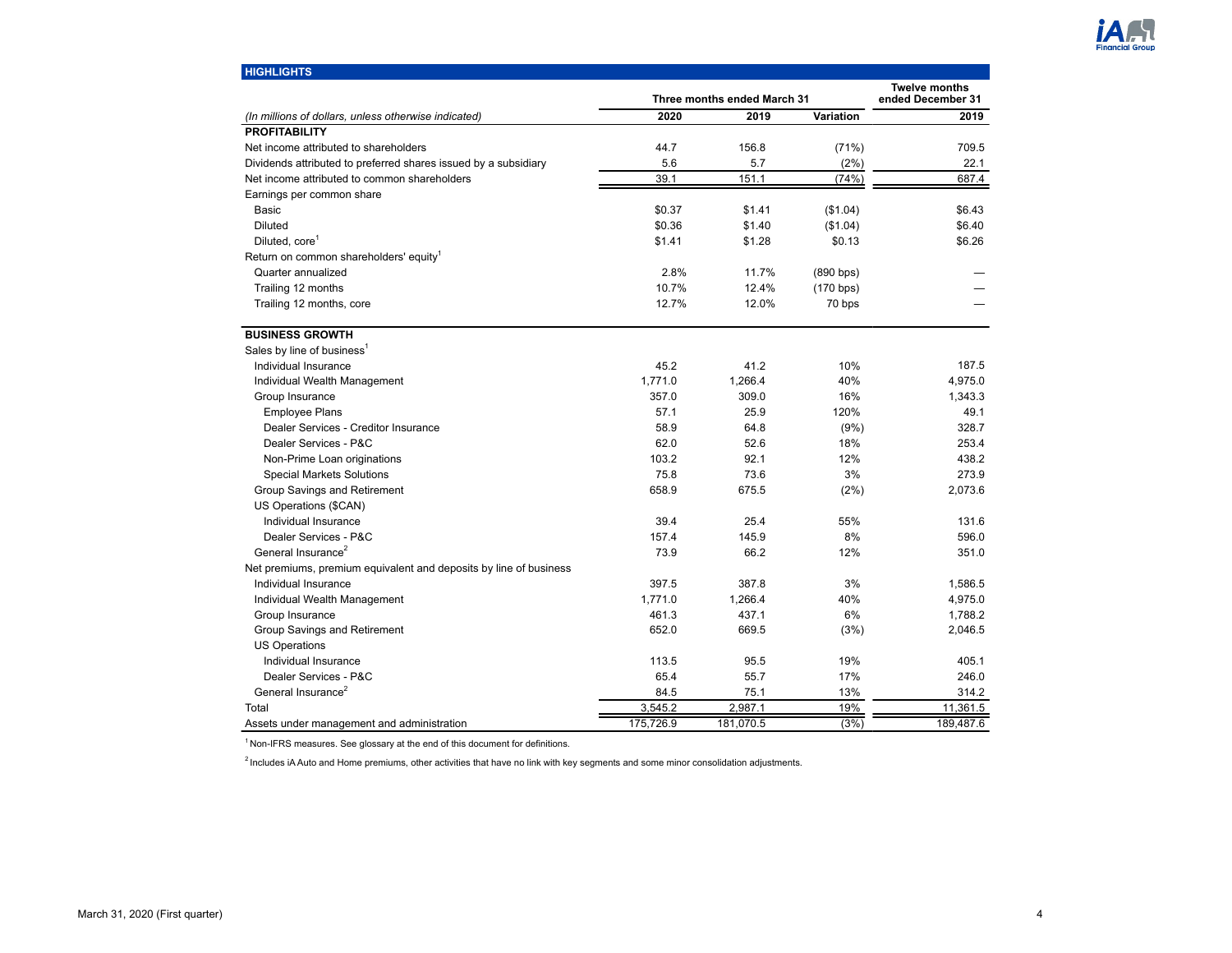## HIGHLIGHTS

| (In millions of dollars, unless otherwise indicated) | Three months ended March 31 | | | Twelve months ended December 31 |
|---|---|---|---|---|
| | 2020 | 2019 | Variation | 2019 |
| **PROFITABILITY** | | | | |
| Net income attributed to shareholders | 44.7 | 156.8 | (71%) | 709.5 |
| Dividends attributed to preferred shares issued by a subsidiary | 5.6 | 5.7 | (2%) | 22.1 |
| Net income attributed to common shareholders | 39.1 | 151.1 | (74%) | 687.4 |
| Earnings per common share | | | | |
| Basic | $0.37 | $1.41 | ($1.04) | $6.43 |
| Diluted | $0.36 | $1.40 | ($1.04) | $6.40 |
| Diluted, core[1] | $1.41 | $1.28 | $0.13 | $6.26 |
| Return on common shareholders' equity[1] | | | | |
| Quarter annualized | 2.8% | 11.7% | (890 bps) | — |
| Trailing 12 months | 10.7% | 12.4% | (170 bps) | — |
| Trailing 12 months, core | 12.7% | 12.0% | 70 bps | — |
| **BUSINESS GROWTH** | | | | |
| Sales by line of business[1] | | | | |
| Individual Insurance | 45.2 | 41.2 | 10% | 187.5 |
| Individual Wealth Management | 1,771.0 | 1,266.4 | 40% | 4,975.0 |
| Group Insurance | 357.0 | 309.0 | 16% | 1,343.3 |
| Employee Plans | 57.1 | 25.9 | 120% | 49.1 |
| Dealer Services - Creditor Insurance | 58.9 | 64.8 | (9%) | 328.7 |
| Dealer Services - P&C | 62.0 | 52.6 | 18% | 253.4 |
| Non-Prime Loan originations | 103.2 | 92.1 | 12% | 438.2 |
| Special Markets Solutions | 75.8 | 73.6 | 3% | 273.9 |
| Group Savings and Retirement | 658.9 | 675.5 | (2%) | 2,073.6 |
| US Operations ($CAN) | | | | |
| Individual Insurance | 39.4 | 25.4 | 55% | 131.6 |
| Dealer Services - P&C | 157.4 | 145.9 | 8% | 596.0 |
| General Insurance[2] | 73.9 | 66.2 | 12% | 351.0 |
| Net premiums, premium equivalent and deposits by line of business | | | | |
| Individual Insurance | 397.5 | 387.8 | 3% | 1,586.5 |
| Individual Wealth Management | 1,771.0 | 1,266.4 | 40% | 4,975.0 |
| Group Insurance | 461.3 | 437.1 | 6% | 1,788.2 |
| Group Savings and Retirement | 652.0 | 669.5 | (3%) | 2,046.5 |
| US Operations | | | | |
| Individual Insurance | 113.5 | 95.5 | 19% | 405.1 |
| Dealer Services - P&C | 65.4 | 55.7 | 17% | 246.0 |
| General Insurance[2] | 84.5 | 75.1 | 13% | 314.2 |
| Total | 3,545.2 | 2,987.1 | 19% | 11,361.5 |
| Assets under management and administration | 175,726.9 | 181,070.5 | (3%) | 189,487.6 |

[1] Non-IFRS measures. See glossary at the end of this document for definitions.

[2] Includes iA Auto and Home premiums, other activities that have no link with key segments and some minor consolidation adjustments.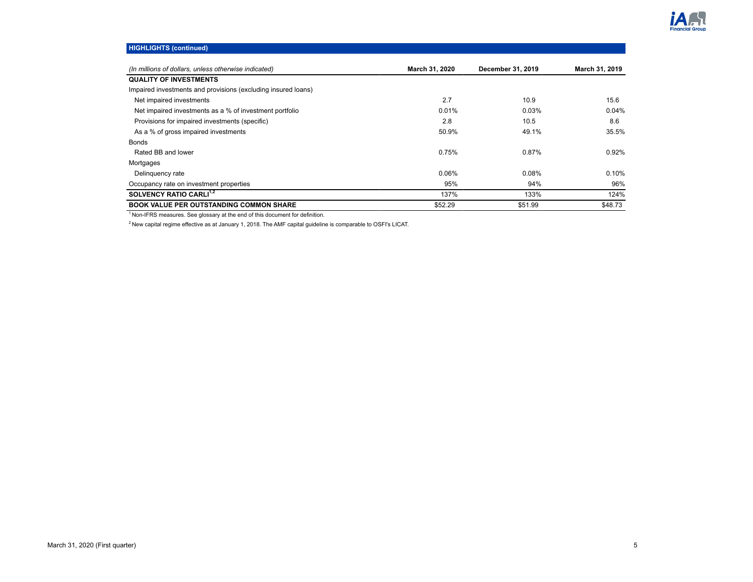## HIGHLIGHTS (continued)

| *(In millions of dollars, unless otherwise indicated)* | March 31, 2020 | December 31, 2019 | March 31, 2019 |
|---|---|---|---|
| **QUALITY OF INVESTMENTS** | | | |
| Impaired investments and provisions (excluding insured loans) | | | |
| Net impaired investments | 2.7 | 10.9 | 15.6 |
| Net impaired investments as a % of investment portfolio | 0.01% | 0.03% | 0.04% |
| Provisions for impaired investments (specific) | 2.8 | 10.5 | 8.6 |
| As a % of gross impaired investments | 50.9% | 49.1% | 35.5% |
| Bonds | | | |
| Rated BB and lower | 0.75% | 0.87% | 0.92% |
| Mortgages | | | |
| Delinquency rate | 0.06% | 0.08% | 0.10% |
| Occupancy rate on investment properties | 95% | 94% | 96% |
| **SOLVENCY RATIO CARLI**[1,2] | 137% | 133% | 124% |
| **BOOK VALUE PER OUTSTANDING COMMON SHARE** | $52.29 | $51.99 | $48.73 |

[1] Non-IFRS measures. See glossary at the end of this document for definition.

[2] New capital regime effective as at January 1, 2018. The AMF capital guideline is comparable to OSFI's LICAT.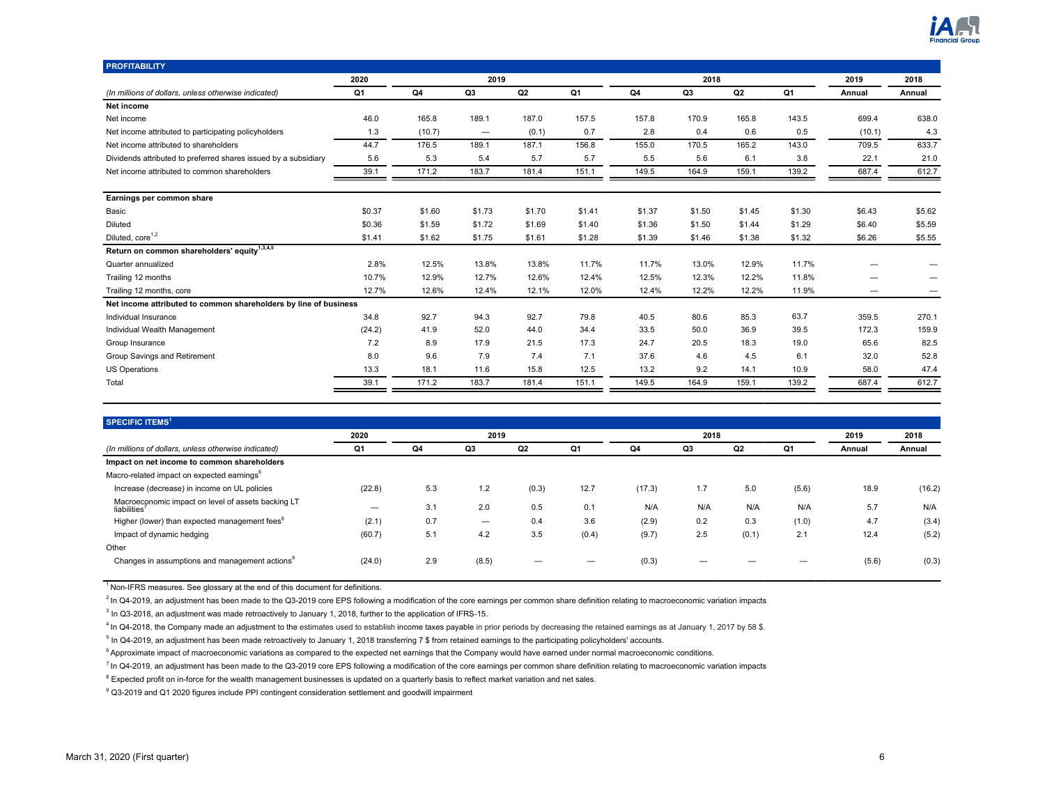## PROFITABILITY

| (In millions of dollars, unless otherwise indicated) | 2020 Q1 | 2019 Q4 | 2019 Q3 | 2019 Q2 | 2019 Q1 | 2018 Q4 | 2018 Q3 | 2018 Q2 | 2018 Q1 | 2019 Annual | 2018 Annual |
|---|---|---|---|---|---|---|---|---|---|---|---|
| **Net income** | | | | | | | | | | | |
| Net income | 46.0 | 165.8 | 189.1 | 187.0 | 157.5 | 157.8 | 170.9 | 165.8 | 143.5 | 699.4 | 638.0 |
| Net income attributed to participating policyholders | 1.3 | (10.7) | — | (0.1) | 0.7 | 2.8 | 0.4 | 0.6 | 0.5 | (10.1) | 4.3 |
| Net income attributed to shareholders | 44.7 | 176.5 | 189.1 | 187.1 | 156.8 | 155.0 | 170.5 | 165.2 | 143.0 | 709.5 | 633.7 |
| Dividends attributed to preferred shares issued by a subsidiary | 5.6 | 5.3 | 5.4 | 5.7 | 5.7 | 5.5 | 5.6 | 6.1 | 3.8 | 22.1 | 21.0 |
| Net income attributed to common shareholders | 39.1 | 171.2 | 183.7 | 181.4 | 151.1 | 149.5 | 164.9 | 159.1 | 139.2 | 687.4 | 612.7 |
| **Earnings per common share** | | | | | | | | | | | |
| Basic | $0.37 | $1.60 | $1.73 | $1.70 | $1.41 | $1.37 | $1.50 | $1.45 | $1.30 | $6.43 | $5.62 |
| Diluted | $0.36 | $1.59 | $1.72 | $1.69 | $1.40 | $1.36 | $1.50 | $1.44 | $1.29 | $6.40 | $5.59 |
| Diluted, core[1,2] | $1.41 | $1.62 | $1.75 | $1.61 | $1.28 | $1.39 | $1.46 | $1.38 | $1.32 | $6.26 | $5.55 |
| **Return on common shareholders' equity[1,3,4,5]** | | | | | | | | | | | |
| Quarter annualized | 2.8% | 12.5% | 13.8% | 13.8% | 11.7% | 11.7% | 13.0% | 12.9% | 11.7% | — | — |
| Trailing 12 months | 10.7% | 12.9% | 12.7% | 12.6% | 12.4% | 12.5% | 12.3% | 12.2% | 11.8% | — | — |
| Trailing 12 months, core | 12.7% | 12.6% | 12.4% | 12.1% | 12.0% | 12.4% | 12.2% | 12.2% | 11.9% | — | — |
| **Net income attributed to common shareholders by line of business** | | | | | | | | | | | |
| Individual Insurance | 34.8 | 92.7 | 94.3 | 92.7 | 79.8 | 40.5 | 80.6 | 85.3 | 63.7 | 359.5 | 270.1 |
| Individual Wealth Management | (24.2) | 41.9 | 52.0 | 44.0 | 34.4 | 33.5 | 50.0 | 36.9 | 39.5 | 172.3 | 159.9 |
| Group Insurance | 7.2 | 8.9 | 17.9 | 21.5 | 17.3 | 24.7 | 20.5 | 18.3 | 19.0 | 65.6 | 82.5 |
| Group Savings and Retirement | 8.0 | 9.6 | 7.9 | 7.4 | 7.1 | 37.6 | 4.6 | 4.5 | 6.1 | 32.0 | 52.8 |
| US Operations | 13.3 | 18.1 | 11.6 | 15.8 | 12.5 | 13.2 | 9.2 | 14.1 | 10.9 | 58.0 | 47.4 |
| Total | 39.1 | 171.2 | 183.7 | 181.4 | 151.1 | 149.5 | 164.9 | 159.1 | 139.2 | 687.4 | 612.7 |

## SPECIFIC ITEMS[1]

| (In millions of dollars, unless otherwise indicated) | 2020 Q1 | 2019 Q4 | 2019 Q3 | 2019 Q2 | 2019 Q1 | 2018 Q4 | 2018 Q3 | 2018 Q2 | 2018 Q1 | 2019 Annual | 2018 Annual |
|---|---|---|---|---|---|---|---|---|---|---|---|
| **Impact on net income to common shareholders** | | | | | | | | | | | |
| Macro-related impact on expected earnings[6] | | | | | | | | | | | |
| Increase (decrease) in income on UL policies | (22.8) | 5.3 | 1.2 | (0.3) | 12.7 | (17.3) | 1.7 | 5.0 | (5.6) | 18.9 | (16.2) |
| Macroeconomic impact on level of assets backing LT liabilities[7] | — | 3.1 | 2.0 | 0.5 | 0.1 | N/A | N/A | N/A | N/A | 5.7 | N/A |
| Higher (lower) than expected management fees[8] | (2.1) | 0.7 | — | 0.4 | 3.6 | (2.9) | 0.2 | 0.3 | (1.0) | 4.7 | (3.4) |
| Impact of dynamic hedging | (60.7) | 5.1 | 4.2 | 3.5 | (0.4) | (9.7) | 2.5 | (0.1) | 2.1 | 12.4 | (5.2) |
| Other | | | | | | | | | | | |
| Changes in assumptions and management actions[9] | (24.0) | 2.9 | (8.5) | — | — | (0.3) | — | — | — | (5.6) | (0.3) |

[1] Non-IFRS measures. See glossary at the end of this document for definitions.

[2] In Q4-2019, an adjustment has been made to the Q3-2019 core EPS following a modification of the core earnings per common share definition relating to macroeconomic variation impacts

[3] In Q3-2018, an adjustment was made retroactively to January 1, 2018, further to the application of IFRS-15.

[4] In Q4-2018, the Company made an adjustment to the estimates used to establish income taxes payable in prior periods by decreasing the retained earnings as at January 1, 2017 by 58 $.

[5] In Q4-2019, an adjustment has been made retroactively to January 1, 2018 transferring 7 $ from retained earnings to the participating policyholders' accounts.

[6] Approximate impact of macroeconomic variations as compared to the expected net earnings that the Company would have earned under normal macroeconomic conditions.

[7] In Q4-2019, an adjustment has been made to the Q3-2019 core EPS following a modification of the core earnings per common share definition relating to macroeconomic variation impacts

[8] Expected profit on in-force for the wealth management businesses is updated on a quarterly basis to reflect market variation and net sales.

[9] Q3-2019 and Q1 2020 figures include PPI contingent consideration settlement and goodwill impairment

March 31, 2020 (First quarter)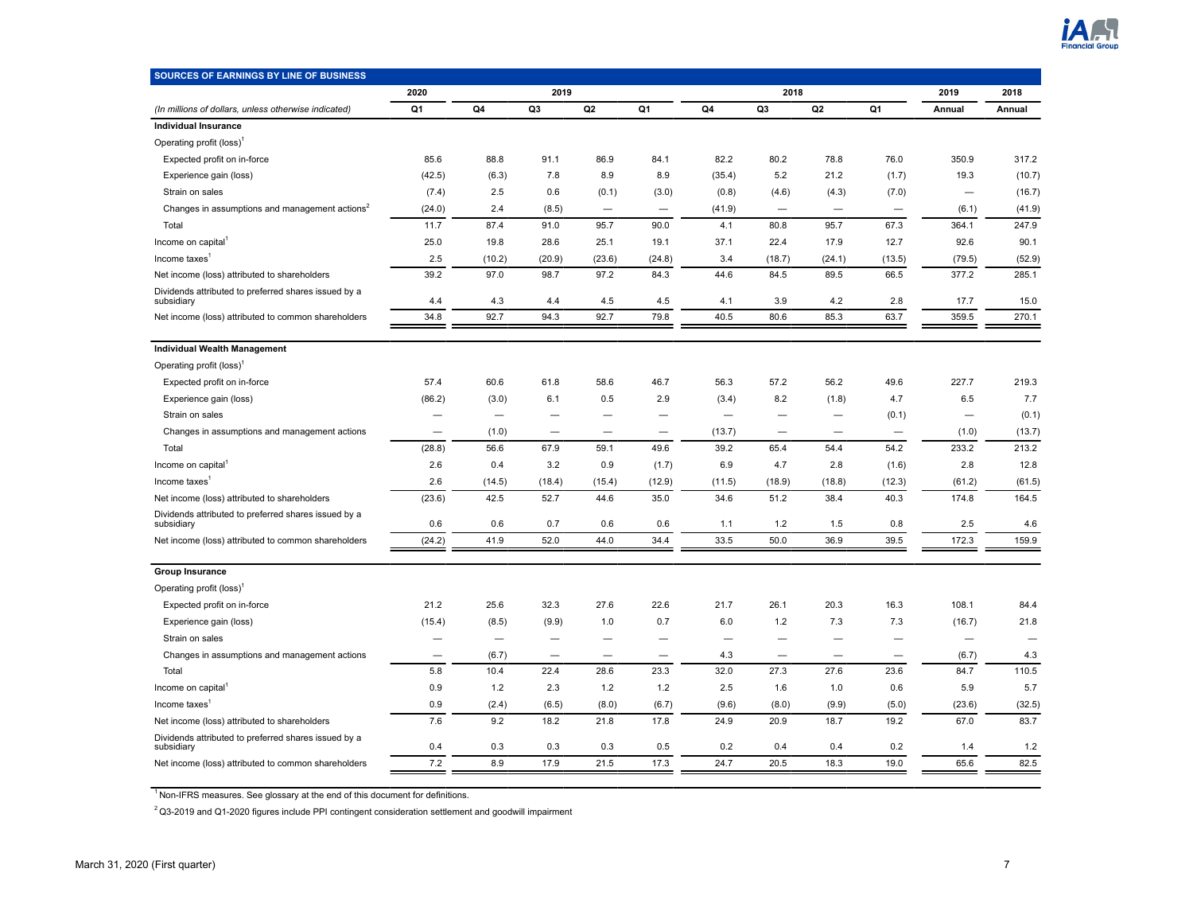## SOURCES OF EARNINGS BY LINE OF BUSINESS

| | 2020 | 2019 | | | | 2018 | | | | 2019 | 2018 |
|---|---|---|---|---|---|---|---|---|---|---|---|
| *(In millions of dollars, unless otherwise indicated)* | Q1 | Q4 | Q3 | Q2 | Q1 | Q4 | Q3 | Q2 | Q1 | Annual | Annual |
| **Individual Insurance** | | | | | | | | | | | |
| Operating profit (loss)[1] | | | | | | | | | | | |
| Expected profit on in-force | 85.6 | 88.8 | 91.1 | 86.9 | 84.1 | 82.2 | 80.2 | 78.8 | 76.0 | 350.9 | 317.2 |
| Experience gain (loss) | (42.5) | (6.3) | 7.8 | 8.9 | 8.9 | (35.4) | 5.2 | 21.2 | (1.7) | 19.3 | (10.7) |
| Strain on sales | (7.4) | 2.5 | 0.6 | (0.1) | (3.0) | (0.8) | (4.6) | (4.3) | (7.0) | — | (16.7) |
| Changes in assumptions and management actions[2] | (24.0) | 2.4 | (8.5) | — | — | (41.9) | — | — | — | (6.1) | (41.9) |
| Total | 11.7 | 87.4 | 91.0 | 95.7 | 90.0 | 4.1 | 80.8 | 95.7 | 67.3 | 364.1 | 247.9 |
| Income on capital[1] | 25.0 | 19.8 | 28.6 | 25.1 | 19.1 | 37.1 | 22.4 | 17.9 | 12.7 | 92.6 | 90.1 |
| Income taxes[1] | 2.5 | (10.2) | (20.9) | (23.6) | (24.8) | 3.4 | (18.7) | (24.1) | (13.5) | (79.5) | (52.9) |
| Net income (loss) attributed to shareholders | 39.2 | 97.0 | 98.7 | 97.2 | 84.3 | 44.6 | 84.5 | 89.5 | 66.5 | 377.2 | 285.1 |
| Dividends attributed to preferred shares issued by a subsidiary | 4.4 | 4.3 | 4.4 | 4.5 | 4.5 | 4.1 | 3.9 | 4.2 | 2.8 | 17.7 | 15.0 |
| Net income (loss) attributed to common shareholders | 34.8 | 92.7 | 94.3 | 92.7 | 79.8 | 40.5 | 80.6 | 85.3 | 63.7 | 359.5 | 270.1 |
| **Individual Wealth Management** | | | | | | | | | | | |
| Operating profit (loss)[1] | | | | | | | | | | | |
| Expected profit on in-force | 57.4 | 60.6 | 61.8 | 58.6 | 46.7 | 56.3 | 57.2 | 56.2 | 49.6 | 227.7 | 219.3 |
| Experience gain (loss) | (86.2) | (3.0) | 6.1 | 0.5 | 2.9 | (3.4) | 8.2 | (1.8) | 4.7 | 6.5 | 7.7 |
| Strain on sales | — | — | — | — | — | — | — | — | (0.1) | — | (0.1) |
| Changes in assumptions and management actions | — | (1.0) | — | — | — | (13.7) | — | — | — | (1.0) | (13.7) |
| Total | (28.8) | 56.6 | 67.9 | 59.1 | 49.6 | 39.2 | 65.4 | 54.4 | 54.2 | 233.2 | 213.2 |
| Income on capital[1] | 2.6 | 0.4 | 3.2 | 0.9 | (1.7) | 6.9 | 4.7 | 2.8 | (1.6) | 2.8 | 12.8 |
| Income taxes[1] | 2.6 | (14.5) | (18.4) | (15.4) | (12.9) | (11.5) | (18.9) | (18.8) | (12.3) | (61.2) | (61.5) |
| Net income (loss) attributed to shareholders | (23.6) | 42.5 | 52.7 | 44.6 | 35.0 | 34.6 | 51.2 | 38.4 | 40.3 | 174.8 | 164.5 |
| Dividends attributed to preferred shares issued by a subsidiary | 0.6 | 0.6 | 0.7 | 0.6 | 0.6 | 1.1 | 1.2 | 1.5 | 0.8 | 2.5 | 4.6 |
| Net income (loss) attributed to common shareholders | (24.2) | 41.9 | 52.0 | 44.0 | 34.4 | 33.5 | 50.0 | 36.9 | 39.5 | 172.3 | 159.9 |
| **Group Insurance** | | | | | | | | | | | |
| Operating profit (loss)[1] | | | | | | | | | | | |
| Expected profit on in-force | 21.2 | 25.6 | 32.3 | 27.6 | 22.6 | 21.7 | 26.1 | 20.3 | 16.3 | 108.1 | 84.4 |
| Experience gain (loss) | (15.4) | (8.5) | (9.9) | 1.0 | 0.7 | 6.0 | 1.2 | 7.3 | 7.3 | (16.7) | 21.8 |
| Strain on sales | — | — | — | — | — | — | — | — | — | — | — |
| Changes in assumptions and management actions | — | (6.7) | — | — | — | 4.3 | — | — | — | (6.7) | 4.3 |
| Total | 5.8 | 10.4 | 22.4 | 28.6 | 23.3 | 32.0 | 27.3 | 27.6 | 23.6 | 84.7 | 110.5 |
| Income on capital[1] | 0.9 | 1.2 | 2.3 | 1.2 | 1.2 | 2.5 | 1.6 | 1.0 | 0.6 | 5.9 | 5.7 |
| Income taxes[1] | 0.9 | (2.4) | (6.5) | (8.0) | (6.7) | (9.6) | (8.0) | (9.9) | (5.0) | (23.6) | (32.5) |
| Net income (loss) attributed to shareholders | 7.6 | 9.2 | 18.2 | 21.8 | 17.8 | 24.9 | 20.9 | 18.7 | 19.2 | 67.0 | 83.7 |
| Dividends attributed to preferred shares issued by a subsidiary | 0.4 | 0.3 | 0.3 | 0.3 | 0.5 | 0.2 | 0.4 | 0.4 | 0.2 | 1.4 | 1.2 |
| Net income (loss) attributed to common shareholders | 7.2 | 8.9 | 17.9 | 21.5 | 17.3 | 24.7 | 20.5 | 18.3 | 19.0 | 65.6 | 82.5 |

[1] Non-IFRS measures. See glossary at the end of this document for definitions.

[2] Q3-2019 and Q1-2020 figures include PPI contingent consideration settlement and goodwill impairment

March 31, 2020 (First quarter)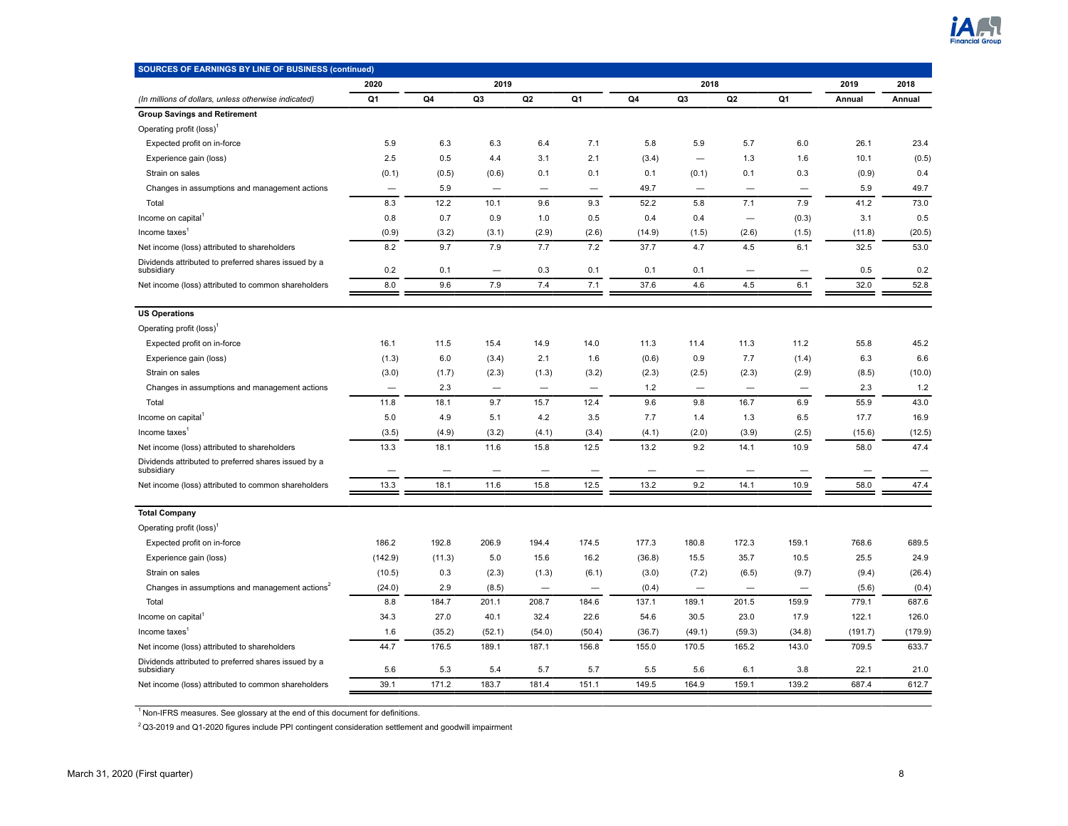## SOURCES OF EARNINGS BY LINE OF BUSINESS (continued)

| (In millions of dollars, unless otherwise indicated) | 2020 Q1 | 2019 Q4 | 2019 Q3 | 2019 Q2 | 2019 Q1 | 2018 Q4 | 2018 Q3 | 2018 Q2 | 2018 Q1 | 2019 Annual | 2018 Annual |
|---|---|---|---|---|---|---|---|---|---|---|---|
| **Group Savings and Retirement** | | | | | | | | | | | |
| Operating profit (loss)[1] | | | | | | | | | | | |
| Expected profit on in-force | 5.9 | 6.3 | 6.3 | 6.4 | 7.1 | 5.8 | 5.9 | 5.7 | 6.0 | 26.1 | 23.4 |
| Experience gain (loss) | 2.5 | 0.5 | 4.4 | 3.1 | 2.1 | (3.4) | — | 1.3 | 1.6 | 10.1 | (0.5) |
| Strain on sales | (0.1) | (0.5) | (0.6) | 0.1 | 0.1 | 0.1 | (0.1) | 0.1 | 0.3 | (0.9) | 0.4 |
| Changes in assumptions and management actions | — | 5.9 | — | — | — | 49.7 | — | — | — | 5.9 | 49.7 |
| Total | 8.3 | 12.2 | 10.1 | 9.6 | 9.3 | 52.2 | 5.8 | 7.1 | 7.9 | 41.2 | 73.0 |
| Income on capital[1] | 0.8 | 0.7 | 0.9 | 1.0 | 0.5 | 0.4 | 0.4 | — | (0.3) | 3.1 | 0.5 |
| Income taxes[1] | (0.9) | (3.2) | (3.1) | (2.9) | (2.6) | (14.9) | (1.5) | (2.6) | (1.5) | (11.8) | (20.5) |
| Net income (loss) attributed to shareholders | 8.2 | 9.7 | 7.9 | 7.7 | 7.2 | 37.7 | 4.7 | 4.5 | 6.1 | 32.5 | 53.0 |
| Dividends attributed to preferred shares issued by a subsidiary | 0.2 | 0.1 | — | 0.3 | 0.1 | 0.1 | 0.1 | — | — | 0.5 | 0.2 |
| Net income (loss) attributed to common shareholders | 8.0 | 9.6 | 7.9 | 7.4 | 7.1 | 37.6 | 4.6 | 4.5 | 6.1 | 32.0 | 52.8 |
| **US Operations** | | | | | | | | | | | |
| Operating profit (loss)[1] | | | | | | | | | | | |
| Expected profit on in-force | 16.1 | 11.5 | 15.4 | 14.9 | 14.0 | 11.3 | 11.4 | 11.3 | 11.2 | 55.8 | 45.2 |
| Experience gain (loss) | (1.3) | 6.0 | (3.4) | 2.1 | 1.6 | (0.6) | 0.9 | 7.7 | (1.4) | 6.3 | 6.6 |
| Strain on sales | (3.0) | (1.7) | (2.3) | (1.3) | (3.2) | (2.3) | (2.5) | (2.3) | (2.9) | (8.5) | (10.0) |
| Changes in assumptions and management actions | — | 2.3 | — | — | — | 1.2 | — | — | — | 2.3 | 1.2 |
| Total | 11.8 | 18.1 | 9.7 | 15.7 | 12.4 | 9.6 | 9.8 | 16.7 | 6.9 | 55.9 | 43.0 |
| Income on capital[1] | 5.0 | 4.9 | 5.1 | 4.2 | 3.5 | 7.7 | 1.4 | 1.3 | 6.5 | 17.7 | 16.9 |
| Income taxes[1] | (3.5) | (4.9) | (3.2) | (4.1) | (3.4) | (4.1) | (2.0) | (3.9) | (2.5) | (15.6) | (12.5) |
| Net income (loss) attributed to shareholders | 13.3 | 18.1 | 11.6 | 15.8 | 12.5 | 13.2 | 9.2 | 14.1 | 10.9 | 58.0 | 47.4 |
| Dividends attributed to preferred shares issued by a subsidiary | — | — | — | — | — | — | — | — | — | — | — |
| Net income (loss) attributed to common shareholders | 13.3 | 18.1 | 11.6 | 15.8 | 12.5 | 13.2 | 9.2 | 14.1 | 10.9 | 58.0 | 47.4 |
| **Total Company** | | | | | | | | | | | |
| Operating profit (loss)[1] | | | | | | | | | | | |
| Expected profit on in-force | 186.2 | 192.8 | 206.9 | 194.4 | 174.5 | 177.3 | 180.8 | 172.3 | 159.1 | 768.6 | 689.5 |
| Experience gain (loss) | (142.9) | (11.3) | 5.0 | 15.6 | 16.2 | (36.8) | 15.5 | 35.7 | 10.5 | 25.5 | 24.9 |
| Strain on sales | (10.5) | 0.3 | (2.3) | (1.3) | (6.1) | (3.0) | (7.2) | (6.5) | (9.7) | (9.4) | (26.4) |
| Changes in assumptions and management actions[2] | (24.0) | 2.9 | (8.5) | — | — | (0.4) | — | — | — | (5.6) | (0.4) |
| Total | 8.8 | 184.7 | 201.1 | 208.7 | 184.6 | 137.1 | 189.1 | 201.5 | 159.9 | 779.1 | 687.6 |
| Income on capital[1] | 34.3 | 27.0 | 40.1 | 32.4 | 22.6 | 54.6 | 30.5 | 23.0 | 17.9 | 122.1 | 126.0 |
| Income taxes[1] | 1.6 | (35.2) | (52.1) | (54.0) | (50.4) | (36.7) | (49.1) | (59.3) | (34.8) | (191.7) | (179.9) |
| Net income (loss) attributed to shareholders | 44.7 | 176.5 | 189.1 | 187.1 | 156.8 | 155.0 | 170.5 | 165.2 | 143.0 | 709.5 | 633.7 |
| Dividends attributed to preferred shares issued by a subsidiary | 5.6 | 5.3 | 5.4 | 5.7 | 5.7 | 5.5 | 5.6 | 6.1 | 3.8 | 22.1 | 21.0 |
| Net income (loss) attributed to common shareholders | 39.1 | 171.2 | 183.7 | 181.4 | 151.1 | 149.5 | 164.9 | 159.1 | 139.2 | 687.4 | 612.7 |

[1] Non-IFRS measures. See glossary at the end of this document for definitions.

[2] Q3-2019 and Q1-2020 figures include PPI contingent consideration settlement and goodwill impairment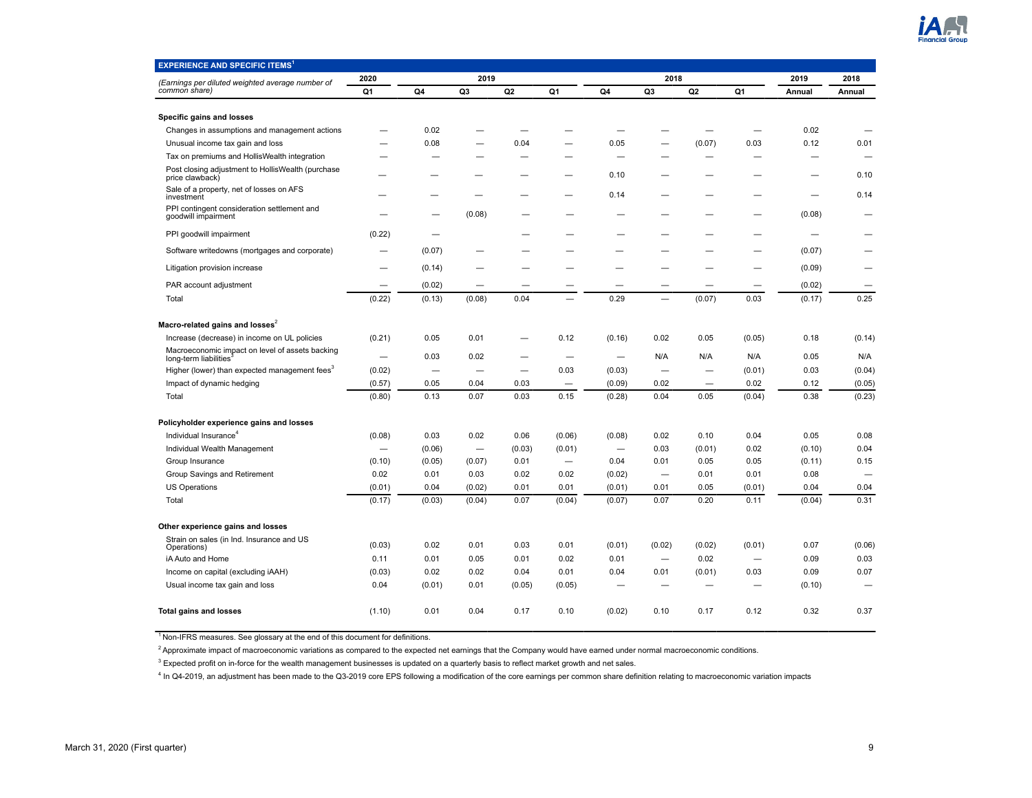## EXPERIENCE AND SPECIFIC ITEMS[1]

| (Earnings per diluted weighted average number of common share) | 2020 Q1 | 2019 Q4 | 2019 Q3 | 2019 Q2 | 2019 Q1 | 2018 Q4 | 2018 Q3 | 2018 Q2 | 2018 Q1 | 2019 Annual | 2018 Annual |
|---|---|---|---|---|---|---|---|---|---|---|---|
| **Specific gains and losses** | | | | | | | | | | | |
| Changes in assumptions and management actions | — | 0.02 | — | — | — | — | — | — | — | 0.02 | — |
| Unusual income tax gain and loss | — | 0.08 | — | 0.04 | — | 0.05 | — | (0.07) | 0.03 | 0.12 | 0.01 |
| Tax on premiums and HollisWealth integration | — | — | — | — | — | — | — | — | — | — | — |
| Post closing adjustment to HollisWealth (purchase price clawback) | — | — | — | — | — | 0.10 | — | — | — | — | 0.10 |
| Sale of a property, net of losses on AFS investment | — | — | — | — | — | 0.14 | — | — | — | — | 0.14 |
| PPI contingent consideration settlement and goodwill impairment | — | — | (0.08) | — | — | — | — | — | — | (0.08) | — |
| PPI goodwill impairment | (0.22) | — | | — | — | — | — | — | — | — | — |
| Software writedowns (mortgages and corporate) | — | (0.07) | — | — | — | — | — | — | — | (0.07) | — |
| Litigation provision increase | — | (0.14) | — | — | — | — | — | — | — | (0.09) | — |
| PAR account adjustment | — | (0.02) | — | — | — | — | — | — | — | (0.02) | — |
| Total | (0.22) | (0.13) | (0.08) | 0.04 | — | 0.29 | — | (0.07) | 0.03 | (0.17) | 0.25 |
| **Macro-related gains and losses[2]** | | | | | | | | | | | |
| Increase (decrease) in income on UL policies | (0.21) | 0.05 | 0.01 | — | 0.12 | (0.16) | 0.02 | 0.05 | (0.05) | 0.18 | (0.14) |
| Macroeconomic impact on level of assets backing long-term liabilities[3] | — | 0.03 | 0.02 | — | — | — | N/A | N/A | N/A | 0.05 | N/A |
| Higher (lower) than expected management fees[3] | (0.02) | — | — | — | 0.03 | (0.03) | — | — | (0.01) | 0.03 | (0.04) |
| Impact of dynamic hedging | (0.57) | 0.05 | 0.04 | 0.03 | — | (0.09) | 0.02 | — | 0.02 | 0.12 | (0.05) |
| Total | (0.80) | 0.13 | 0.07 | 0.03 | 0.15 | (0.28) | 0.04 | 0.05 | (0.04) | 0.38 | (0.23) |
| **Policyholder experience gains and losses** | | | | | | | | | | | |
| Individual Insurance[4] | (0.08) | 0.03 | 0.02 | 0.06 | (0.06) | (0.08) | 0.02 | 0.10 | 0.04 | 0.05 | 0.08 |
| Individual Wealth Management | — | (0.06) | — | (0.03) | (0.01) | — | 0.03 | (0.01) | 0.02 | (0.10) | 0.04 |
| Group Insurance | (0.10) | (0.05) | (0.07) | 0.01 | — | 0.04 | 0.01 | 0.05 | 0.05 | (0.11) | 0.15 |
| Group Savings and Retirement | 0.02 | 0.01 | 0.03 | 0.02 | 0.02 | (0.02) | — | 0.01 | 0.01 | 0.08 | — |
| US Operations | (0.01) | 0.04 | (0.02) | 0.01 | 0.01 | (0.01) | 0.01 | 0.05 | (0.01) | 0.04 | 0.04 |
| Total | (0.17) | (0.03) | (0.04) | 0.07 | (0.04) | (0.07) | 0.07 | 0.20 | 0.11 | (0.04) | 0.31 |
| **Other experience gains and losses** | | | | | | | | | | | |
| Strain on sales (in Ind. Insurance and US Operations) | (0.03) | 0.02 | 0.01 | 0.03 | 0.01 | (0.01) | (0.02) | (0.02) | (0.01) | 0.07 | (0.06) |
| iA Auto and Home | 0.11 | 0.01 | 0.05 | 0.01 | 0.02 | 0.01 | — | 0.02 | — | 0.09 | 0.03 |
| Income on capital (excluding iAAH) | (0.03) | 0.02 | 0.02 | 0.04 | 0.01 | 0.04 | 0.01 | (0.01) | 0.03 | 0.09 | 0.07 |
| Usual income tax gain and loss | 0.04 | (0.01) | 0.01 | (0.05) | (0.05) | — | — | — | — | (0.10) | — |
| **Total gains and losses** | (1.10) | 0.01 | 0.04 | 0.17 | 0.10 | (0.02) | 0.10 | 0.17 | 0.12 | 0.32 | 0.37 |

[1] Non-IFRS measures. See glossary at the end of this document for definitions.

[2] Approximate impact of macroeconomic variations as compared to the expected net earnings that the Company would have earned under normal macroeconomic conditions.

[3] Expected profit on in-force for the wealth management businesses is updated on a quarterly basis to reflect market growth and net sales.

[4] In Q4-2019, an adjustment has been made to the Q3-2019 core EPS following a modification of the core earnings per common share definition relating to macroeconomic variation impacts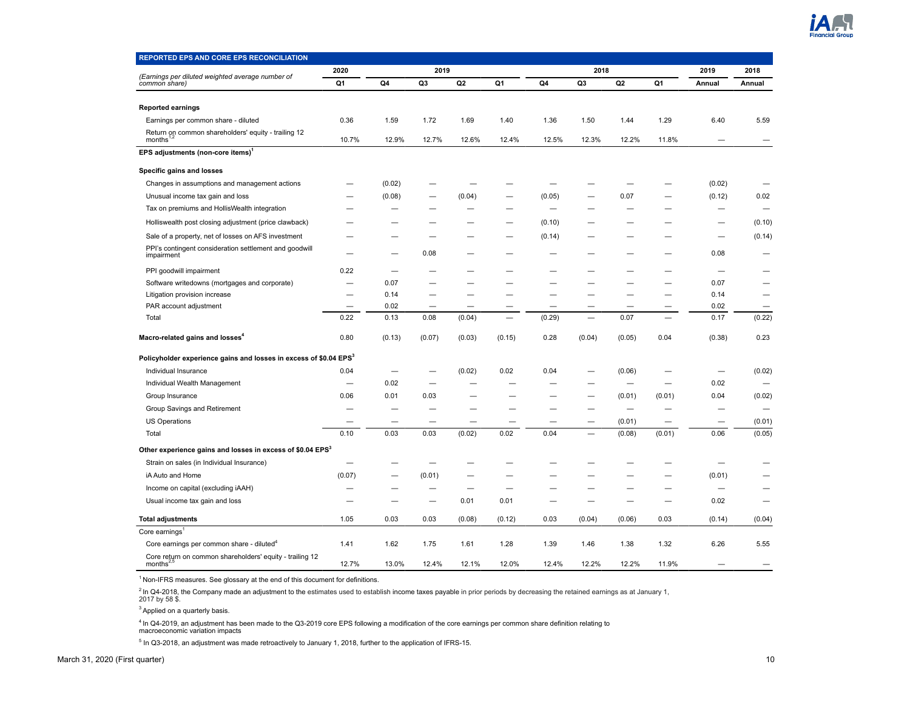## REPORTED EPS AND CORE EPS RECONCILIATION

| *(Earnings per diluted weighted average number of common share)* | 2020 Q1 | 2019 Q4 | 2019 Q3 | 2019 Q2 | 2019 Q1 | 2018 Q4 | 2018 Q3 | 2018 Q2 | 2018 Q1 | 2019 Annual | 2018 Annual |
|---|---|---|---|---|---|---|---|---|---|---|---|
| **Reported earnings** | | | | | | | | | | | |
| Earnings per common share - diluted | 0.36 | 1.59 | 1.72 | 1.69 | 1.40 | 1.36 | 1.50 | 1.44 | 1.29 | 6.40 | 5.59 |
| Return on common shareholders' equity - trailing 12 months[1,2] | 10.7% | 12.9% | 12.7% | 12.6% | 12.4% | 12.5% | 12.3% | 12.2% | 11.8% | — | — |
| **EPS adjustments (non-core items)[1]** | | | | | | | | | | | |
| **Specific gains and losses** | | | | | | | | | | | |
| Changes in assumptions and management actions | — | (0.02) | — | — | — | — | — | — | — | (0.02) | — |
| Unusual income tax gain and loss | — | (0.08) | — | (0.04) | — | (0.05) | — | 0.07 | — | (0.12) | 0.02 |
| Tax on premiums and HollisWealth integration | — | — | — | — | — | — | — | — | — | — | — |
| Holliswealth post closing adjustment (price clawback) | — | — | — | — | — | (0.10) | — | — | — | — | (0.10) |
| Sale of a property, net of losses on AFS investment | — | — | — | — | — | (0.14) | — | — | — | — | (0.14) |
| PPI's contingent consideration settlement and goodwill impairment | — | — | 0.08 | — | — | — | — | — | — | 0.08 | — |
| PPI goodwill impairment | 0.22 | — | — | — | — | — | — | — | — | — | — |
| Software writedowns (mortgages and corporate) | — | 0.07 | — | — | — | — | — | — | — | 0.07 | — |
| Litigation provision increase | — | 0.14 | — | — | — | — | — | — | — | 0.14 | — |
| PAR account adjustment | — | 0.02 | — | — | — | — | — | — | — | 0.02 | — |
| Total | 0.22 | 0.13 | 0.08 | (0.04) | — | (0.29) | — | 0.07 | — | 0.17 | (0.22) |
| **Macro-related gains and losses[4]** | 0.80 | (0.13) | (0.07) | (0.03) | (0.15) | 0.28 | (0.04) | (0.05) | 0.04 | (0.38) | 0.23 |
| **Policyholder experience gains and losses in excess of $0.04 EPS[3]** | | | | | | | | | | | |
| Individual Insurance | 0.04 | — | — | (0.02) | 0.02 | 0.04 | — | (0.06) | — | — | (0.02) |
| Individual Wealth Management | — | 0.02 | — | — | — | — | — | — | — | 0.02 | — |
| Group Insurance | 0.06 | 0.01 | 0.03 | — | — | — | — | (0.01) | (0.01) | 0.04 | (0.02) |
| Group Savings and Retirement | — | — | — | — | — | — | — | — | — | — | — |
| US Operations | — | — | — | — | — | — | — | (0.01) | — | — | (0.01) |
| Total | 0.10 | 0.03 | 0.03 | (0.02) | 0.02 | 0.04 | — | (0.08) | (0.01) | 0.06 | (0.05) |
| **Other experience gains and losses in excess of $0.04 EPS[3]** | | | | | | | | | | | |
| Strain on sales (in Individual Insurance) | — | — | — | — | — | — | — | — | — | — | — |
| iA Auto and Home | (0.07) | — | (0.01) | — | — | — | — | — | — | (0.01) | — |
| Income on capital (excluding iAAH) | — | — | — | — | — | — | — | — | — | — | — |
| Usual income tax gain and loss | — | — | — | 0.01 | 0.01 | — | — | — | — | 0.02 | — |
| **Total adjustments** | 1.05 | 0.03 | 0.03 | (0.08) | (0.12) | 0.03 | (0.04) | (0.06) | 0.03 | (0.14) | (0.04) |
| Core earnings[1] | | | | | | | | | | | |
| Core earnings per common share - diluted[4] | 1.41 | 1.62 | 1.75 | 1.61 | 1.28 | 1.39 | 1.46 | 1.38 | 1.32 | 6.26 | 5.55 |
| Core return on common shareholders' equity - trailing 12 months[2,5] | 12.7% | 13.0% | 12.4% | 12.1% | 12.0% | 12.4% | 12.2% | 12.2% | 11.9% | — | — |

[1] Non-IFRS measures. See glossary at the end of this document for definitions.

[2] In Q4-2018, the Company made an adjustment to the estimates used to establish income taxes payable in prior periods by decreasing the retained earnings as at January 1, 2017 by 58 $.

[3] Applied on a quarterly basis.

[4] In Q4-2019, an adjustment has been made to the Q3-2019 core EPS following a modification of the core earnings per common share definition relating to macroeconomic variation impacts

[5] In Q3-2018, an adjustment was made retroactively to January 1, 2018, further to the application of IFRS-15.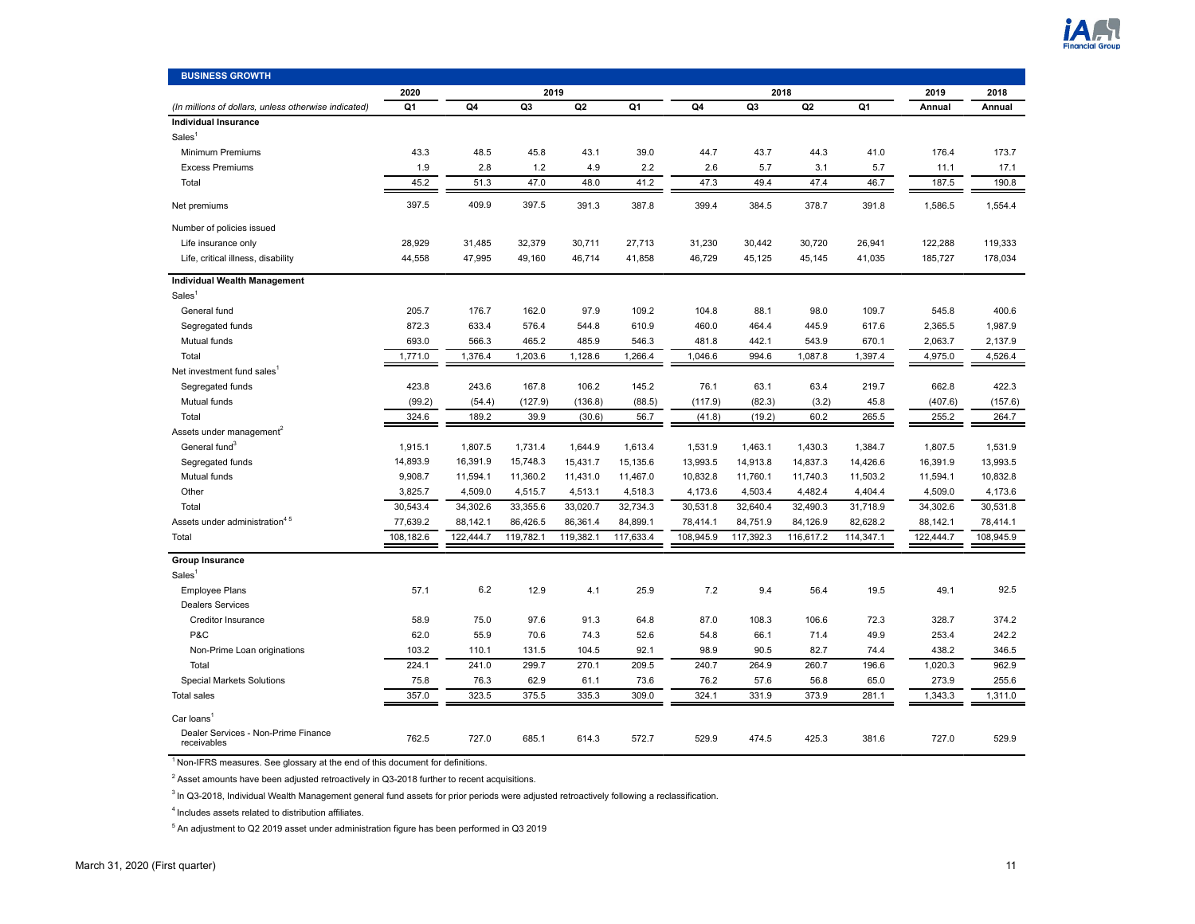## BUSINESS GROWTH

| (In millions of dollars, unless otherwise indicated) | 2020 Q1 | 2019 Q4 | 2019 Q3 | 2019 Q2 | 2019 Q1 | 2018 Q4 | 2018 Q3 | 2018 Q2 | 2018 Q1 | 2019 Annual | 2018 Annual |
|---|---|---|---|---|---|---|---|---|---|---|---|
| **Individual Insurance** | | | | | | | | | | | |
| Sales[1] | | | | | | | | | | | |
| Minimum Premiums | 43.3 | 48.5 | 45.8 | 43.1 | 39.0 | 44.7 | 43.7 | 44.3 | 41.0 | 176.4 | 173.7 |
| Excess Premiums | 1.9 | 2.8 | 1.2 | 4.9 | 2.2 | 2.6 | 5.7 | 3.1 | 5.7 | 11.1 | 17.1 |
| Total | 45.2 | 51.3 | 47.0 | 48.0 | 41.2 | 47.3 | 49.4 | 47.4 | 46.7 | 187.5 | 190.8 |
| Net premiums | 397.5 | 409.9 | 397.5 | 391.3 | 387.8 | 399.4 | 384.5 | 378.7 | 391.8 | 1,586.5 | 1,554.4 |
| Number of policies issued | | | | | | | | | | | |
| Life insurance only | 28,929 | 31,485 | 32,379 | 30,711 | 27,713 | 31,230 | 30,442 | 30,720 | 26,941 | 122,288 | 119,333 |
| Life, critical illness, disability | 44,558 | 47,995 | 49,160 | 46,714 | 41,858 | 46,729 | 45,125 | 45,145 | 41,035 | 185,727 | 178,034 |
| **Individual Wealth Management** | | | | | | | | | | | |
| Sales[1] | | | | | | | | | | | |
| General fund | 205.7 | 176.7 | 162.0 | 97.9 | 109.2 | 104.8 | 88.1 | 98.0 | 109.7 | 545.8 | 400.6 |
| Segregated funds | 872.3 | 633.4 | 576.4 | 544.8 | 610.9 | 460.0 | 464.4 | 445.9 | 617.6 | 2,365.5 | 1,987.9 |
| Mutual funds | 693.0 | 566.3 | 465.2 | 485.9 | 546.3 | 481.8 | 442.1 | 543.9 | 670.1 | 2,063.7 | 2,137.9 |
| Total | 1,771.0 | 1,376.4 | 1,203.6 | 1,128.6 | 1,266.4 | 1,046.6 | 994.6 | 1,087.8 | 1,397.4 | 4,975.0 | 4,526.4 |
| Net investment fund sales[1] | | | | | | | | | | | |
| Segregated funds | 423.8 | 243.6 | 167.8 | 106.2 | 145.2 | 76.1 | 63.1 | 63.4 | 219.7 | 662.8 | 422.3 |
| Mutual funds | (99.2) | (54.4) | (127.9) | (136.8) | (88.5) | (117.9) | (82.3) | (3.2) | 45.8 | (407.6) | (157.6) |
| Total | 324.6 | 189.2 | 39.9 | (30.6) | 56.7 | (41.8) | (19.2) | 60.2 | 265.5 | 255.2 | 264.7 |
| Assets under management[2] | | | | | | | | | | | |
| General fund[3] | 1,915.1 | 1,807.5 | 1,731.4 | 1,644.9 | 1,613.4 | 1,531.9 | 1,463.1 | 1,430.3 | 1,384.7 | 1,807.5 | 1,531.9 |
| Segregated funds | 14,893.9 | 16,391.9 | 15,748.3 | 15,431.7 | 15,135.6 | 13,993.5 | 14,913.8 | 14,837.3 | 14,426.6 | 16,391.9 | 13,993.5 |
| Mutual funds | 9,908.7 | 11,594.1 | 11,360.2 | 11,431.0 | 11,467.0 | 10,832.8 | 11,760.1 | 11,740.3 | 11,503.2 | 11,594.1 | 10,832.8 |
| Other | 3,825.7 | 4,509.0 | 4,515.7 | 4,513.1 | 4,518.3 | 4,173.6 | 4,503.4 | 4,482.4 | 4,404.4 | 4,509.0 | 4,173.6 |
| Total | 30,543.4 | 34,302.6 | 33,355.6 | 33,020.7 | 32,734.3 | 30,531.8 | 32,640.4 | 32,490.3 | 31,718.9 | 34,302.6 | 30,531.8 |
| Assets under administration[4,5] | 77,639.2 | 88,142.1 | 86,426.5 | 86,361.4 | 84,899.1 | 78,414.1 | 84,751.9 | 84,126.9 | 82,628.2 | 88,142.1 | 78,414.1 |
| Total | 108,182.6 | 122,444.7 | 119,782.1 | 119,382.1 | 117,633.4 | 108,945.9 | 117,392.3 | 116,617.2 | 114,347.1 | 122,444.7 | 108,945.9 |
| **Group Insurance** | | | | | | | | | | | |
| Sales[1] | | | | | | | | | | | |
| Employee Plans | 57.1 | 6.2 | 12.9 | 4.1 | 25.9 | 7.2 | 9.4 | 56.4 | 19.5 | 49.1 | 92.5 |
| Dealers Services | | | | | | | | | | | |
| Creditor Insurance | 58.9 | 75.0 | 97.6 | 91.3 | 64.8 | 87.0 | 108.3 | 106.6 | 72.3 | 328.7 | 374.2 |
| P&C | 62.0 | 55.9 | 70.6 | 74.3 | 52.6 | 54.8 | 66.1 | 71.4 | 49.9 | 253.4 | 242.2 |
| Non-Prime Loan originations | 103.2 | 110.1 | 131.5 | 104.5 | 92.1 | 98.9 | 90.5 | 82.7 | 74.4 | 438.2 | 346.5 |
| Total | 224.1 | 241.0 | 299.7 | 270.1 | 209.5 | 240.7 | 264.9 | 260.7 | 196.6 | 1,020.3 | 962.9 |
| Special Markets Solutions | 75.8 | 76.3 | 62.9 | 61.1 | 73.6 | 76.2 | 57.6 | 56.8 | 65.0 | 273.9 | 255.6 |
| Total sales | 357.0 | 323.5 | 375.5 | 335.3 | 309.0 | 324.1 | 331.9 | 373.9 | 281.1 | 1,343.3 | 1,311.0 |
| Car loans[1] | | | | | | | | | | | |
| Dealer Services - Non-Prime Finance receivables | 762.5 | 727.0 | 685.1 | 614.3 | 572.7 | 529.9 | 474.5 | 425.3 | 381.6 | 727.0 | 529.9 |

[1] Non-IFRS measures. See glossary at the end of this document for definitions.

[2] Asset amounts have been adjusted retroactively in Q3-2018 further to recent acquisitions.

[3] In Q3-2018, Individual Wealth Management general fund assets for prior periods were adjusted retroactively following a reclassification.

[4] Includes assets related to distribution affiliates.

[5] An adjustment to Q2 2019 asset under administration figure has been performed in Q3 2019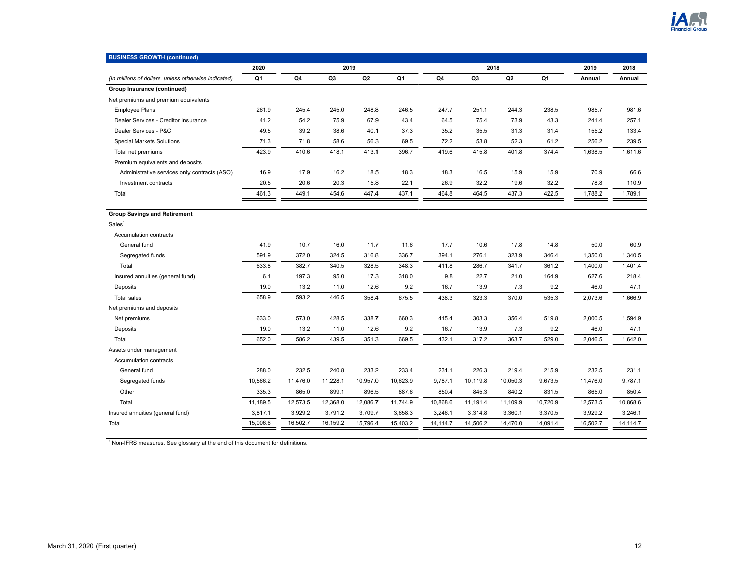| BUSINESS GROWTH (continued) | 2020 | 2019 | | | | 2018 | | | | 2019 | 2018 |
|---|---|---|---|---|---|---|---|---|---|---|---|
| *(In millions of dollars, unless otherwise indicated)* | Q1 | Q4 | Q3 | Q2 | Q1 | Q4 | Q3 | Q2 | Q1 | Annual | Annual |
| **Group Insurance (continued)** | | | | | | | | | | | |
| Net premiums and premium equivalents | | | | | | | | | | | |
| Employee Plans | 261.9 | 245.4 | 245.0 | 248.8 | 246.5 | 247.7 | 251.1 | 244.3 | 238.5 | 985.7 | 981.6 |
| Dealer Services - Creditor Insurance | 41.2 | 54.2 | 75.9 | 67.9 | 43.4 | 64.5 | 75.4 | 73.9 | 43.3 | 241.4 | 257.1 |
| Dealer Services - P&C | 49.5 | 39.2 | 38.6 | 40.1 | 37.3 | 35.2 | 35.5 | 31.3 | 31.4 | 155.2 | 133.4 |
| Special Markets Solutions | 71.3 | 71.8 | 58.6 | 56.3 | 69.5 | 72.2 | 53.8 | 52.3 | 61.2 | 256.2 | 239.5 |
| Total net premiums | 423.9 | 410.6 | 418.1 | 413.1 | 396.7 | 419.6 | 415.8 | 401.8 | 374.4 | 1,638.5 | 1,611.6 |
| Premium equivalents and deposits | | | | | | | | | | | |
| Administrative services only contracts (ASO) | 16.9 | 17.9 | 16.2 | 18.5 | 18.3 | 18.3 | 16.5 | 15.9 | 15.9 | 70.9 | 66.6 |
| Investment contracts | 20.5 | 20.6 | 20.3 | 15.8 | 22.1 | 26.9 | 32.2 | 19.6 | 32.2 | 78.8 | 110.9 |
| Total | 461.3 | 449.1 | 454.6 | 447.4 | 437.1 | 464.8 | 464.5 | 437.3 | 422.5 | 1,788.2 | 1,789.1 |
| **Group Savings and Retirement** | | | | | | | | | | | |
| Sales[1] | | | | | | | | | | | |
| Accumulation contracts | | | | | | | | | | | |
| General fund | 41.9 | 10.7 | 16.0 | 11.7 | 11.6 | 17.7 | 10.6 | 17.8 | 14.8 | 50.0 | 60.9 |
| Segregated funds | 591.9 | 372.0 | 324.5 | 316.8 | 336.7 | 394.1 | 276.1 | 323.9 | 346.4 | 1,350.0 | 1,340.5 |
| Total | 633.8 | 382.7 | 340.5 | 328.5 | 348.3 | 411.8 | 286.7 | 341.7 | 361.2 | 1,400.0 | 1,401.4 |
| Insured annuities (general fund) | 6.1 | 197.3 | 95.0 | 17.3 | 318.0 | 9.8 | 22.7 | 21.0 | 164.9 | 627.6 | 218.4 |
| Deposits | 19.0 | 13.2 | 11.0 | 12.6 | 9.2 | 16.7 | 13.9 | 7.3 | 9.2 | 46.0 | 47.1 |
| Total sales | 658.9 | 593.2 | 446.5 | 358.4 | 675.5 | 438.3 | 323.3 | 370.0 | 535.3 | 2,073.6 | 1,666.9 |
| Net premiums and deposits | | | | | | | | | | | |
| Net premiums | 633.0 | 573.0 | 428.5 | 338.7 | 660.3 | 415.4 | 303.3 | 356.4 | 519.8 | 2,000.5 | 1,594.9 |
| Deposits | 19.0 | 13.2 | 11.0 | 12.6 | 9.2 | 16.7 | 13.9 | 7.3 | 9.2 | 46.0 | 47.1 |
| Total | 652.0 | 586.2 | 439.5 | 351.3 | 669.5 | 432.1 | 317.2 | 363.7 | 529.0 | 2,046.5 | 1,642.0 |
| Assets under management | | | | | | | | | | | |
| Accumulation contracts | | | | | | | | | | | |
| General fund | 288.0 | 232.5 | 240.8 | 233.2 | 233.4 | 231.1 | 226.3 | 219.4 | 215.9 | 232.5 | 231.1 |
| Segregated funds | 10,566.2 | 11,476.0 | 11,228.1 | 10,957.0 | 10,623.9 | 9,787.1 | 10,119.8 | 10,050.3 | 9,673.5 | 11,476.0 | 9,787.1 |
| Other | 335.3 | 865.0 | 899.1 | 896.5 | 887.6 | 850.4 | 845.3 | 840.2 | 831.5 | 865.0 | 850.4 |
| Total | 11,189.5 | 12,573.5 | 12,368.0 | 12,086.7 | 11,744.9 | 10,868.6 | 11,191.4 | 11,109.9 | 10,720.9 | 12,573.5 | 10,868.6 |
| Insured annuities (general fund) | 3,817.1 | 3,929.2 | 3,791.2 | 3,709.7 | 3,658.3 | 3,246.1 | 3,314.8 | 3,360.1 | 3,370.5 | 3,929.2 | 3,246.1 |
| Total | 15,006.6 | 16,502.7 | 16,159.2 | 15,796.4 | 15,403.2 | 14,114.7 | 14,506.2 | 14,470.0 | 14,091.4 | 16,502.7 | 14,114.7 |

[1] Non-IFRS measures. See glossary at the end of this document for definitions.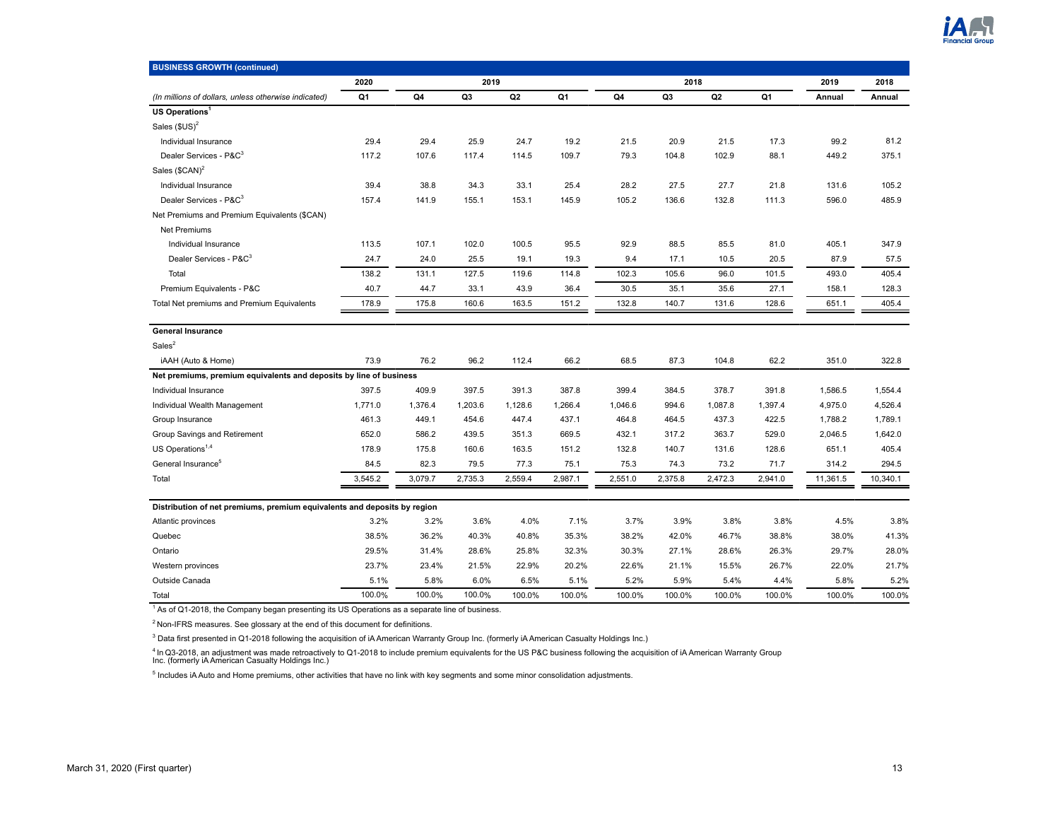**BUSINESS GROWTH (continued)**

| | 2020 | 2019 | | | | 2018 | | | | 2019 | 2018 |
|---|---|---|---|---|---|---|---|---|---|---|---|
| *(In millions of dollars, unless otherwise indicated)* | Q1 | Q4 | Q3 | Q2 | Q1 | Q4 | Q3 | Q2 | Q1 | Annual | Annual |
| **US Operations**[1] | | | | | | | | | | | |
| Sales ($US)[2] | | | | | | | | | | | |
| Individual Insurance | 29.4 | 29.4 | 25.9 | 24.7 | 19.2 | 21.5 | 20.9 | 21.5 | 17.3 | 99.2 | 81.2 |
| Dealer Services - P&C[3] | 117.2 | 107.6 | 117.4 | 114.5 | 109.7 | 79.3 | 104.8 | 102.9 | 88.1 | 449.2 | 375.1 |
| Sales ($CAN)[2] | | | | | | | | | | | |
| Individual Insurance | 39.4 | 38.8 | 34.3 | 33.1 | 25.4 | 28.2 | 27.5 | 27.7 | 21.8 | 131.6 | 105.2 |
| Dealer Services - P&C[3] | 157.4 | 141.9 | 155.1 | 153.1 | 145.9 | 105.2 | 136.6 | 132.8 | 111.3 | 596.0 | 485.9 |
| Net Premiums and Premium Equivalents ($CAN) | | | | | | | | | | | |
| Net Premiums | | | | | | | | | | | |
| Individual Insurance | 113.5 | 107.1 | 102.0 | 100.5 | 95.5 | 92.9 | 88.5 | 85.5 | 81.0 | 405.1 | 347.9 |
| Dealer Services - P&C[3] | 24.7 | 24.0 | 25.5 | 19.1 | 19.3 | 9.4 | 17.1 | 10.5 | 20.5 | 87.9 | 57.5 |
| Total | 138.2 | 131.1 | 127.5 | 119.6 | 114.8 | 102.3 | 105.6 | 96.0 | 101.5 | 493.0 | 405.4 |
| Premium Equivalents - P&C | 40.7 | 44.7 | 33.1 | 43.9 | 36.4 | 30.5 | 35.1 | 35.6 | 27.1 | 158.1 | 128.3 |
| Total Net premiums and Premium Equivalents | 178.9 | 175.8 | 160.6 | 163.5 | 151.2 | 132.8 | 140.7 | 131.6 | 128.6 | 651.1 | 405.4 |
| **General Insurance** | | | | | | | | | | | |
| Sales[2] | | | | | | | | | | | |
| iAAH (Auto & Home) | 73.9 | 76.2 | 96.2 | 112.4 | 66.2 | 68.5 | 87.3 | 104.8 | 62.2 | 351.0 | 322.8 |
| **Net premiums, premium equivalents and deposits by line of business** | | | | | | | | | | | |
| Individual Insurance | 397.5 | 409.9 | 397.5 | 391.3 | 387.8 | 399.4 | 384.5 | 378.7 | 391.8 | 1,586.5 | 1,554.4 |
| Individual Wealth Management | 1,771.0 | 1,376.4 | 1,203.6 | 1,128.6 | 1,266.4 | 1,046.6 | 994.6 | 1,087.8 | 1,397.4 | 4,975.0 | 4,526.4 |
| Group Insurance | 461.3 | 449.1 | 454.6 | 447.4 | 437.1 | 464.8 | 464.5 | 437.3 | 422.5 | 1,788.2 | 1,789.1 |
| Group Savings and Retirement | 652.0 | 586.2 | 439.5 | 351.3 | 669.5 | 432.1 | 317.2 | 363.7 | 529.0 | 2,046.5 | 1,642.0 |
| US Operations[1,4] | 178.9 | 175.8 | 160.6 | 163.5 | 151.2 | 132.8 | 140.7 | 131.6 | 128.6 | 651.1 | 405.4 |
| General Insurance[5] | 84.5 | 82.3 | 79.5 | 77.3 | 75.1 | 75.3 | 74.3 | 73.2 | 71.7 | 314.2 | 294.5 |
| Total | 3,545.2 | 3,079.7 | 2,735.3 | 2,559.4 | 2,987.1 | 2,551.0 | 2,375.8 | 2,472.3 | 2,941.0 | 11,361.5 | 10,340.1 |
| **Distribution of net premiums, premium equivalents and deposits by region** | | | | | | | | | | | |
| Atlantic provinces | 3.2% | 3.2% | 3.6% | 4.0% | 7.1% | 3.7% | 3.9% | 3.8% | 3.8% | 4.5% | 3.8% |
| Quebec | 38.5% | 36.2% | 40.3% | 40.8% | 35.3% | 38.2% | 42.0% | 46.7% | 38.8% | 38.0% | 41.3% |
| Ontario | 29.5% | 31.4% | 28.6% | 25.8% | 32.3% | 30.3% | 27.1% | 28.6% | 26.3% | 29.7% | 28.0% |
| Western provinces | 23.7% | 23.4% | 21.5% | 22.9% | 20.2% | 22.6% | 21.1% | 15.5% | 26.7% | 22.0% | 21.7% |
| Outside Canada | 5.1% | 5.8% | 6.0% | 6.5% | 5.1% | 5.2% | 5.9% | 5.4% | 4.4% | 5.8% | 5.2% |
| Total | 100.0% | 100.0% | 100.0% | 100.0% | 100.0% | 100.0% | 100.0% | 100.0% | 100.0% | 100.0% | 100.0% |

[1] As of Q1-2018, the Company began presenting its US Operations as a separate line of business.

[2] Non-IFRS measures. See glossary at the end of this document for definitions.

[3] Data first presented in Q1-2018 following the acquisition of iA American Warranty Group Inc. (formerly iA American Casualty Holdings Inc.)

[4] In Q3-2018, an adjustment was made retroactively to Q1-2018 to include premium equivalents for the US P&C business following the acquisition of iA American Warranty Group Inc. (formerly iA American Casualty Holdings Inc.)

[5] Includes iA Auto and Home premiums, other activities that have no link with key segments and some minor consolidation adjustments.

March 31, 2020 (First quarter)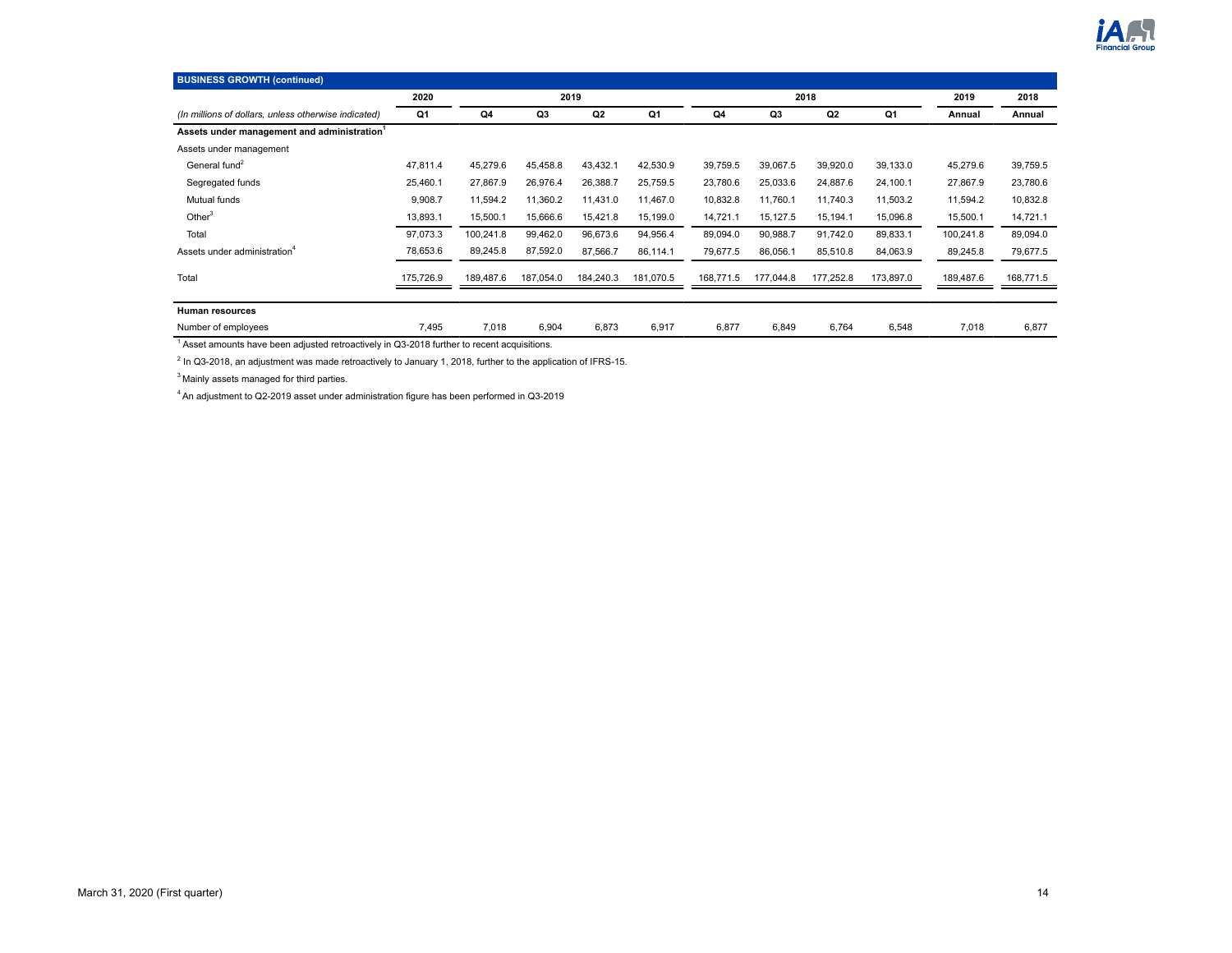## BUSINESS GROWTH (continued)

| | 2020 | 2019 | | | | 2018 | | | | 2019 | 2018 |
|---|---|---|---|---|---|---|---|---|---|---|---|
| *(In millions of dollars, unless otherwise indicated)* | Q1 | Q4 | Q3 | Q2 | Q1 | Q4 | Q3 | Q2 | Q1 | Annual | Annual |
| **Assets under management and administration**[1] | | | | | | | | | | | |
| Assets under management | | | | | | | | | | | |
| General fund[2] | 47,811.4 | 45,279.6 | 45,458.8 | 43,432.1 | 42,530.9 | 39,759.5 | 39,067.5 | 39,920.0 | 39,133.0 | 45,279.6 | 39,759.5 |
| Segregated funds | 25,460.1 | 27,867.9 | 26,976.4 | 26,388.7 | 25,759.5 | 23,780.6 | 25,033.6 | 24,887.6 | 24,100.1 | 27,867.9 | 23,780.6 |
| Mutual funds | 9,908.7 | 11,594.2 | 11,360.2 | 11,431.0 | 11,467.0 | 10,832.8 | 11,760.1 | 11,740.3 | 11,503.2 | 11,594.2 | 10,832.8 |
| Other[3] | 13,893.1 | 15,500.1 | 15,666.6 | 15,421.8 | 15,199.0 | 14,721.1 | 15,127.5 | 15,194.1 | 15,096.8 | 15,500.1 | 14,721.1 |
| Total | 97,073.3 | 100,241.8 | 99,462.0 | 96,673.6 | 94,956.4 | 89,094.0 | 90,988.7 | 91,742.0 | 89,833.1 | 100,241.8 | 89,094.0 |
| Assets under administration[4] | 78,653.6 | 89,245.8 | 87,592.0 | 87,566.7 | 86,114.1 | 79,677.5 | 86,056.1 | 85,510.8 | 84,063.9 | 89,245.8 | 79,677.5 |
| Total | 175,726.9 | 189,487.6 | 187,054.0 | 184,240.3 | 181,070.5 | 168,771.5 | 177,044.8 | 177,252.8 | 173,897.0 | 189,487.6 | 168,771.5 |
| **Human resources** | | | | | | | | | | | |
| Number of employees | 7,495 | 7,018 | 6,904 | 6,873 | 6,917 | 6,877 | 6,849 | 6,764 | 6,548 | 7,018 | 6,877 |

[1] Asset amounts have been adjusted retroactively in Q3-2018 further to recent acquisitions.

[2] In Q3-2018, an adjustment was made retroactively to January 1, 2018, further to the application of IFRS-15.

[3] Mainly assets managed for third parties.

[4] An adjustment to Q2-2019 asset under administration figure has been performed in Q3-2019

March 31, 2020 (First quarter)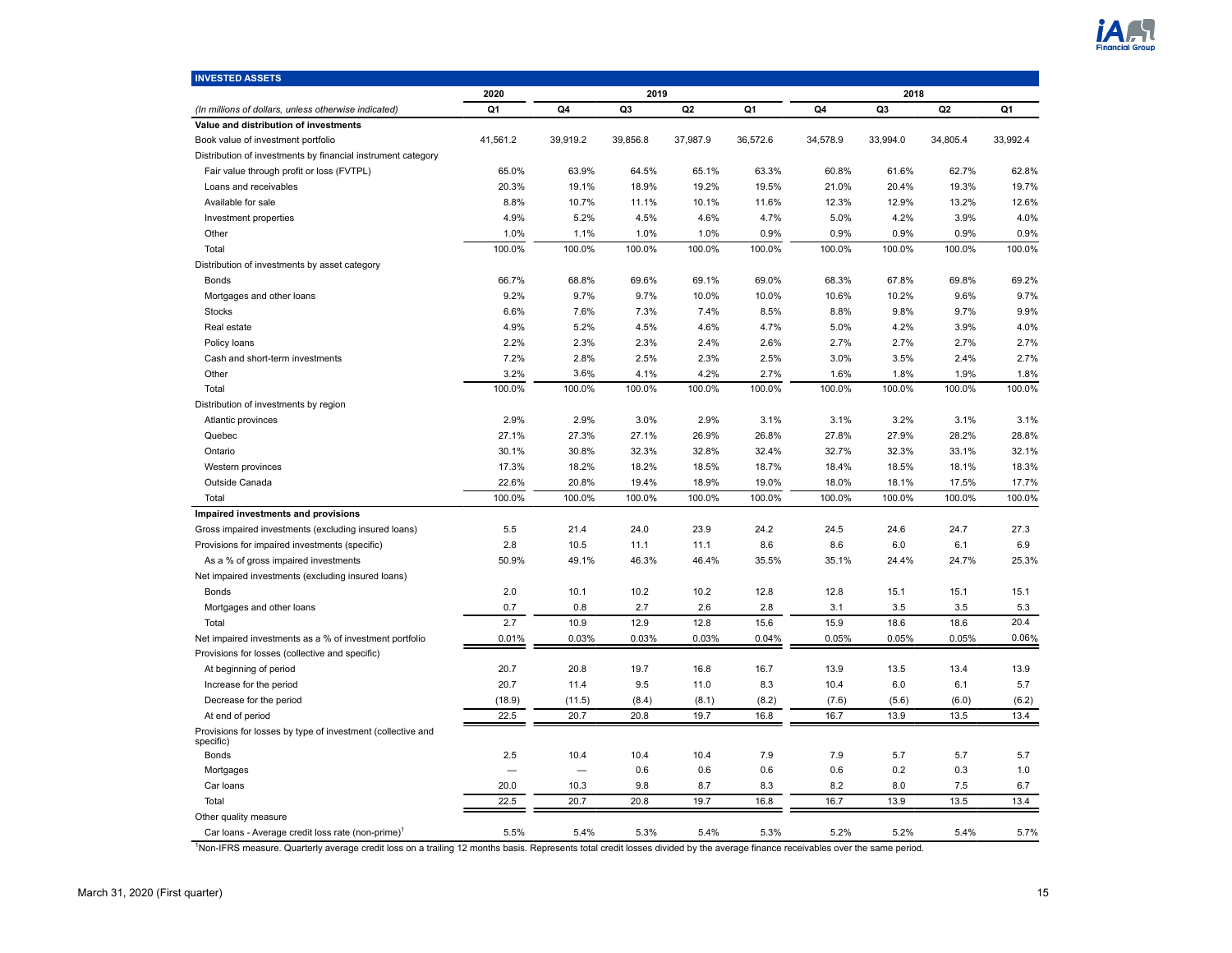## INVESTED ASSETS

| (In millions of dollars, unless otherwise indicated) | 2020 Q1 | 2019 Q4 | 2019 Q3 | 2019 Q2 | 2019 Q1 | 2018 Q4 | 2018 Q3 | 2018 Q2 | 2018 Q1 |
|---|---|---|---|---|---|---|---|---|---|
| **Value and distribution of investments** | | | | | | | | | |
| Book value of investment portfolio | 41,561.2 | 39,919.2 | 39,856.8 | 37,987.9 | 36,572.6 | 34,578.9 | 33,994.0 | 34,805.4 | 33,992.4 |
| Distribution of investments by financial instrument category | | | | | | | | | |
| Fair value through profit or loss (FVTPL) | 65.0% | 63.9% | 64.5% | 65.1% | 63.3% | 60.8% | 61.6% | 62.7% | 62.8% |
| Loans and receivables | 20.3% | 19.1% | 18.9% | 19.2% | 19.5% | 21.0% | 20.4% | 19.3% | 19.7% |
| Available for sale | 8.8% | 10.7% | 11.1% | 10.1% | 11.6% | 12.3% | 12.9% | 13.2% | 12.6% |
| Investment properties | 4.9% | 5.2% | 4.5% | 4.6% | 4.7% | 5.0% | 4.2% | 3.9% | 4.0% |
| Other | 1.0% | 1.1% | 1.0% | 1.0% | 0.9% | 0.9% | 0.9% | 0.9% | 0.9% |
| Total | 100.0% | 100.0% | 100.0% | 100.0% | 100.0% | 100.0% | 100.0% | 100.0% | 100.0% |
| Distribution of investments by asset category | | | | | | | | | |
| Bonds | 66.7% | 68.8% | 69.6% | 69.1% | 69.0% | 68.3% | 67.8% | 69.8% | 69.2% |
| Mortgages and other loans | 9.2% | 9.7% | 9.7% | 10.0% | 10.0% | 10.6% | 10.2% | 9.6% | 9.7% |
| Stocks | 6.6% | 7.6% | 7.3% | 7.4% | 8.5% | 8.8% | 9.8% | 9.7% | 9.9% |
| Real estate | 4.9% | 5.2% | 4.5% | 4.6% | 4.7% | 5.0% | 4.2% | 3.9% | 4.0% |
| Policy loans | 2.2% | 2.3% | 2.3% | 2.4% | 2.6% | 2.7% | 2.7% | 2.7% | 2.7% |
| Cash and short-term investments | 7.2% | 2.8% | 2.5% | 2.3% | 2.5% | 3.0% | 3.5% | 2.4% | 2.7% |
| Other | 3.2% | 3.6% | 4.1% | 4.2% | 2.7% | 1.6% | 1.8% | 1.9% | 1.8% |
| Total | 100.0% | 100.0% | 100.0% | 100.0% | 100.0% | 100.0% | 100.0% | 100.0% | 100.0% |
| Distribution of investments by region | | | | | | | | | |
| Atlantic provinces | 2.9% | 2.9% | 3.0% | 2.9% | 3.1% | 3.1% | 3.2% | 3.1% | 3.1% |
| Quebec | 27.1% | 27.3% | 27.1% | 26.9% | 26.8% | 27.8% | 27.9% | 28.2% | 28.8% |
| Ontario | 30.1% | 30.8% | 32.3% | 32.8% | 32.4% | 32.7% | 32.3% | 33.1% | 32.1% |
| Western provinces | 17.3% | 18.2% | 18.2% | 18.5% | 18.7% | 18.4% | 18.5% | 18.1% | 18.3% |
| Outside Canada | 22.6% | 20.8% | 19.4% | 18.9% | 19.0% | 18.0% | 18.1% | 17.5% | 17.7% |
| Total | 100.0% | 100.0% | 100.0% | 100.0% | 100.0% | 100.0% | 100.0% | 100.0% | 100.0% |
| **Impaired investments and provisions** | | | | | | | | | |
| Gross impaired investments (excluding insured loans) | 5.5 | 21.4 | 24.0 | 23.9 | 24.2 | 24.5 | 24.6 | 24.7 | 27.3 |
| Provisions for impaired investments (specific) | 2.8 | 10.5 | 11.1 | 11.1 | 8.6 | 8.6 | 6.0 | 6.1 | 6.9 |
| As a % of gross impaired investments | 50.9% | 49.1% | 46.3% | 46.4% | 35.5% | 35.1% | 24.4% | 24.7% | 25.3% |
| Net impaired investments (excluding insured loans) | | | | | | | | | |
| Bonds | 2.0 | 10.1 | 10.2 | 10.2 | 12.8 | 12.8 | 15.1 | 15.1 | 15.1 |
| Mortgages and other loans | 0.7 | 0.8 | 2.7 | 2.6 | 2.8 | 3.1 | 3.5 | 3.5 | 5.3 |
| Total | 2.7 | 10.9 | 12.9 | 12.8 | 15.6 | 15.9 | 18.6 | 18.6 | 20.4 |
| Net impaired investments as a % of investment portfolio | 0.01% | 0.03% | 0.03% | 0.03% | 0.04% | 0.05% | 0.05% | 0.05% | 0.06% |
| Provisions for losses (collective and specific) | | | | | | | | | |
| At beginning of period | 20.7 | 20.8 | 19.7 | 16.8 | 16.7 | 13.9 | 13.5 | 13.4 | 13.9 |
| Increase for the period | 20.7 | 11.4 | 9.5 | 11.0 | 8.3 | 10.4 | 6.0 | 6.1 | 5.7 |
| Decrease for the period | (18.9) | (11.5) | (8.4) | (8.1) | (8.2) | (7.6) | (5.6) | (6.0) | (6.2) |
| At end of period | 22.5 | 20.7 | 20.8 | 19.7 | 16.8 | 16.7 | 13.9 | 13.5 | 13.4 |
| Provisions for losses by type of investment (collective and specific) | | | | | | | | | |
| Bonds | 2.5 | 10.4 | 10.4 | 10.4 | 7.9 | 7.9 | 5.7 | 5.7 | 5.7 |
| Mortgages | — | — | 0.6 | 0.6 | 0.6 | 0.6 | 0.2 | 0.3 | 1.0 |
| Car loans | 20.0 | 10.3 | 9.8 | 8.7 | 8.3 | 8.2 | 8.0 | 7.5 | 6.7 |
| Total | 22.5 | 20.7 | 20.8 | 19.7 | 16.8 | 16.7 | 13.9 | 13.5 | 13.4 |
| Other quality measure | | | | | | | | | |
| Car loans - Average credit loss rate (non-prime)[1] | 5.5% | 5.4% | 5.3% | 5.4% | 5.3% | 5.2% | 5.2% | 5.4% | 5.7% |

[1]Non-IFRS measure. Quarterly average credit loss on a trailing 12 months basis. Represents total credit losses divided by the average finance receivables over the same period.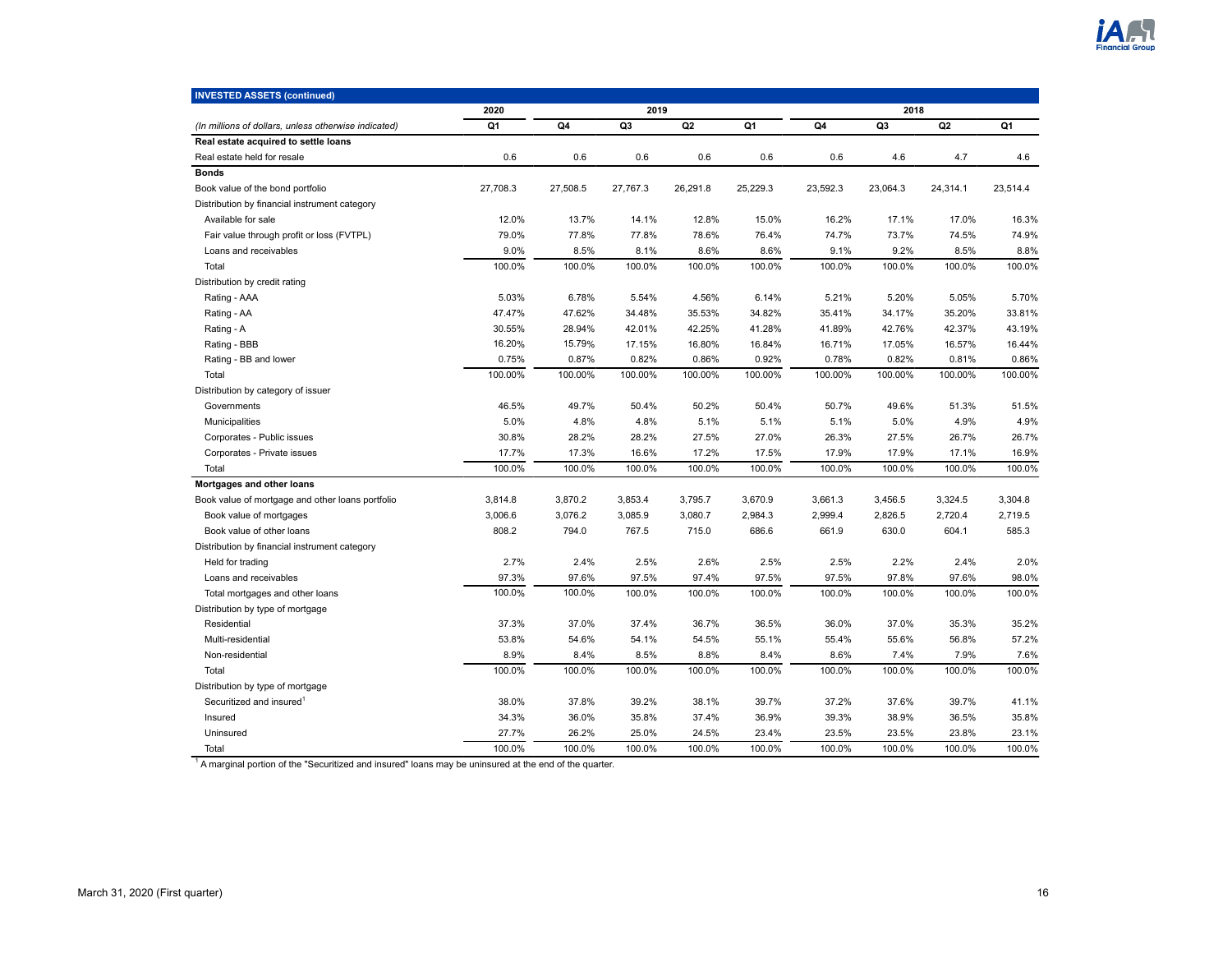| INVESTED ASSETS (continued) | 2020 | 2019 | | | | 2018 | | | |
|---|---|---|---|---|---|---|---|---|---|
| *(In millions of dollars, unless otherwise indicated)* | Q1 | Q4 | Q3 | Q2 | Q1 | Q4 | Q3 | Q2 | Q1 |
| **Real estate acquired to settle loans** | | | | | | | | | |
| Real estate held for resale | 0.6 | 0.6 | 0.6 | 0.6 | 0.6 | 0.6 | 4.6 | 4.7 | 4.6 |
| **Bonds** | | | | | | | | | |
| Book value of the bond portfolio | 27,708.3 | 27,508.5 | 27,767.3 | 26,291.8 | 25,229.3 | 23,592.3 | 23,064.3 | 24,314.1 | 23,514.4 |
| Distribution by financial instrument category | | | | | | | | | |
| Available for sale | 12.0% | 13.7% | 14.1% | 12.8% | 15.0% | 16.2% | 17.1% | 17.0% | 16.3% |
| Fair value through profit or loss (FVTPL) | 79.0% | 77.8% | 77.8% | 78.6% | 76.4% | 74.7% | 73.7% | 74.5% | 74.9% |
| Loans and receivables | 9.0% | 8.5% | 8.1% | 8.6% | 8.6% | 9.1% | 9.2% | 8.5% | 8.8% |
| Total | 100.0% | 100.0% | 100.0% | 100.0% | 100.0% | 100.0% | 100.0% | 100.0% | 100.0% |
| Distribution by credit rating | | | | | | | | | |
| Rating - AAA | 5.03% | 6.78% | 5.54% | 4.56% | 6.14% | 5.21% | 5.20% | 5.05% | 5.70% |
| Rating - AA | 47.47% | 47.62% | 34.48% | 35.53% | 34.82% | 35.41% | 34.17% | 35.20% | 33.81% |
| Rating - A | 30.55% | 28.94% | 42.01% | 42.25% | 41.28% | 41.89% | 42.76% | 42.37% | 43.19% |
| Rating - BBB | 16.20% | 15.79% | 17.15% | 16.80% | 16.84% | 16.71% | 17.05% | 16.57% | 16.44% |
| Rating - BB and lower | 0.75% | 0.87% | 0.82% | 0.86% | 0.92% | 0.78% | 0.82% | 0.81% | 0.86% |
| Total | 100.00% | 100.00% | 100.00% | 100.00% | 100.00% | 100.00% | 100.00% | 100.00% | 100.00% |
| Distribution by category of issuer | | | | | | | | | |
| Governments | 46.5% | 49.7% | 50.4% | 50.2% | 50.4% | 50.7% | 49.6% | 51.3% | 51.5% |
| Municipalities | 5.0% | 4.8% | 4.8% | 5.1% | 5.1% | 5.1% | 5.0% | 4.9% | 4.9% |
| Corporates - Public issues | 30.8% | 28.2% | 28.2% | 27.5% | 27.0% | 26.3% | 27.5% | 26.7% | 26.7% |
| Corporates - Private issues | 17.7% | 17.3% | 16.6% | 17.2% | 17.5% | 17.9% | 17.9% | 17.1% | 16.9% |
| Total | 100.0% | 100.0% | 100.0% | 100.0% | 100.0% | 100.0% | 100.0% | 100.0% | 100.0% |
| **Mortgages and other loans** | | | | | | | | | |
| Book value of mortgage and other loans portfolio | 3,814.8 | 3,870.2 | 3,853.4 | 3,795.7 | 3,670.9 | 3,661.3 | 3,456.5 | 3,324.5 | 3,304.8 |
| Book value of mortgages | 3,006.6 | 3,076.2 | 3,085.9 | 3,080.7 | 2,984.3 | 2,999.4 | 2,826.5 | 2,720.4 | 2,719.5 |
| Book value of other loans | 808.2 | 794.0 | 767.5 | 715.0 | 686.6 | 661.9 | 630.0 | 604.1 | 585.3 |
| Distribution by financial instrument category | | | | | | | | | |
| Held for trading | 2.7% | 2.4% | 2.5% | 2.6% | 2.5% | 2.5% | 2.2% | 2.4% | 2.0% |
| Loans and receivables | 97.3% | 97.6% | 97.5% | 97.4% | 97.5% | 97.5% | 97.8% | 97.6% | 98.0% |
| Total mortgages and other loans | 100.0% | 100.0% | 100.0% | 100.0% | 100.0% | 100.0% | 100.0% | 100.0% | 100.0% |
| Distribution by type of mortgage | | | | | | | | | |
| Residential | 37.3% | 37.0% | 37.4% | 36.7% | 36.5% | 36.0% | 37.0% | 35.3% | 35.2% |
| Multi-residential | 53.8% | 54.6% | 54.1% | 54.5% | 55.1% | 55.4% | 55.6% | 56.8% | 57.2% |
| Non-residential | 8.9% | 8.4% | 8.5% | 8.8% | 8.4% | 8.6% | 7.4% | 7.9% | 7.6% |
| Total | 100.0% | 100.0% | 100.0% | 100.0% | 100.0% | 100.0% | 100.0% | 100.0% | 100.0% |
| Distribution by type of mortgage | | | | | | | | | |
| Securitized and insured[1] | 38.0% | 37.8% | 39.2% | 38.1% | 39.7% | 37.2% | 37.6% | 39.7% | 41.1% |
| Insured | 34.3% | 36.0% | 35.8% | 37.4% | 36.9% | 39.3% | 38.9% | 36.5% | 35.8% |
| Uninsured | 27.7% | 26.2% | 25.0% | 24.5% | 23.4% | 23.5% | 23.5% | 23.8% | 23.1% |
| Total | 100.0% | 100.0% | 100.0% | 100.0% | 100.0% | 100.0% | 100.0% | 100.0% | 100.0% |

[1] A marginal portion of the "Securitized and insured" loans may be uninsured at the end of the quarter.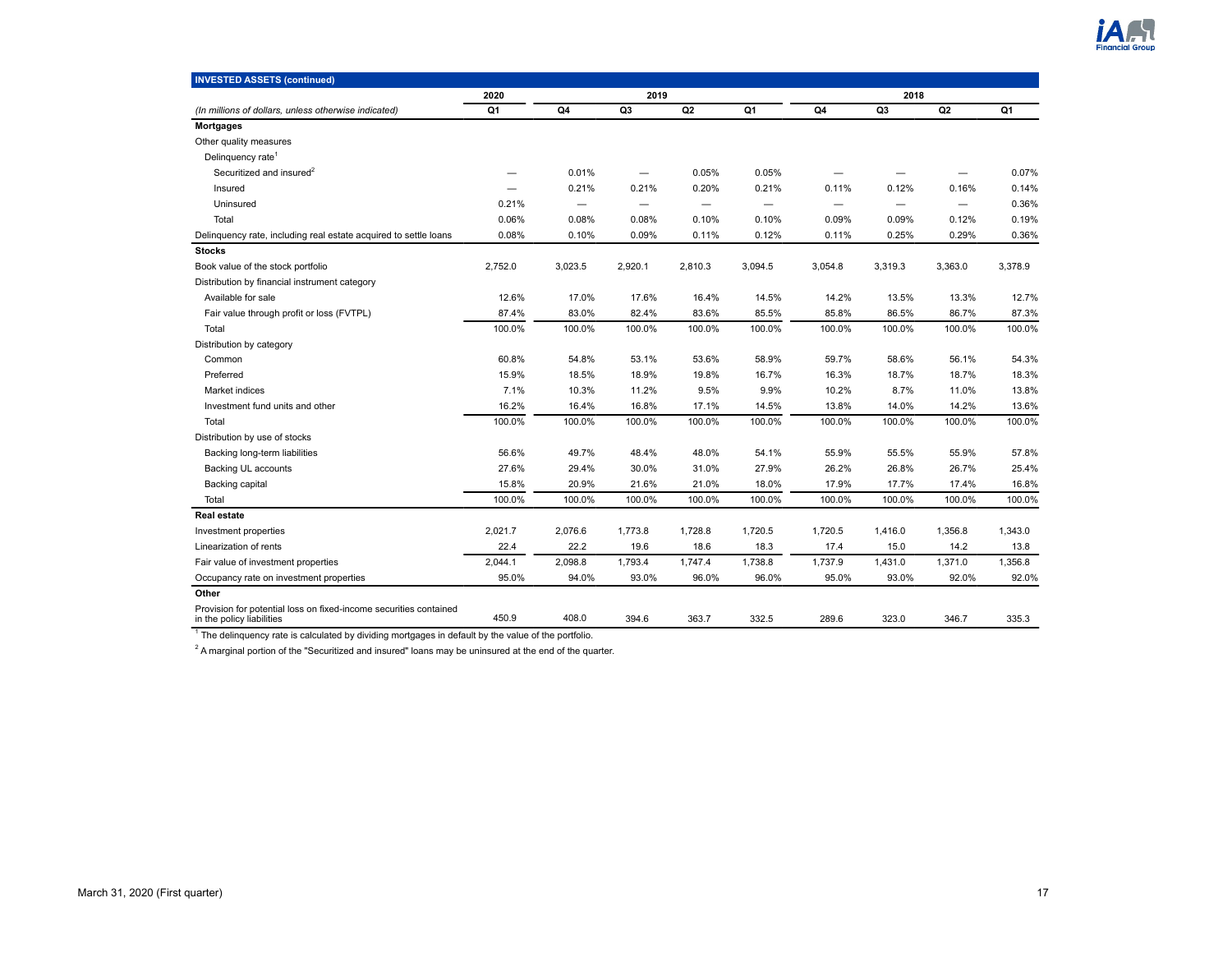## INVESTED ASSETS (continued)

| (In millions of dollars, unless otherwise indicated) | 2020 Q1 | 2019 Q4 | 2019 Q3 | 2019 Q2 | 2019 Q1 | 2018 Q4 | 2018 Q3 | 2018 Q2 | 2018 Q1 |
|---|---|---|---|---|---|---|---|---|---|
| **Mortgages** | | | | | | | | | |
| Other quality measures | | | | | | | | | |
| Delinquency rate[1] | | | | | | | | | |
| Securitized and insured[2] | — | 0.01% | — | 0.05% | 0.05% | — | — | — | 0.07% |
| Insured | — | 0.21% | 0.21% | 0.20% | 0.21% | 0.11% | 0.12% | 0.16% | 0.14% |
| Uninsured | 0.21% | — | — | — | — | — | — | — | 0.36% |
| Total | 0.06% | 0.08% | 0.08% | 0.10% | 0.10% | 0.09% | 0.09% | 0.12% | 0.19% |
| Delinquency rate, including real estate acquired to settle loans | 0.08% | 0.10% | 0.09% | 0.11% | 0.12% | 0.11% | 0.25% | 0.29% | 0.36% |
| **Stocks** | | | | | | | | | |
| Book value of the stock portfolio | 2,752.0 | 3,023.5 | 2,920.1 | 2,810.3 | 3,094.5 | 3,054.8 | 3,319.3 | 3,363.0 | 3,378.9 |
| Distribution by financial instrument category | | | | | | | | | |
| Available for sale | 12.6% | 17.0% | 17.6% | 16.4% | 14.5% | 14.2% | 13.5% | 13.3% | 12.7% |
| Fair value through profit or loss (FVTPL) | 87.4% | 83.0% | 82.4% | 83.6% | 85.5% | 85.8% | 86.5% | 86.7% | 87.3% |
| Total | 100.0% | 100.0% | 100.0% | 100.0% | 100.0% | 100.0% | 100.0% | 100.0% | 100.0% |
| Distribution by category | | | | | | | | | |
| Common | 60.8% | 54.8% | 53.1% | 53.6% | 58.9% | 59.7% | 58.6% | 56.1% | 54.3% |
| Preferred | 15.9% | 18.5% | 18.9% | 19.8% | 16.7% | 16.3% | 18.7% | 18.7% | 18.3% |
| Market indices | 7.1% | 10.3% | 11.2% | 9.5% | 9.9% | 10.2% | 8.7% | 11.0% | 13.8% |
| Investment fund units and other | 16.2% | 16.4% | 16.8% | 17.1% | 14.5% | 13.8% | 14.0% | 14.2% | 13.6% |
| Total | 100.0% | 100.0% | 100.0% | 100.0% | 100.0% | 100.0% | 100.0% | 100.0% | 100.0% |
| Distribution by use of stocks | | | | | | | | | |
| Backing long-term liabilities | 56.6% | 49.7% | 48.4% | 48.0% | 54.1% | 55.9% | 55.5% | 55.9% | 57.8% |
| Backing UL accounts | 27.6% | 29.4% | 30.0% | 31.0% | 27.9% | 26.2% | 26.8% | 26.7% | 25.4% |
| Backing capital | 15.8% | 20.9% | 21.6% | 21.0% | 18.0% | 17.9% | 17.7% | 17.4% | 16.8% |
| Total | 100.0% | 100.0% | 100.0% | 100.0% | 100.0% | 100.0% | 100.0% | 100.0% | 100.0% |
| **Real estate** | | | | | | | | | |
| Investment properties | 2,021.7 | 2,076.6 | 1,773.8 | 1,728.8 | 1,720.5 | 1,720.5 | 1,416.0 | 1,356.8 | 1,343.0 |
| Linearization of rents | 22.4 | 22.2 | 19.6 | 18.6 | 18.3 | 17.4 | 15.0 | 14.2 | 13.8 |
| Fair value of investment properties | 2,044.1 | 2,098.8 | 1,793.4 | 1,747.4 | 1,738.8 | 1,737.9 | 1,431.0 | 1,371.0 | 1,356.8 |
| Occupancy rate on investment properties | 95.0% | 94.0% | 93.0% | 96.0% | 96.0% | 95.0% | 93.0% | 92.0% | 92.0% |
| **Other** | | | | | | | | | |
| Provision for potential loss on fixed-income securities contained in the policy liabilities | 450.9 | 408.0 | 394.6 | 363.7 | 332.5 | 289.6 | 323.0 | 346.7 | 335.3 |

[1] The delinquency rate is calculated by dividing mortgages in default by the value of the portfolio.

[2] A marginal portion of the "Securitized and insured" loans may be uninsured at the end of the quarter.

March 31, 2020 (First quarter)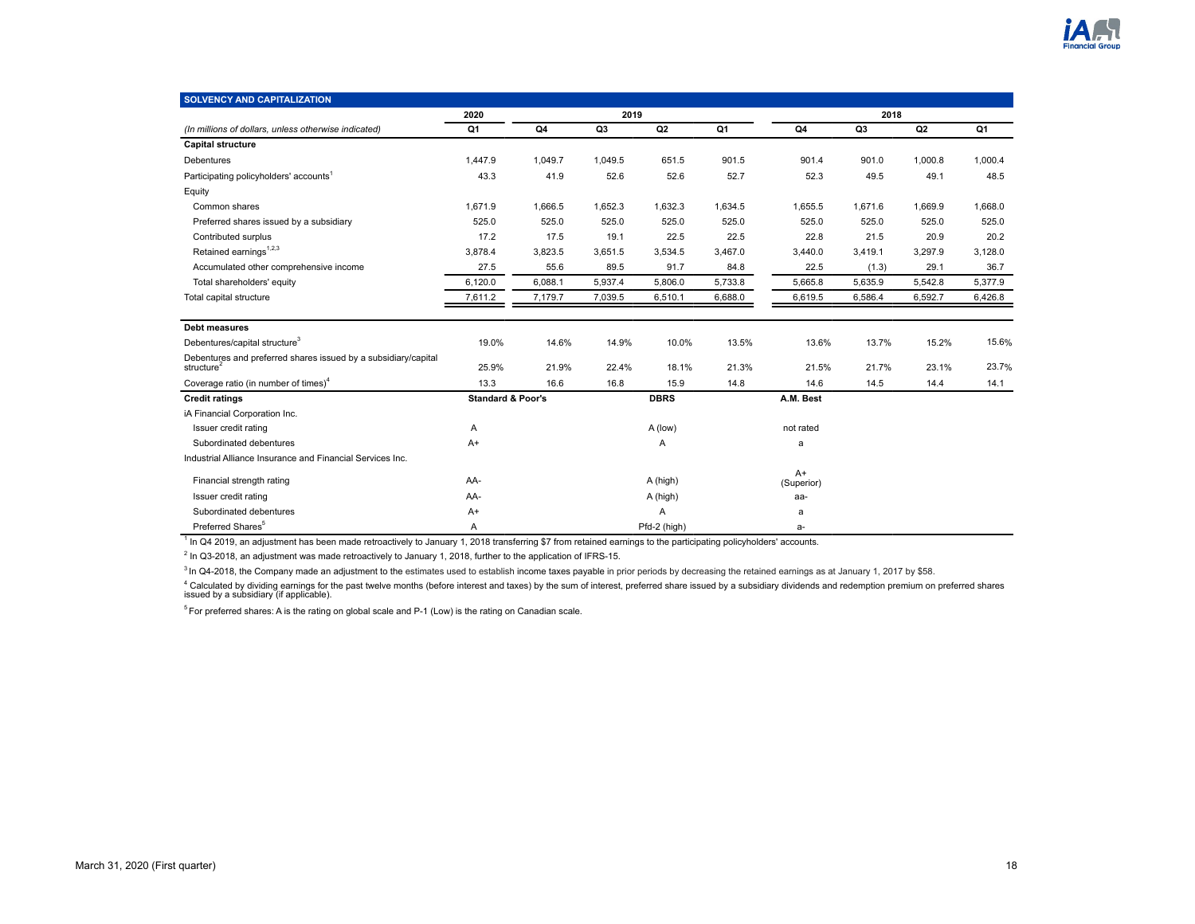## SOLVENCY AND CAPITALIZATION

| *(In millions of dollars, unless otherwise indicated)* | 2020 Q1 | 2019 Q4 | 2019 Q3 | 2019 Q2 | 2019 Q1 | 2018 Q4 | 2018 Q3 | 2018 Q2 | 2018 Q1 |
|---|---|---|---|---|---|---|---|---|---|
| **Capital structure** | | | | | | | | | |
| Debentures | 1,447.9 | 1,049.7 | 1,049.5 | 651.5 | 901.5 | 901.4 | 901.0 | 1,000.8 | 1,000.4 |
| Participating policyholders' accounts[1] | 43.3 | 41.9 | 52.6 | 52.6 | 52.7 | 52.3 | 49.5 | 49.1 | 48.5 |
| Equity | | | | | | | | | |
| Common shares | 1,671.9 | 1,666.5 | 1,652.3 | 1,632.3 | 1,634.5 | 1,655.5 | 1,671.6 | 1,669.9 | 1,668.0 |
| Preferred shares issued by a subsidiary | 525.0 | 525.0 | 525.0 | 525.0 | 525.0 | 525.0 | 525.0 | 525.0 | 525.0 |
| Contributed surplus | 17.2 | 17.5 | 19.1 | 22.5 | 22.5 | 22.8 | 21.5 | 20.9 | 20.2 |
| Retained earnings[1,2,3] | 3,878.4 | 3,823.5 | 3,651.5 | 3,534.5 | 3,467.0 | 3,440.0 | 3,419.1 | 3,297.9 | 3,128.0 |
| Accumulated other comprehensive income | 27.5 | 55.6 | 89.5 | 91.7 | 84.8 | 22.5 | (1.3) | 29.1 | 36.7 |
| Total shareholders' equity | 6,120.0 | 6,088.1 | 5,937.4 | 5,806.0 | 5,733.8 | 5,665.8 | 5,635.9 | 5,542.8 | 5,377.9 |
| Total capital structure | 7,611.2 | 7,179.7 | 7,039.5 | 6,510.1 | 6,688.0 | 6,619.5 | 6,586.4 | 6,592.7 | 6,426.8 |
| **Debt measures** | | | | | | | | | |
| Debentures/capital structure[3] | 19.0% | 14.6% | 14.9% | 10.0% | 13.5% | 13.6% | 13.7% | 15.2% | 15.6% |
| Debentures and preferred shares issued by a subsidiary/capital structure[2] | 25.9% | 21.9% | 22.4% | 18.1% | 21.3% | 21.5% | 21.7% | 23.1% | 23.7% |
| Coverage ratio (in number of times)[4] | 13.3 | 16.6 | 16.8 | 15.9 | 14.8 | 14.6 | 14.5 | 14.4 | 14.1 |

| **Credit ratings** | **Standard & Poor's** | **DBRS** | **A.M. Best** |
|---|---|---|---|
| iA Financial Corporation Inc. | | | |
| Issuer credit rating | A | A (low) | not rated |
| Subordinated debentures | A+ | A | a |
| Industrial Alliance Insurance and Financial Services Inc. | | | |
| Financial strength rating | AA- | A (high) | A+ (Superior) |
| Issuer credit rating | AA- | A (high) | aa- |
| Subordinated debentures | A+ | A | a |
| Preferred Shares[5] | A | Pfd-2 (high) | a- |

[1] In Q4 2019, an adjustment has been made retroactively to January 1, 2018 transferring $7 from retained earnings to the participating policyholders' accounts.

[2] In Q3-2018, an adjustment was made retroactively to January 1, 2018, further to the application of IFRS-15.

[3] In Q4-2018, the Company made an adjustment to the estimates used to establish income taxes payable in prior periods by decreasing the retained earnings as at January 1, 2017 by $58.

[4] Calculated by dividing earnings for the past twelve months (before interest and taxes) by the sum of interest, preferred share issued by a subsidiary dividends and redemption premium on preferred shares issued by a subsidiary (if applicable).

[5] For preferred shares: A is the rating on global scale and P-1 (Low) is the rating on Canadian scale.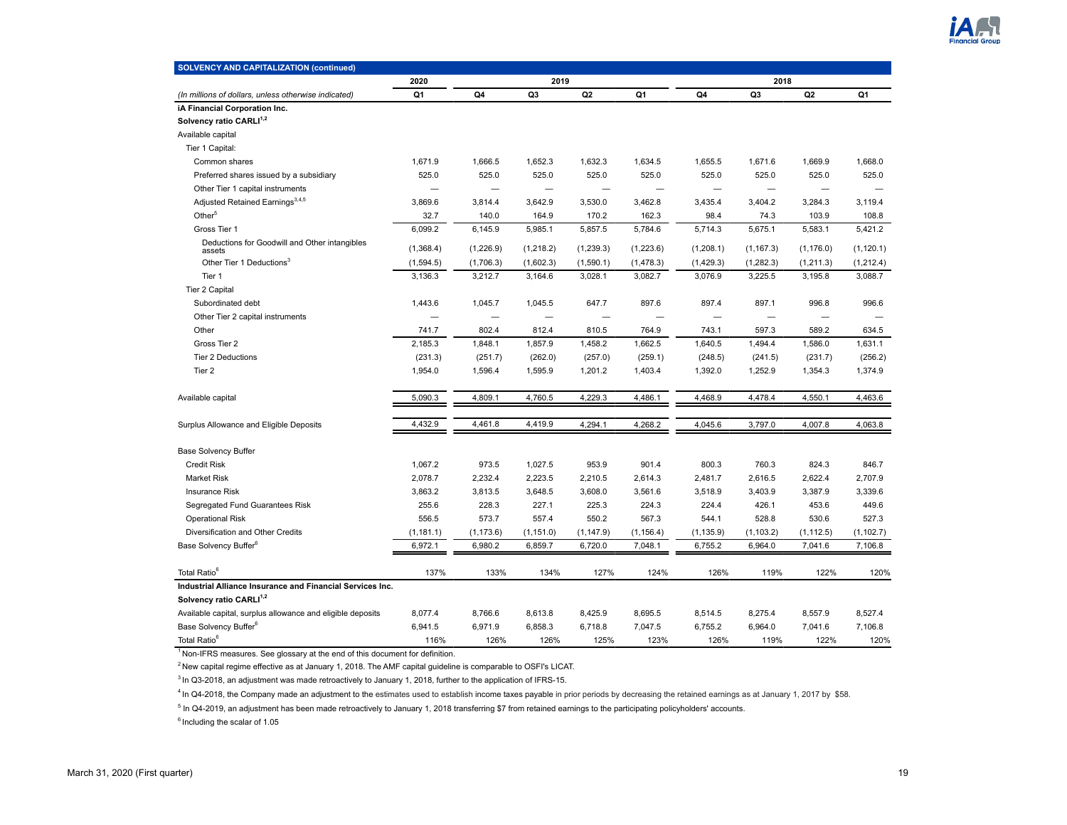| SOLVENCY AND CAPITALIZATION (continued) | 2020 | 2019 | | | | 2018 | | | |
|---|---|---|---|---|---|---|---|---|---|
| *(In millions of dollars, unless otherwise indicated)* | Q1 | Q4 | Q3 | Q2 | Q1 | Q4 | Q3 | Q2 | Q1 |
| **iA Financial Corporation Inc.** | | | | | | | | | |
| **Solvency ratio CARLI[1,2]** | | | | | | | | | |
| Available capital | | | | | | | | | |
| Tier 1 Capital: | | | | | | | | | |
| Common shares | 1,671.9 | 1,666.5 | 1,652.3 | 1,632.3 | 1,634.5 | 1,655.5 | 1,671.6 | 1,669.9 | 1,668.0 |
| Preferred shares issued by a subsidiary | 525.0 | 525.0 | 525.0 | 525.0 | 525.0 | 525.0 | 525.0 | 525.0 | 525.0 |
| Other Tier 1 capital instruments | — | — | — | — | — | — | — | — | — |
| Adjusted Retained Earnings[3,4,5] | 3,869.6 | 3,814.4 | 3,642.9 | 3,530.0 | 3,462.8 | 3,435.4 | 3,404.2 | 3,284.3 | 3,119.4 |
| Other[5] | 32.7 | 140.0 | 164.9 | 170.2 | 162.3 | 98.4 | 74.3 | 103.9 | 108.8 |
| Gross Tier 1 | 6,099.2 | 6,145.9 | 5,985.1 | 5,857.5 | 5,784.6 | 5,714.3 | 5,675.1 | 5,583.1 | 5,421.2 |
| Deductions for Goodwill and Other intangibles assets | (1,368.4) | (1,226.9) | (1,218.2) | (1,239.3) | (1,223.6) | (1,208.1) | (1,167.3) | (1,176.0) | (1,120.1) |
| Other Tier 1 Deductions[3] | (1,594.5) | (1,706.3) | (1,602.3) | (1,590.1) | (1,478.3) | (1,429.3) | (1,282.3) | (1,211.3) | (1,212.4) |
| Tier 1 | 3,136.3 | 3,212.7 | 3,164.6 | 3,028.1 | 3,082.7 | 3,076.9 | 3,225.5 | 3,195.8 | 3,088.7 |
| Tier 2 Capital | | | | | | | | | |
| Subordinated debt | 1,443.6 | 1,045.7 | 1,045.5 | 647.7 | 897.6 | 897.4 | 897.1 | 996.8 | 996.6 |
| Other Tier 2 capital instruments | — | — | — | — | — | — | — | — | — |
| Other | 741.7 | 802.4 | 812.4 | 810.5 | 764.9 | 743.1 | 597.3 | 589.2 | 634.5 |
| Gross Tier 2 | 2,185.3 | 1,848.1 | 1,857.9 | 1,458.2 | 1,662.5 | 1,640.5 | 1,494.4 | 1,586.0 | 1,631.1 |
| Tier 2 Deductions | (231.3) | (251.7) | (262.0) | (257.0) | (259.1) | (248.5) | (241.5) | (231.7) | (256.2) |
| Tier 2 | 1,954.0 | 1,596.4 | 1,595.9 | 1,201.2 | 1,403.4 | 1,392.0 | 1,252.9 | 1,354.3 | 1,374.9 |
| Available capital | 5,090.3 | 4,809.1 | 4,760.5 | 4,229.3 | 4,486.1 | 4,468.9 | 4,478.4 | 4,550.1 | 4,463.6 |
| Surplus Allowance and Eligible Deposits | 4,432.9 | 4,461.8 | 4,419.9 | 4,294.1 | 4,268.2 | 4,045.6 | 3,797.0 | 4,007.8 | 4,063.8 |
| Base Solvency Buffer | | | | | | | | | |
| Credit Risk | 1,067.2 | 973.5 | 1,027.5 | 953.9 | 901.4 | 800.3 | 760.3 | 824.3 | 846.7 |
| Market Risk | 2,078.7 | 2,232.4 | 2,223.5 | 2,210.5 | 2,614.3 | 2,481.7 | 2,616.5 | 2,622.4 | 2,707.9 |
| Insurance Risk | 3,863.2 | 3,813.5 | 3,648.5 | 3,608.0 | 3,561.6 | 3,518.9 | 3,403.9 | 3,387.9 | 3,339.6 |
| Segregated Fund Guarantees Risk | 255.6 | 228.3 | 227.1 | 225.3 | 224.3 | 224.4 | 426.1 | 453.6 | 449.6 |
| Operational Risk | 556.5 | 573.7 | 557.4 | 550.2 | 567.3 | 544.1 | 528.8 | 530.6 | 527.3 |
| Diversification and Other Credits | (1,181.1) | (1,173.6) | (1,151.0) | (1,147.9) | (1,156.4) | (1,135.9) | (1,103.2) | (1,112.5) | (1,102.7) |
| Base Solvency Buffer[6] | 6,972.1 | 6,980.2 | 6,859.7 | 6,720.0 | 7,048.1 | 6,755.2 | 6,964.0 | 7,041.6 | 7,106.8 |
| Total Ratio[6] | 137% | 133% | 134% | 127% | 124% | 126% | 119% | 122% | 120% |
| **Industrial Alliance Insurance and Financial Services Inc.** | | | | | | | | | |
| **Solvency ratio CARLI[1,2]** | | | | | | | | | |
| Available capital, surplus allowance and eligible deposits | 8,077.4 | 8,766.6 | 8,613.8 | 8,425.9 | 8,695.5 | 8,514.5 | 8,275.4 | 8,557.9 | 8,527.4 |
| Base Solvency Buffer[6] | 6,941.5 | 6,971.9 | 6,858.3 | 6,718.8 | 7,047.5 | 6,755.2 | 6,964.0 | 7,041.6 | 7,106.8 |
| Total Ratio[6] | 116% | 126% | 126% | 125% | 123% | 126% | 119% | 122% | 120% |

[1] Non-IFRS measures. See glossary at the end of this document for definition.

[2] New capital regime effective as at January 1, 2018. The AMF capital guideline is comparable to OSFI's LICAT.

[3] In Q3-2018, an adjustment was made retroactively to January 1, 2018, further to the application of IFRS-15.

[4] In Q4-2018, the Company made an adjustment to the estimates used to establish income taxes payable in prior periods by decreasing the retained earnings as at January 1, 2017 by $58.

[5] In Q4-2019, an adjustment has been made retroactively to January 1, 2018 transferring $7 from retained earnings to the participating policyholders' accounts.

[6] Including the scalar of 1.05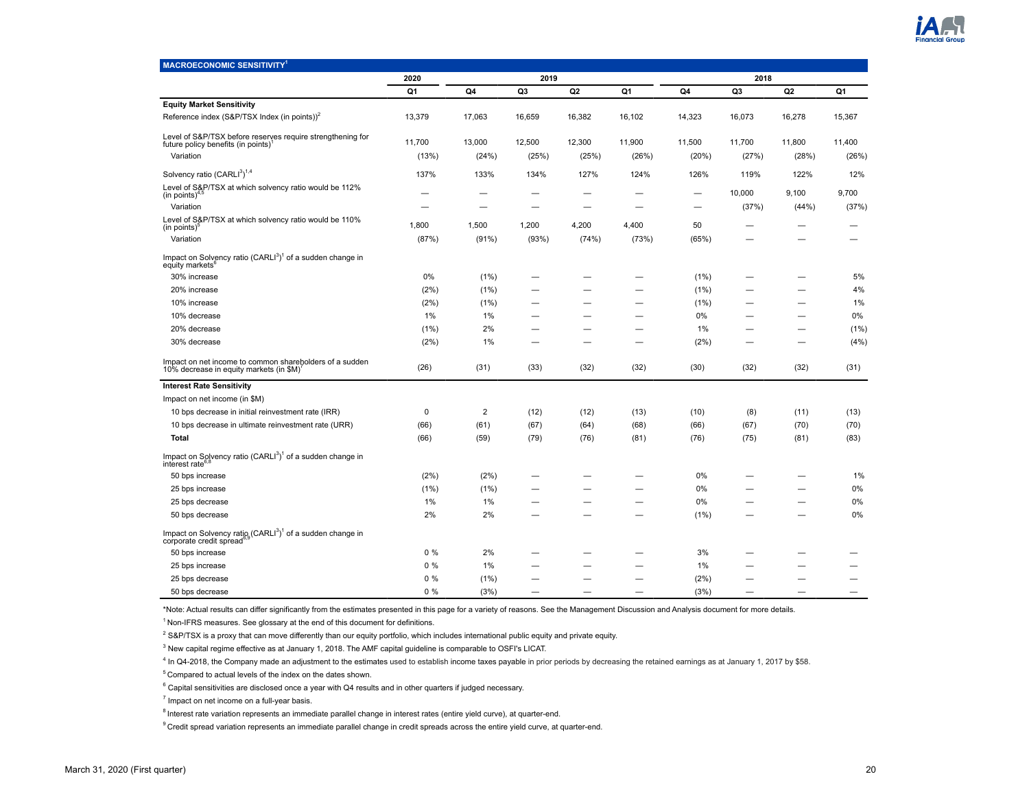| MACROECONOMIC SENSITIVITY[1] | 2020 | 2019 | | | | 2018 | | | |
|---|---|---|---|---|---|---|---|---|---|
| | Q1 | Q4 | Q3 | Q2 | Q1 | Q4 | Q3 | Q2 | Q1 |
| **Equity Market Sensitivity** | | | | | | | | | |
| Reference index (S&P/TSX Index (in points))[2] | 13,379 | 17,063 | 16,659 | 16,382 | 16,102 | 14,323 | 16,073 | 16,278 | 15,367 |
| Level of S&P/TSX before reserves require strengthening for future policy benefits (in points)[1] | 11,700 | 13,000 | 12,500 | 12,300 | 11,900 | 11,500 | 11,700 | 11,800 | 11,400 |
| Variation | (13%) | (24%) | (25%) | (25%) | (26%) | (20%) | (27%) | (28%) | (26%) |
| Solvency ratio (CARLI[3])[1,4] | 137% | 133% | 134% | 127% | 124% | 126% | 119% | 122% | 12% |
| Level of S&P/TSX at which solvency ratio would be 112% (in points)[4,5] | — | — | — | — | — | — | 10,000 | 9,100 | 9,700 |
| Variation | — | — | — | — | — | — | (37%) | (44%) | (37%) |
| Level of S&P/TSX at which solvency ratio would be 110% (in points)[5] | 1,800 | 1,500 | 1,200 | 4,200 | 4,400 | 50 | — | — | — |
| Variation | (87%) | (91%) | (93%) | (74%) | (73%) | (65%) | — | — | — |
| Impact on Solvency ratio (CARLI[3])[1] of a sudden change in equity markets[6] | | | | | | | | | |
| 30% increase | 0% | (1%) | — | — | — | (1%) | — | — | 5% |
| 20% increase | (2%) | (1%) | — | — | — | (1%) | — | — | 4% |
| 10% increase | (2%) | (1%) | — | — | — | (1%) | — | — | 1% |
| 10% decrease | 1% | 1% | — | — | — | 0% | — | — | 0% |
| 20% decrease | (1%) | 2% | — | — | — | 1% | — | — | (1%) |
| 30% decrease | (2%) | 1% | — | — | — | (2%) | — | — | (4%) |
| Impact on net income to common shareholders of a sudden 10% decrease in equity markets (in $M)[7] | (26) | (31) | (33) | (32) | (32) | (30) | (32) | (32) | (31) |
| **Interest Rate Sensitivity** | | | | | | | | | |
| Impact on net income (in $M) | | | | | | | | | |
| 10 bps decrease in initial reinvestment rate (IRR) | 0 | 2 | (12) | (12) | (13) | (10) | (8) | (11) | (13) |
| 10 bps decrease in ultimate reinvestment rate (URR) | (66) | (61) | (67) | (64) | (68) | (66) | (67) | (70) | (70) |
| **Total** | (66) | (59) | (79) | (76) | (81) | (76) | (75) | (81) | (83) |
| Impact on Solvency ratio (CARLI[3])[1] of a sudden change in interest rate[6,8] | | | | | | | | | |
| 50 bps increase | (2%) | (2%) | — | — | — | 0% | — | — | 1% |
| 25 bps increase | (1%) | (1%) | — | — | — | 0% | — | — | 0% |
| 25 bps decrease | 1% | 1% | — | — | — | 0% | — | — | 0% |
| 50 bps decrease | 2% | 2% | — | — | — | (1%) | — | — | 0% |
| Impact on Solvency ratio (CARLI[3])[1] of a sudden change in corporate credit spread[6,9] | | | | | | | | | |
| 50 bps increase | 0 % | 2% | — | — | — | 3% | — | — | — |
| 25 bps increase | 0 % | 1% | — | — | — | 1% | — | — | — |
| 25 bps decrease | 0 % | (1%) | — | — | — | (2%) | — | — | — |
| 50 bps decrease | 0 % | (3%) | — | — | — | (3%) | — | — | — |

*Note: Actual results can differ significantly from the estimates presented in this page for a variety of reasons. See the Management Discussion and Analysis document for more details.

[1] Non-IFRS measures. See glossary at the end of this document for definitions.

[2] S&P/TSX is a proxy that can move differently than our equity portfolio, which includes international public equity and private equity.

[3] New capital regime effective as at January 1, 2018. The AMF capital guideline is comparable to OSFI's LICAT.

[4] In Q4-2018, the Company made an adjustment to the estimates used to establish income taxes payable in prior periods by decreasing the retained earnings as at January 1, 2017 by $58.

[5] Compared to actual levels of the index on the dates shown.

[6] Capital sensitivities are disclosed once a year with Q4 results and in other quarters if judged necessary.

[7] Impact on net income on a full-year basis.

[8] Interest rate variation represents an immediate parallel change in interest rates (entire yield curve), at quarter-end.

[9] Credit spread variation represents an immediate parallel change in credit spreads across the entire yield curve, at quarter-end.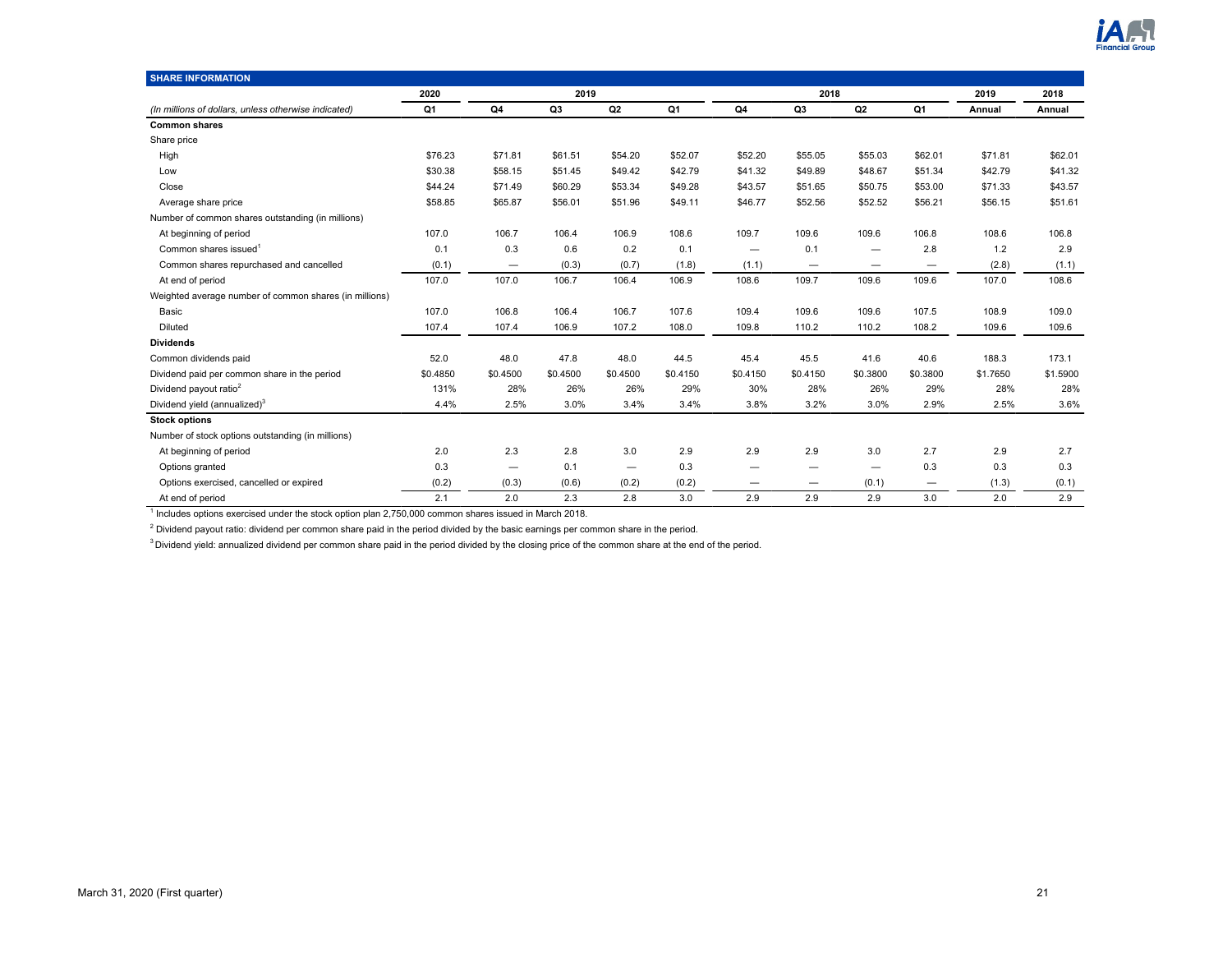## SHARE INFORMATION

| (In millions of dollars, unless otherwise indicated) | 2020 Q1 | 2019 Q4 | 2019 Q3 | 2019 Q2 | 2019 Q1 | 2018 Q4 | 2018 Q3 | 2018 Q2 | 2018 Q1 | 2019 Annual | 2018 Annual |
|---|---|---|---|---|---|---|---|---|---|---|---|
| **Common shares** | | | | | | | | | | | |
| Share price | | | | | | | | | | | |
| High | $76.23 | $71.81 | $61.51 | $54.20 | $52.07 | $52.20 | $55.05 | $55.03 | $62.01 | $71.81 | $62.01 |
| Low | $30.38 | $58.15 | $51.45 | $49.42 | $42.79 | $41.32 | $49.89 | $48.67 | $51.34 | $42.79 | $41.32 |
| Close | $44.24 | $71.49 | $60.29 | $53.34 | $49.28 | $43.57 | $51.65 | $50.75 | $53.00 | $71.33 | $43.57 |
| Average share price | $58.85 | $65.87 | $56.01 | $51.96 | $49.11 | $46.77 | $52.56 | $52.52 | $56.21 | $56.15 | $51.61 |
| Number of common shares outstanding (in millions) | | | | | | | | | | | |
| At beginning of period | 107.0 | 106.7 | 106.4 | 106.9 | 108.6 | 109.7 | 109.6 | 109.6 | 106.8 | 108.6 | 106.8 |
| Common shares issued[1] | 0.1 | 0.3 | 0.6 | 0.2 | 0.1 | — | 0.1 | — | 2.8 | 1.2 | 2.9 |
| Common shares repurchased and cancelled | (0.1) | — | (0.3) | (0.7) | (1.8) | (1.1) | — | — | — | (2.8) | (1.1) |
| At end of period | 107.0 | 107.0 | 106.7 | 106.4 | 106.9 | 108.6 | 109.7 | 109.6 | 109.6 | 107.0 | 108.6 |
| Weighted average number of common shares (in millions) | | | | | | | | | | | |
| Basic | 107.0 | 106.8 | 106.4 | 106.7 | 107.6 | 109.4 | 109.6 | 109.6 | 107.5 | 108.9 | 109.0 |
| Diluted | 107.4 | 107.4 | 106.9 | 107.2 | 108.0 | 109.8 | 110.2 | 110.2 | 108.2 | 109.6 | 109.6 |
| **Dividends** | | | | | | | | | | | |
| Common dividends paid | 52.0 | 48.0 | 47.8 | 48.0 | 44.5 | 45.4 | 45.5 | 41.6 | 40.6 | 188.3 | 173.1 |
| Dividend paid per common share in the period | $0.4850 | $0.4500 | $0.4500 | $0.4500 | $0.4150 | $0.4150 | $0.4150 | $0.3800 | $0.3800 | $1.7650 | $1.5900 |
| Dividend payout ratio[2] | 131% | 28% | 26% | 26% | 29% | 30% | 28% | 26% | 29% | 28% | 28% |
| Dividend yield (annualized)[3] | 4.4% | 2.5% | 3.0% | 3.4% | 3.4% | 3.8% | 3.2% | 3.0% | 2.9% | 2.5% | 3.6% |
| **Stock options** | | | | | | | | | | | |
| Number of stock options outstanding (in millions) | | | | | | | | | | | |
| At beginning of period | 2.0 | 2.3 | 2.8 | 3.0 | 2.9 | 2.9 | 2.9 | 3.0 | 2.7 | 2.9 | 2.7 |
| Options granted | 0.3 | — | 0.1 | — | 0.3 | — | — | — | 0.3 | 0.3 | 0.3 |
| Options exercised, cancelled or expired | (0.2) | (0.3) | (0.6) | (0.2) | (0.2) | — | — | (0.1) | — | (1.3) | (0.1) |
| At end of period | 2.1 | 2.0 | 2.3 | 2.8 | 3.0 | 2.9 | 2.9 | 2.9 | 3.0 | 2.0 | 2.9 |

[1] Includes options exercised under the stock option plan 2,750,000 common shares issued in March 2018.

[2] Dividend payout ratio: dividend per common share paid in the period divided by the basic earnings per common share in the period.

[3] Dividend yield: annualized dividend per common share paid in the period divided by the closing price of the common share at the end of the period.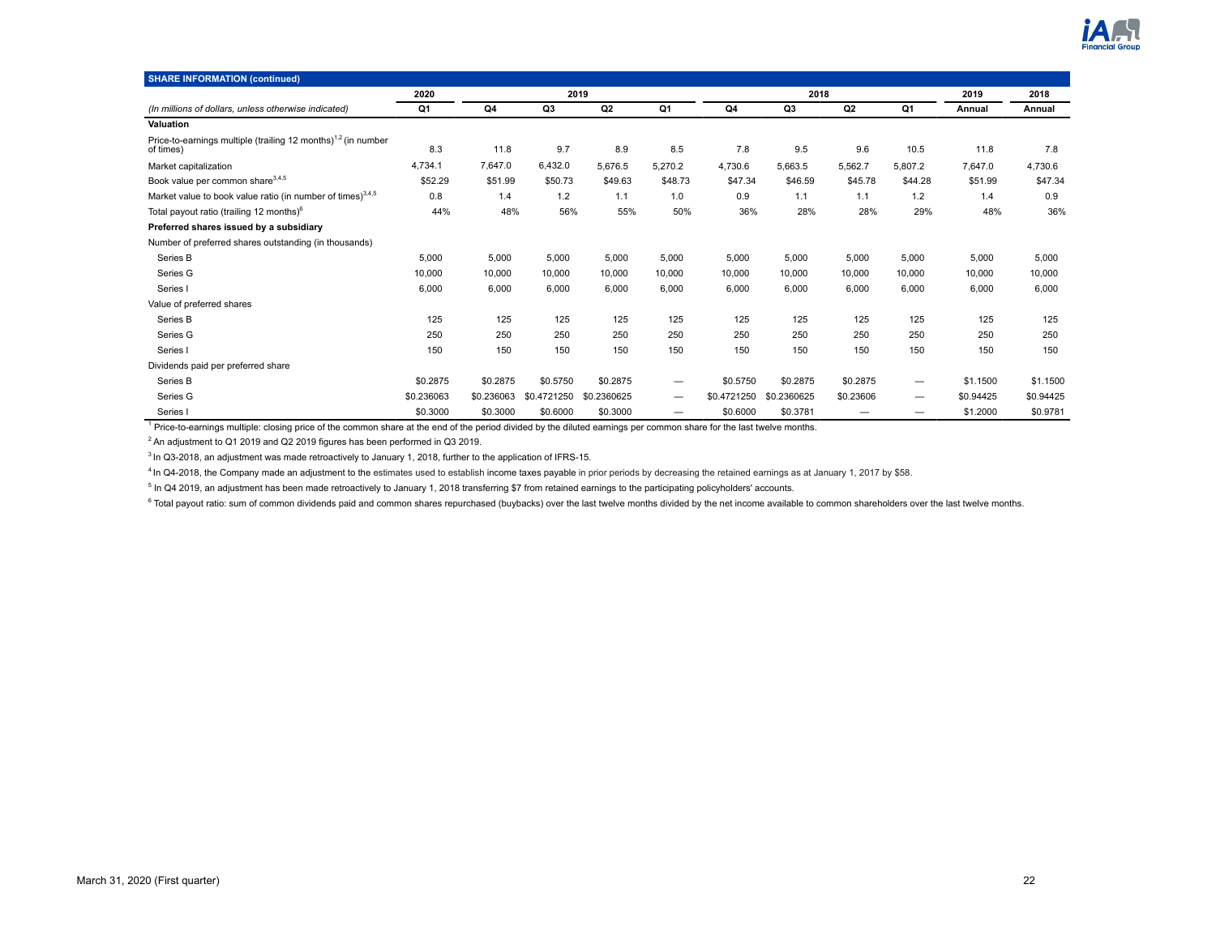| SHARE INFORMATION (continued) | 2020 | 2019 | | | | 2018 | | | | 2019 | 2018 |
|---|---|---|---|---|---|---|---|---|---|---|---|
| *(In millions of dollars, unless otherwise indicated)* | Q1 | Q4 | Q3 | Q2 | Q1 | Q4 | Q3 | Q2 | Q1 | Annual | Annual |
| **Valuation** | | | | | | | | | | | |
| Price-to-earnings multiple (trailing 12 months)[1,2] (in number of times) | 8.3 | 11.8 | 9.7 | 8.9 | 8.5 | 7.8 | 9.5 | 9.6 | 10.5 | 11.8 | 7.8 |
| Market capitalization | 4,734.1 | 7,647.0 | 6,432.0 | 5,676.5 | 5,270.2 | 4,730.6 | 5,663.5 | 5,562.7 | 5,807.2 | 7,647.0 | 4,730.6 |
| Book value per common share[3,4,5] | $52.29 | $51.99 | $50.73 | $49.63 | $48.73 | $47.34 | $46.59 | $45.78 | $44.28 | $51.99 | $47.34 |
| Market value to book value ratio (in number of times)[3,4,5] | 0.8 | 1.4 | 1.2 | 1.1 | 1.0 | 0.9 | 1.1 | 1.1 | 1.2 | 1.4 | 0.9 |
| Total payout ratio (trailing 12 months)[6] | 44% | 48% | 56% | 55% | 50% | 36% | 28% | 28% | 29% | 48% | 36% |
| **Preferred shares issued by a subsidiary** | | | | | | | | | | | |
| Number of preferred shares outstanding (in thousands) | | | | | | | | | | | |
| Series B | 5,000 | 5,000 | 5,000 | 5,000 | 5,000 | 5,000 | 5,000 | 5,000 | 5,000 | 5,000 | 5,000 |
| Series G | 10,000 | 10,000 | 10,000 | 10,000 | 10,000 | 10,000 | 10,000 | 10,000 | 10,000 | 10,000 | 10,000 |
| Series I | 6,000 | 6,000 | 6,000 | 6,000 | 6,000 | 6,000 | 6,000 | 6,000 | 6,000 | 6,000 | 6,000 |
| Value of preferred shares | | | | | | | | | | | |
| Series B | 125 | 125 | 125 | 125 | 125 | 125 | 125 | 125 | 125 | 125 | 125 |
| Series G | 250 | 250 | 250 | 250 | 250 | 250 | 250 | 250 | 250 | 250 | 250 |
| Series I | 150 | 150 | 150 | 150 | 150 | 150 | 150 | 150 | 150 | 150 | 150 |
| Dividends paid per preferred share | | | | | | | | | | | |
| Series B | $0.2875 | $0.2875 | $0.5750 | $0.2875 | — | $0.5750 | $0.2875 | $0.2875 | — | $1.1500 | $1.1500 |
| Series G | $0.236063 | $0.236063 | $0.4721250 | $0.2360625 | — | $0.4721250 | $0.2360625 | $0.23606 | — | $0.94425 | $0.94425 |
| Series I | $0.3000 | $0.3000 | $0.6000 | $0.3000 | — | $0.6000 | $0.3781 | — | — | $1.2000 | $0.9781 |

[1] Price-to-earnings multiple: closing price of the common share at the end of the period divided by the diluted earnings per common share for the last twelve months.

[2] An adjustment to Q1 2019 and Q2 2019 figures has been performed in Q3 2019.

[3] In Q3-2018, an adjustment was made retroactively to January 1, 2018, further to the application of IFRS-15.

[4] In Q4-2018, the Company made an adjustment to the estimates used to establish income taxes payable in prior periods by decreasing the retained earnings as at January 1, 2017 by $58.

[5] In Q4 2019, an adjustment has been made retroactively to January 1, 2018 transferring $7 from retained earnings to the participating policyholders' accounts.

[6] Total payout ratio: sum of common dividends paid and common shares repurchased (buybacks) over the last twelve months divided by the net income available to common shareholders over the last twelve months.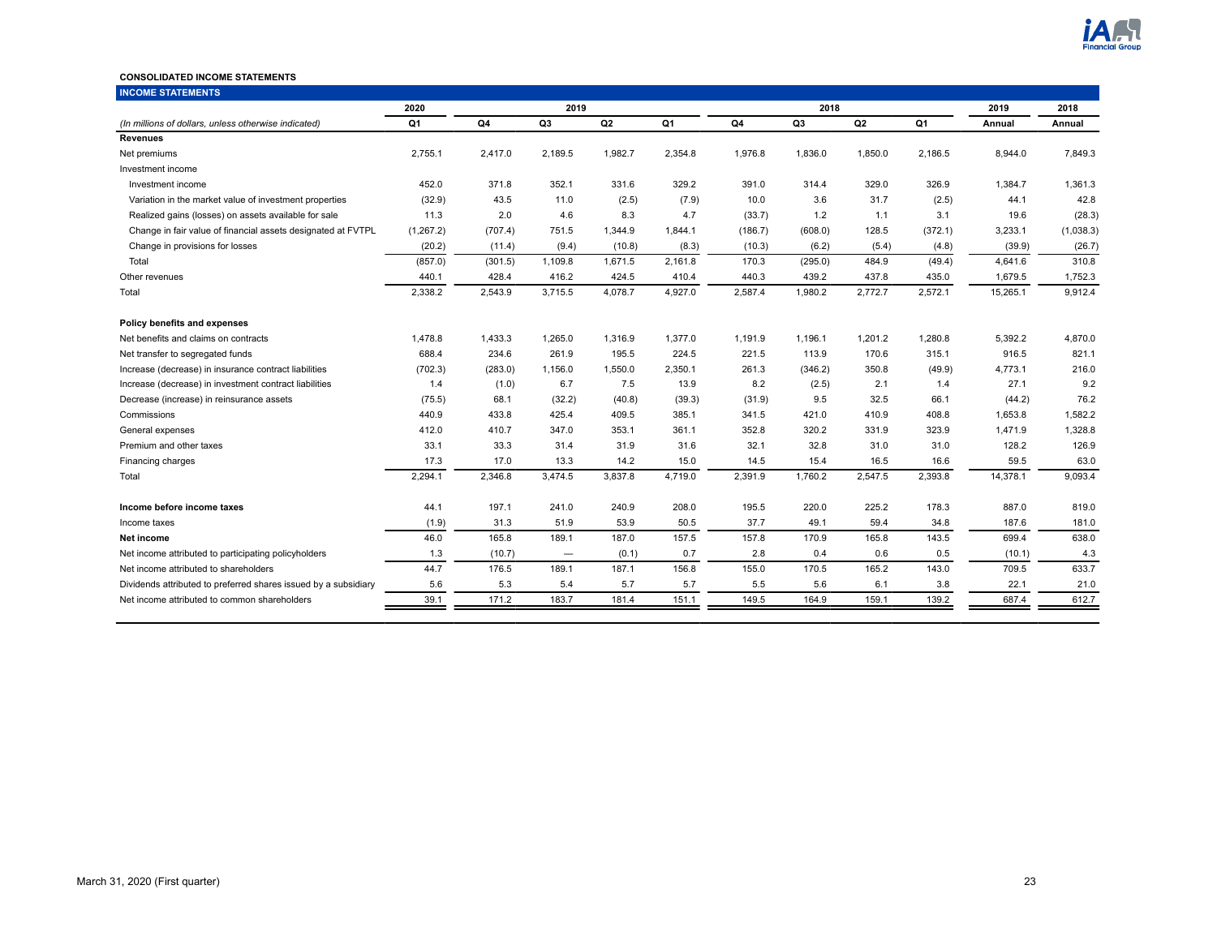**CONSOLIDATED INCOME STATEMENTS**

| INCOME STATEMENTS | 2020 | 2019 | | | | 2018 | | | | 2019 | 2018 |
|---|---|---|---|---|---|---|---|---|---|---|---|
| *(In millions of dollars, unless otherwise indicated)* | Q1 | Q4 | Q3 | Q2 | Q1 | Q4 | Q3 | Q2 | Q1 | Annual | Annual |
| **Revenues** | | | | | | | | | | | |
| Net premiums | 2,755.1 | 2,417.0 | 2,189.5 | 1,982.7 | 2,354.8 | 1,976.8 | 1,836.0 | 1,850.0 | 2,186.5 | 8,944.0 | 7,849.3 |
| Investment income | | | | | | | | | | | |
| Investment income | 452.0 | 371.8 | 352.1 | 331.6 | 329.2 | 391.0 | 314.4 | 329.0 | 326.9 | 1,384.7 | 1,361.3 |
| Variation in the market value of investment properties | (32.9) | 43.5 | 11.0 | (2.5) | (7.9) | 10.0 | 3.6 | 31.7 | (2.5) | 44.1 | 42.8 |
| Realized gains (losses) on assets available for sale | 11.3 | 2.0 | 4.6 | 8.3 | 4.7 | (33.7) | 1.2 | 1.1 | 3.1 | 19.6 | (28.3) |
| Change in fair value of financial assets designated at FVTPL | (1,267.2) | (707.4) | 751.5 | 1,344.9 | 1,844.1 | (186.7) | (608.0) | 128.5 | (372.1) | 3,233.1 | (1,038.3) |
| Change in provisions for losses | (20.2) | (11.4) | (9.4) | (10.8) | (8.3) | (10.3) | (6.2) | (5.4) | (4.8) | (39.9) | (26.7) |
| Total | (857.0) | (301.5) | 1,109.8 | 1,671.5 | 2,161.8 | 170.3 | (295.0) | 484.9 | (49.4) | 4,641.6 | 310.8 |
| Other revenues | 440.1 | 428.4 | 416.2 | 424.5 | 410.4 | 440.3 | 439.2 | 437.8 | 435.0 | 1,679.5 | 1,752.3 |
| Total | 2,338.2 | 2,543.9 | 3,715.5 | 4,078.7 | 4,927.0 | 2,587.4 | 1,980.2 | 2,772.7 | 2,572.1 | 15,265.1 | 9,912.4 |
| **Policy benefits and expenses** | | | | | | | | | | | |
| Net benefits and claims on contracts | 1,478.8 | 1,433.3 | 1,265.0 | 1,316.9 | 1,377.0 | 1,191.9 | 1,196.1 | 1,201.2 | 1,280.8 | 5,392.2 | 4,870.0 |
| Net transfer to segregated funds | 688.4 | 234.6 | 261.9 | 195.5 | 224.5 | 221.5 | 113.9 | 170.6 | 315.1 | 916.5 | 821.1 |
| Increase (decrease) in insurance contract liabilities | (702.3) | (283.0) | 1,156.0 | 1,550.0 | 2,350.1 | 261.3 | (346.2) | 350.8 | (49.9) | 4,773.1 | 216.0 |
| Increase (decrease) in investment contract liabilities | 1.4 | (1.0) | 6.7 | 7.5 | 13.9 | 8.2 | (2.5) | 2.1 | 1.4 | 27.1 | 9.2 |
| Decrease (increase) in reinsurance assets | (75.5) | 68.1 | (32.2) | (40.8) | (39.3) | (31.9) | 9.5 | 32.5 | 66.1 | (44.2) | 76.2 |
| Commissions | 440.9 | 433.8 | 425.4 | 409.5 | 385.1 | 341.5 | 421.0 | 410.9 | 408.8 | 1,653.8 | 1,582.2 |
| General expenses | 412.0 | 410.7 | 347.0 | 353.1 | 361.1 | 352.8 | 320.2 | 331.9 | 323.9 | 1,471.9 | 1,328.8 |
| Premium and other taxes | 33.1 | 33.3 | 31.4 | 31.9 | 31.6 | 32.1 | 32.8 | 31.0 | 31.0 | 128.2 | 126.9 |
| Financing charges | 17.3 | 17.0 | 13.3 | 14.2 | 15.0 | 14.5 | 15.4 | 16.5 | 16.6 | 59.5 | 63.0 |
| Total | 2,294.1 | 2,346.8 | 3,474.5 | 3,837.8 | 4,719.0 | 2,391.9 | 1,760.2 | 2,547.5 | 2,393.8 | 14,378.1 | 9,093.4 |
| **Income before income taxes** | 44.1 | 197.1 | 241.0 | 240.9 | 208.0 | 195.5 | 220.0 | 225.2 | 178.3 | 887.0 | 819.0 |
| Income taxes | (1.9) | 31.3 | 51.9 | 53.9 | 50.5 | 37.7 | 49.1 | 59.4 | 34.8 | 187.6 | 181.0 |
| **Net income** | 46.0 | 165.8 | 189.1 | 187.0 | 157.5 | 157.8 | 170.9 | 165.8 | 143.5 | 699.4 | 638.0 |
| Net income attributed to participating policyholders | 1.3 | (10.7) | — | (0.1) | 0.7 | 2.8 | 0.4 | 0.6 | 0.5 | (10.1) | 4.3 |
| Net income attributed to shareholders | 44.7 | 176.5 | 189.1 | 187.1 | 156.8 | 155.0 | 170.5 | 165.2 | 143.0 | 709.5 | 633.7 |
| Dividends attributed to preferred shares issued by a subsidiary | 5.6 | 5.3 | 5.4 | 5.7 | 5.7 | 5.5 | 5.6 | 6.1 | 3.8 | 22.1 | 21.0 |
| Net income attributed to common shareholders | 39.1 | 171.2 | 183.7 | 181.4 | 151.1 | 149.5 | 164.9 | 159.1 | 139.2 | 687.4 | 612.7 |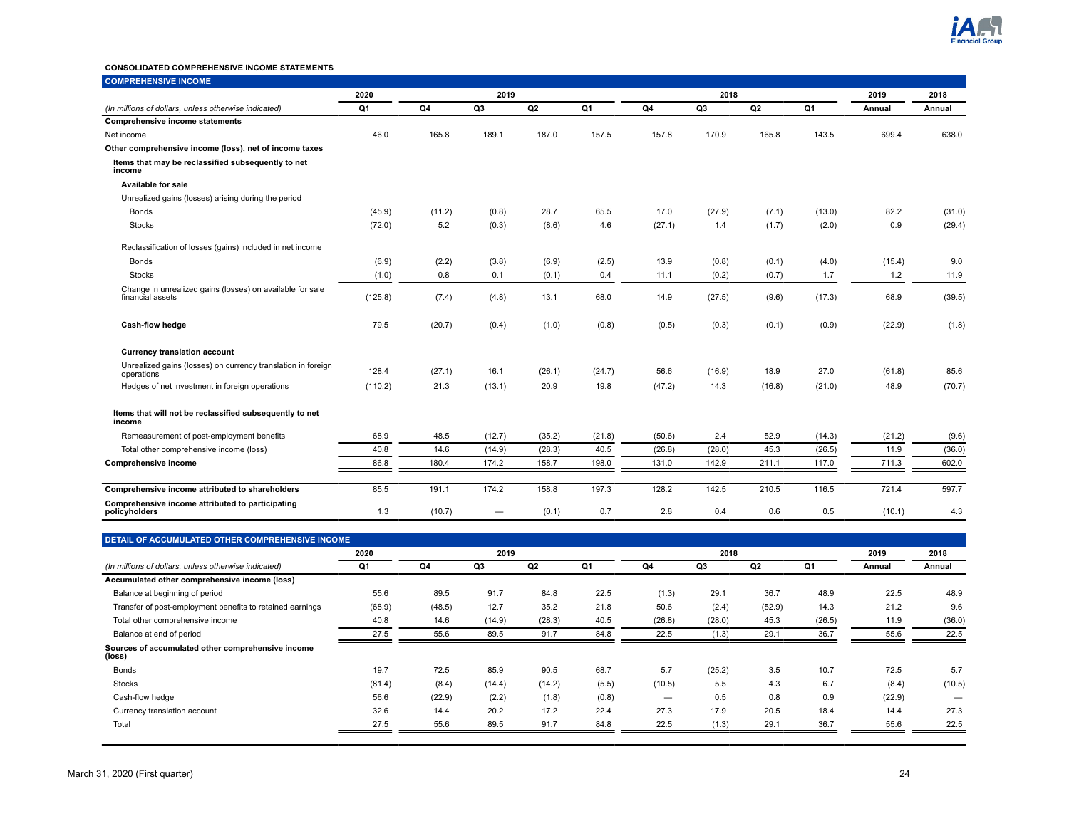**CONSOLIDATED COMPREHENSIVE INCOME STATEMENTS**

**COMPREHENSIVE INCOME**

| | 2020 | 2019 | | | | 2018 | | | | 2019 | 2018 |
|---|---|---|---|---|---|---|---|---|---|---|---|
| *(In millions of dollars, unless otherwise indicated)* | Q1 | Q4 | Q3 | Q2 | Q1 | Q4 | Q3 | Q2 | Q1 | Annual | Annual |
| **Comprehensive income statements** | | | | | | | | | | | |
| Net income | 46.0 | 165.8 | 189.1 | 187.0 | 157.5 | 157.8 | 170.9 | 165.8 | 143.5 | 699.4 | 638.0 |
| **Other comprehensive income (loss), net of income taxes** | | | | | | | | | | | |
| **Items that may be reclassified subsequently to net income** | | | | | | | | | | | |
| **Available for sale** | | | | | | | | | | | |
| Unrealized gains (losses) arising during the period | | | | | | | | | | | |
| Bonds | (45.9) | (11.2) | (0.8) | 28.7 | 65.5 | 17.0 | (27.9) | (7.1) | (13.0) | 82.2 | (31.0) |
| Stocks | (72.0) | 5.2 | (0.3) | (8.6) | 4.6 | (27.1) | 1.4 | (1.7) | (2.0) | 0.9 | (29.4) |
| Reclassification of losses (gains) included in net income | | | | | | | | | | | |
| Bonds | (6.9) | (2.2) | (3.8) | (6.9) | (2.5) | 13.9 | (0.8) | (0.1) | (4.0) | (15.4) | 9.0 |
| Stocks | (1.0) | 0.8 | 0.1 | (0.1) | 0.4 | 11.1 | (0.2) | (0.7) | 1.7 | 1.2 | 11.9 |
| Change in unrealized gains (losses) on available for sale financial assets | (125.8) | (7.4) | (4.8) | 13.1 | 68.0 | 14.9 | (27.5) | (9.6) | (17.3) | 68.9 | (39.5) |
| **Cash-flow hedge** | 79.5 | (20.7) | (0.4) | (1.0) | (0.8) | (0.5) | (0.3) | (0.1) | (0.9) | (22.9) | (1.8) |
| **Currency translation account** | | | | | | | | | | | |
| Unrealized gains (losses) on currency translation in foreign operations | 128.4 | (27.1) | 16.1 | (26.1) | (24.7) | 56.6 | (16.9) | 18.9 | 27.0 | (61.8) | 85.6 |
| Hedges of net investment in foreign operations | (110.2) | 21.3 | (13.1) | 20.9 | 19.8 | (47.2) | 14.3 | (16.8) | (21.0) | 48.9 | (70.7) |
| **Items that will not be reclassified subsequently to net income** | | | | | | | | | | | |
| Remeasurement of post-employment benefits | 68.9 | 48.5 | (12.7) | (35.2) | (21.8) | (50.6) | 2.4 | 52.9 | (14.3) | (21.2) | (9.6) |
| Total other comprehensive income (loss) | 40.8 | 14.6 | (14.9) | (28.3) | 40.5 | (26.8) | (28.0) | 45.3 | (26.5) | 11.9 | (36.0) |
| **Comprehensive income** | 86.8 | 180.4 | 174.2 | 158.7 | 198.0 | 131.0 | 142.9 | 211.1 | 117.0 | 711.3 | 602.0 |
| **Comprehensive income attributed to shareholders** | 85.5 | 191.1 | 174.2 | 158.8 | 197.3 | 128.2 | 142.5 | 210.5 | 116.5 | 721.4 | 597.7 |
| **Comprehensive income attributed to participating policyholders** | 1.3 | (10.7) | — | (0.1) | 0.7 | 2.8 | 0.4 | 0.6 | 0.5 | (10.1) | 4.3 |

**DETAIL OF ACCUMULATED OTHER COMPREHENSIVE INCOME**

| | 2020 | 2019 | | | | 2018 | | | | 2019 | 2018 |
|---|---|---|---|---|---|---|---|---|---|---|---|
| *(In millions of dollars, unless otherwise indicated)* | Q1 | Q4 | Q3 | Q2 | Q1 | Q4 | Q3 | Q2 | Q1 | Annual | Annual |
| **Accumulated other comprehensive income (loss)** | | | | | | | | | | | |
| Balance at beginning of period | 55.6 | 89.5 | 91.7 | 84.8 | 22.5 | (1.3) | 29.1 | 36.7 | 48.9 | 22.5 | 48.9 |
| Transfer of post-employment benefits to retained earnings | (68.9) | (48.5) | 12.7 | 35.2 | 21.8 | 50.6 | (2.4) | (52.9) | 14.3 | 21.2 | 9.6 |
| Total other comprehensive income | 40.8 | 14.6 | (14.9) | (28.3) | 40.5 | (26.8) | (28.0) | 45.3 | (26.5) | 11.9 | (36.0) |
| Balance at end of period | 27.5 | 55.6 | 89.5 | 91.7 | 84.8 | 22.5 | (1.3) | 29.1 | 36.7 | 55.6 | 22.5 |
| **Sources of accumulated other comprehensive income (loss)** | | | | | | | | | | | |
| Bonds | 19.7 | 72.5 | 85.9 | 90.5 | 68.7 | 5.7 | (25.2) | 3.5 | 10.7 | 72.5 | 5.7 |
| Stocks | (81.4) | (8.4) | (14.4) | (14.2) | (5.5) | (10.5) | 5.5 | 4.3 | 6.7 | (8.4) | (10.5) |
| Cash-flow hedge | 56.6 | (22.9) | (2.2) | (1.8) | (0.8) | — | 0.5 | 0.8 | 0.9 | (22.9) | — |
| Currency translation account | 32.6 | 14.4 | 20.2 | 17.2 | 22.4 | 27.3 | 17.9 | 20.5 | 18.4 | 14.4 | 27.3 |
| Total | 27.5 | 55.6 | 89.5 | 91.7 | 84.8 | 22.5 | (1.3) | 29.1 | 36.7 | 55.6 | 22.5 |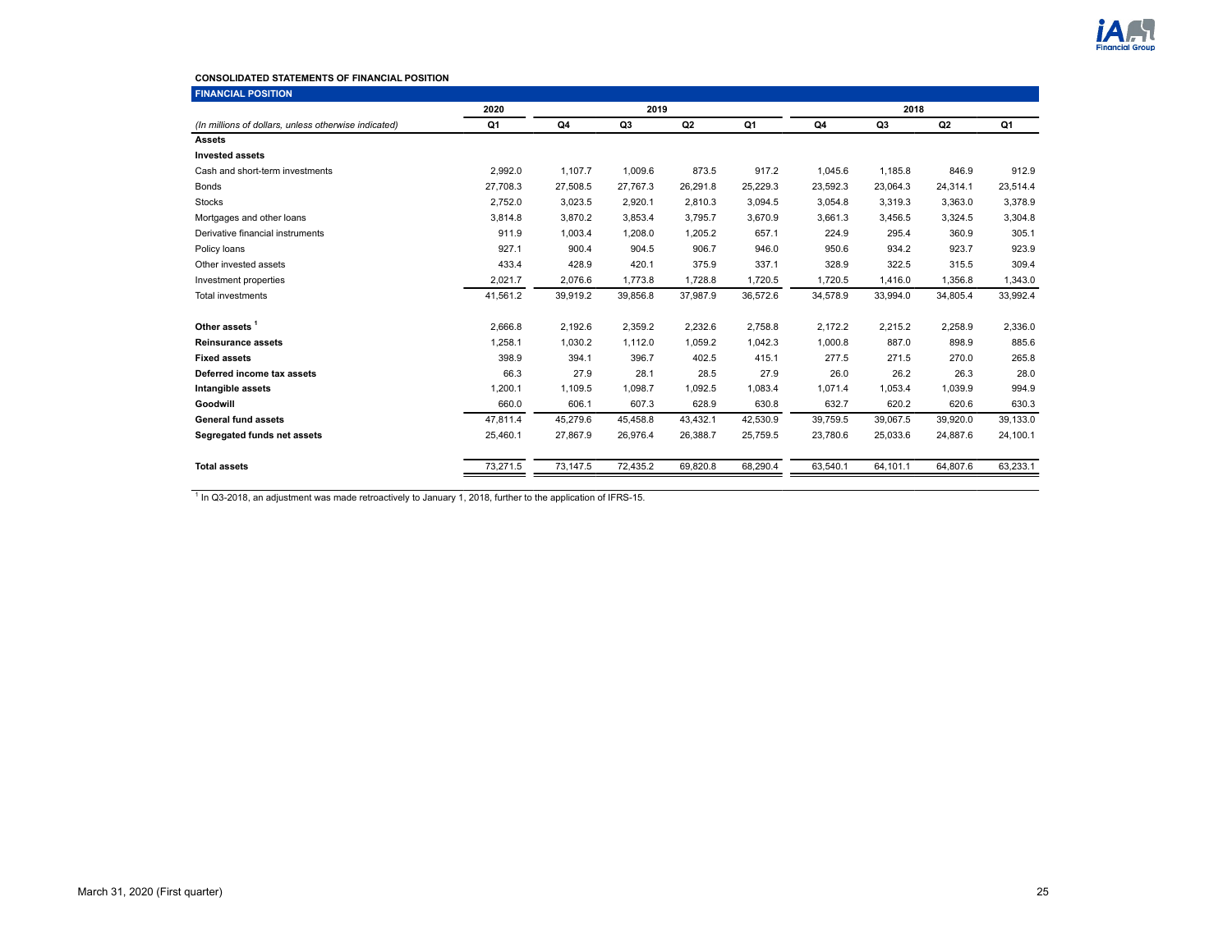**CONSOLIDATED STATEMENTS OF FINANCIAL POSITION**

**FINANCIAL POSITION**

| | 2020 | 2019 | | | | 2018 | | | |
|---|---|---|---|---|---|---|---|---|---|
| *(In millions of dollars, unless otherwise indicated)* | Q1 | Q4 | Q3 | Q2 | Q1 | Q4 | Q3 | Q2 | Q1 |
| **Assets** | | | | | | | | | |
| **Invested assets** | | | | | | | | | |
| Cash and short-term investments | 2,992.0 | 1,107.7 | 1,009.6 | 873.5 | 917.2 | 1,045.6 | 1,185.8 | 846.9 | 912.9 |
| Bonds | 27,708.3 | 27,508.5 | 27,767.3 | 26,291.8 | 25,229.3 | 23,592.3 | 23,064.3 | 24,314.1 | 23,514.4 |
| Stocks | 2,752.0 | 3,023.5 | 2,920.1 | 2,810.3 | 3,094.5 | 3,054.8 | 3,319.3 | 3,363.0 | 3,378.9 |
| Mortgages and other loans | 3,814.8 | 3,870.2 | 3,853.4 | 3,795.7 | 3,670.9 | 3,661.3 | 3,456.5 | 3,324.5 | 3,304.8 |
| Derivative financial instruments | 911.9 | 1,003.4 | 1,208.0 | 1,205.2 | 657.1 | 224.9 | 295.4 | 360.9 | 305.1 |
| Policy loans | 927.1 | 900.4 | 904.5 | 906.7 | 946.0 | 950.6 | 934.2 | 923.7 | 923.9 |
| Other invested assets | 433.4 | 428.9 | 420.1 | 375.9 | 337.1 | 328.9 | 322.5 | 315.5 | 309.4 |
| Investment properties | 2,021.7 | 2,076.6 | 1,773.8 | 1,728.8 | 1,720.5 | 1,720.5 | 1,416.0 | 1,356.8 | 1,343.0 |
| Total investments | 41,561.2 | 39,919.2 | 39,856.8 | 37,987.9 | 36,572.6 | 34,578.9 | 33,994.0 | 34,805.4 | 33,992.4 |
| **Other assets** [1] | 2,666.8 | 2,192.6 | 2,359.2 | 2,232.6 | 2,758.8 | 2,172.2 | 2,215.2 | 2,258.9 | 2,336.0 |
| **Reinsurance assets** | 1,258.1 | 1,030.2 | 1,112.0 | 1,059.2 | 1,042.3 | 1,000.8 | 887.0 | 898.9 | 885.6 |
| **Fixed assets** | 398.9 | 394.1 | 396.7 | 402.5 | 415.1 | 277.5 | 271.5 | 270.0 | 265.8 |
| **Deferred income tax assets** | 66.3 | 27.9 | 28.1 | 28.5 | 27.9 | 26.0 | 26.2 | 26.3 | 28.0 |
| **Intangible assets** | 1,200.1 | 1,109.5 | 1,098.7 | 1,092.5 | 1,083.4 | 1,071.4 | 1,053.4 | 1,039.9 | 994.9 |
| **Goodwill** | 660.0 | 606.1 | 607.3 | 628.9 | 630.8 | 632.7 | 620.2 | 620.6 | 630.3 |
| **General fund assets** | 47,811.4 | 45,279.6 | 45,458.8 | 43,432.1 | 42,530.9 | 39,759.5 | 39,067.5 | 39,920.0 | 39,133.0 |
| **Segregated funds net assets** | 25,460.1 | 27,867.9 | 26,976.4 | 26,388.7 | 25,759.5 | 23,780.6 | 25,033.6 | 24,887.6 | 24,100.1 |
| **Total assets** | 73,271.5 | 73,147.5 | 72,435.2 | 69,820.8 | 68,290.4 | 63,540.1 | 64,101.1 | 64,807.6 | 63,233.1 |

[1] In Q3-2018, an adjustment was made retroactively to January 1, 2018, further to the application of IFRS-15.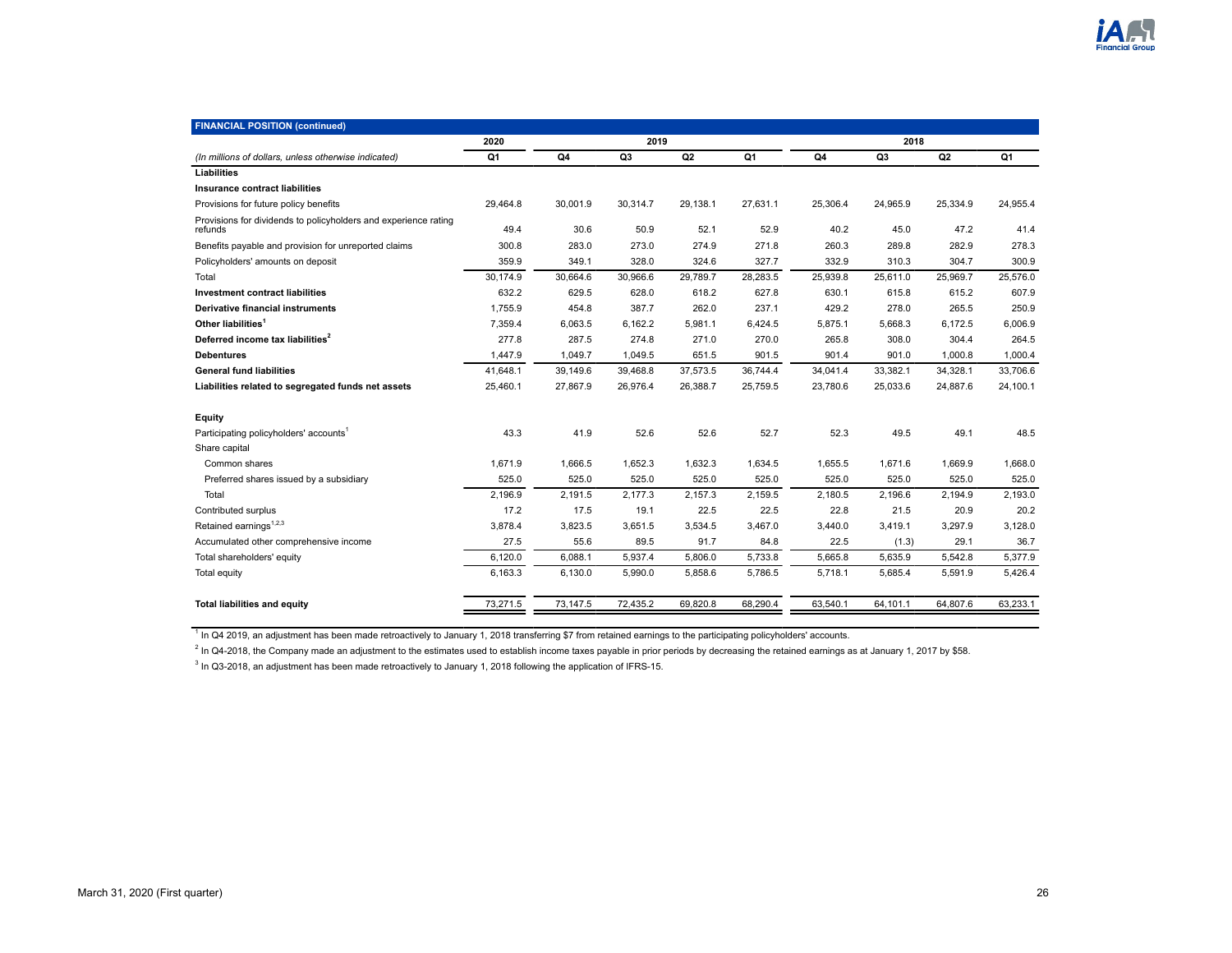| FINANCIAL POSITION (continued) | 2020 | 2019 | | | | 2018 | | | |
|---|---|---|---|---|---|---|---|---|---|
| *(In millions of dollars, unless otherwise indicated)* | Q1 | Q4 | Q3 | Q2 | Q1 | Q4 | Q3 | Q2 | Q1 |
| **Liabilities** | | | | | | | | | |
| **Insurance contract liabilities** | | | | | | | | | |
| Provisions for future policy benefits | 29,464.8 | 30,001.9 | 30,314.7 | 29,138.1 | 27,631.1 | 25,306.4 | 24,965.9 | 25,334.9 | 24,955.4 |
| Provisions for dividends to policyholders and experience rating refunds | 49.4 | 30.6 | 50.9 | 52.1 | 52.9 | 40.2 | 45.0 | 47.2 | 41.4 |
| Benefits payable and provision for unreported claims | 300.8 | 283.0 | 273.0 | 274.9 | 271.8 | 260.3 | 289.8 | 282.9 | 278.3 |
| Policyholders' amounts on deposit | 359.9 | 349.1 | 328.0 | 324.6 | 327.7 | 332.9 | 310.3 | 304.7 | 300.9 |
| Total | 30,174.9 | 30,664.6 | 30,966.6 | 29,789.7 | 28,283.5 | 25,939.8 | 25,611.0 | 25,969.7 | 25,576.0 |
| **Investment contract liabilities** | 632.2 | 629.5 | 628.0 | 618.2 | 627.8 | 630.1 | 615.8 | 615.2 | 607.9 |
| **Derivative financial instruments** | 1,755.9 | 454.8 | 387.7 | 262.0 | 237.1 | 429.2 | 278.0 | 265.5 | 250.9 |
| **Other liabilities**[1] | 7,359.4 | 6,063.5 | 6,162.2 | 5,981.1 | 6,424.5 | 5,875.1 | 5,668.3 | 6,172.5 | 6,006.9 |
| **Deferred income tax liabilities**[2] | 277.8 | 287.5 | 274.8 | 271.0 | 270.0 | 265.8 | 308.0 | 304.4 | 264.5 |
| **Debentures** | 1,447.9 | 1,049.7 | 1,049.5 | 651.5 | 901.5 | 901.4 | 901.0 | 1,000.8 | 1,000.4 |
| **General fund liabilities** | 41,648.1 | 39,149.6 | 39,468.8 | 37,573.5 | 36,744.4 | 34,041.4 | 33,382.1 | 34,328.1 | 33,706.6 |
| **Liabilities related to segregated funds net assets** | 25,460.1 | 27,867.9 | 26,976.4 | 26,388.7 | 25,759.5 | 23,780.6 | 25,033.6 | 24,887.6 | 24,100.1 |
| **Equity** | | | | | | | | | |
| Participating policyholders' accounts[1] | 43.3 | 41.9 | 52.6 | 52.6 | 52.7 | 52.3 | 49.5 | 49.1 | 48.5 |
| Share capital | | | | | | | | | |
| Common shares | 1,671.9 | 1,666.5 | 1,652.3 | 1,632.3 | 1,634.5 | 1,655.5 | 1,671.6 | 1,669.9 | 1,668.0 |
| Preferred shares issued by a subsidiary | 525.0 | 525.0 | 525.0 | 525.0 | 525.0 | 525.0 | 525.0 | 525.0 | 525.0 |
| Total | 2,196.9 | 2,191.5 | 2,177.3 | 2,157.3 | 2,159.5 | 2,180.5 | 2,196.6 | 2,194.9 | 2,193.0 |
| Contributed surplus | 17.2 | 17.5 | 19.1 | 22.5 | 22.5 | 22.8 | 21.5 | 20.9 | 20.2 |
| Retained earnings[1,2,3] | 3,878.4 | 3,823.5 | 3,651.5 | 3,534.5 | 3,467.0 | 3,440.0 | 3,419.1 | 3,297.9 | 3,128.0 |
| Accumulated other comprehensive income | 27.5 | 55.6 | 89.5 | 91.7 | 84.8 | 22.5 | (1.3) | 29.1 | 36.7 |
| Total shareholders' equity | 6,120.0 | 6,088.1 | 5,937.4 | 5,806.0 | 5,733.8 | 5,665.8 | 5,635.9 | 5,542.8 | 5,377.9 |
| Total equity | 6,163.3 | 6,130.0 | 5,990.0 | 5,858.6 | 5,786.5 | 5,718.1 | 5,685.4 | 5,591.9 | 5,426.4 |
| **Total liabilities and equity** | 73,271.5 | 73,147.5 | 72,435.2 | 69,820.8 | 68,290.4 | 63,540.1 | 64,101.1 | 64,807.6 | 63,233.1 |

[1] In Q4 2019, an adjustment has been made retroactively to January 1, 2018 transferring $7 from retained earnings to the participating policyholders' accounts.

[2] In Q4-2018, the Company made an adjustment to the estimates used to establish income taxes payable in prior periods by decreasing the retained earnings as at January 1, 2017 by $58.

[3] In Q3-2018, an adjustment has been made retroactively to January 1, 2018 following the application of IFRS-15.

March 31, 2020 (First quarter)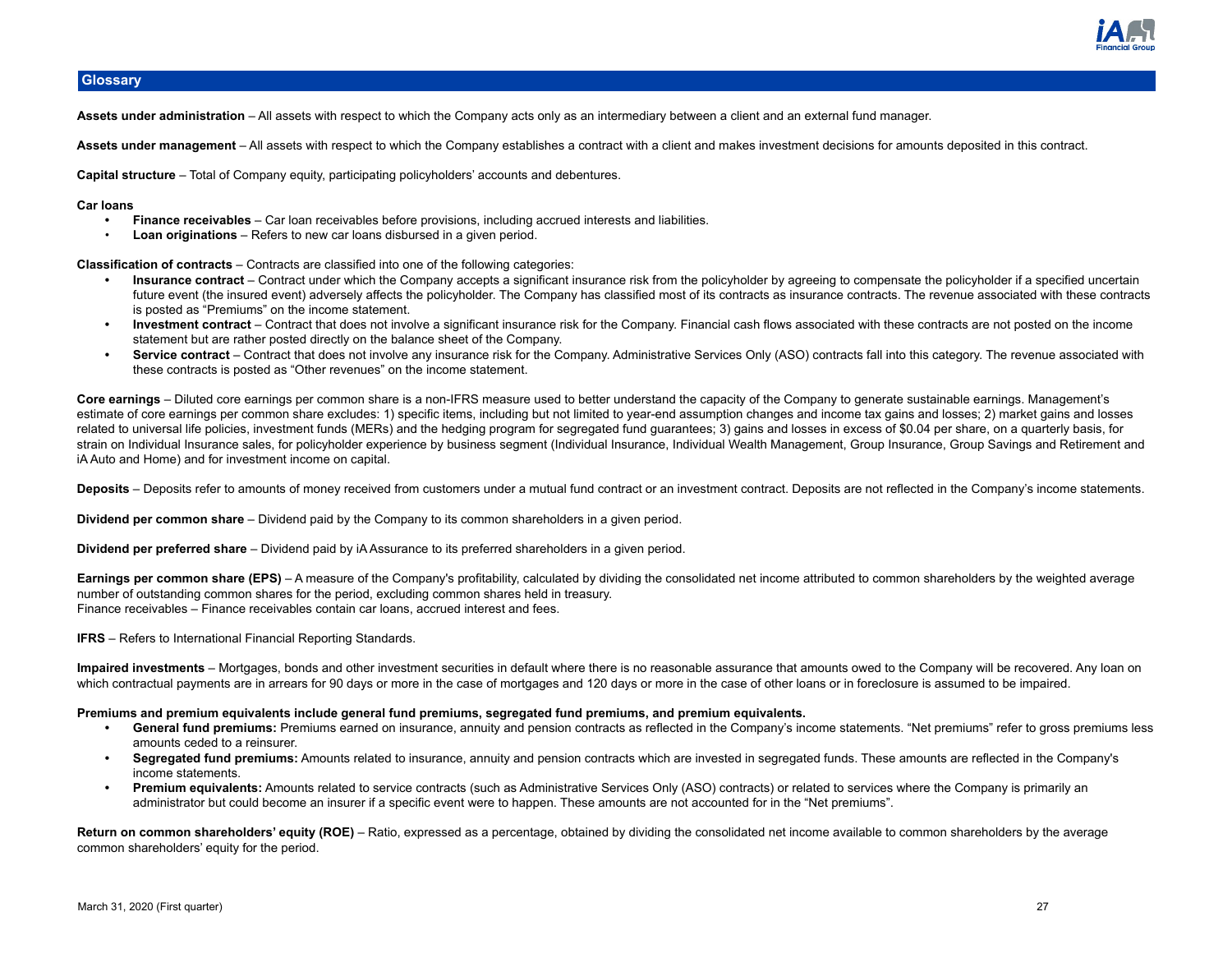## Glossary

**Assets under administration** – All assets with respect to which the Company acts only as an intermediary between a client and an external fund manager.

**Assets under management** – All assets with respect to which the Company establishes a contract with a client and makes investment decisions for amounts deposited in this contract.

**Capital structure** – Total of Company equity, participating policyholders' accounts and debentures.

**Car loans**

- **Finance receivables** – Car loan receivables before provisions, including accrued interests and liabilities.
- **Loan originations** – Refers to new car loans disbursed in a given period.

**Classification of contracts** – Contracts are classified into one of the following categories:

- **Insurance contract** – Contract under which the Company accepts a significant insurance risk from the policyholder by agreeing to compensate the policyholder if a specified uncertain future event (the insured event) adversely affects the policyholder. The Company has classified most of its contracts as insurance contracts. The revenue associated with these contracts is posted as "Premiums" on the income statement.
- **Investment contract** – Contract that does not involve a significant insurance risk for the Company. Financial cash flows associated with these contracts are not posted on the income statement but are rather posted directly on the balance sheet of the Company.
- **Service contract** – Contract that does not involve any insurance risk for the Company. Administrative Services Only (ASO) contracts fall into this category. The revenue associated with these contracts is posted as "Other revenues" on the income statement.

**Core earnings** – Diluted core earnings per common share is a non-IFRS measure used to better understand the capacity of the Company to generate sustainable earnings. Management's estimate of core earnings per common share excludes: 1) specific items, including but not limited to year-end assumption changes and income tax gains and losses; 2) market gains and losses related to universal life policies, investment funds (MERs) and the hedging program for segregated fund guarantees; 3) gains and losses in excess of $0.04 per share, on a quarterly basis, for strain on Individual Insurance sales, for policyholder experience by business segment (Individual Insurance, Individual Wealth Management, Group Insurance, Group Savings and Retirement and iA Auto and Home) and for investment income on capital.

**Deposits** – Deposits refer to amounts of money received from customers under a mutual fund contract or an investment contract. Deposits are not reflected in the Company's income statements.

**Dividend per common share** – Dividend paid by the Company to its common shareholders in a given period.

**Dividend per preferred share** – Dividend paid by iA Assurance to its preferred shareholders in a given period.

**Earnings per common share (EPS)** – A measure of the Company's profitability, calculated by dividing the consolidated net income attributed to common shareholders by the weighted average number of outstanding common shares for the period, excluding common shares held in treasury.
Finance receivables – Finance receivables contain car loans, accrued interest and fees.

**IFRS** – Refers to International Financial Reporting Standards.

**Impaired investments** – Mortgages, bonds and other investment securities in default where there is no reasonable assurance that amounts owed to the Company will be recovered. Any loan on which contractual payments are in arrears for 90 days or more in the case of mortgages and 120 days or more in the case of other loans or in foreclosure is assumed to be impaired.

**Premiums and premium equivalents include general fund premiums, segregated fund premiums, and premium equivalents.**

- **General fund premiums:** Premiums earned on insurance, annuity and pension contracts as reflected in the Company's income statements. "Net premiums" refer to gross premiums less amounts ceded to a reinsurer.
- **Segregated fund premiums:** Amounts related to insurance, annuity and pension contracts which are invested in segregated funds. These amounts are reflected in the Company's income statements.
- **Premium equivalents:** Amounts related to service contracts (such as Administrative Services Only (ASO) contracts) or related to services where the Company is primarily an administrator but could become an insurer if a specific event were to happen. These amounts are not accounted for in the "Net premiums".

**Return on common shareholders' equity (ROE)** – Ratio, expressed as a percentage, obtained by dividing the consolidated net income available to common shareholders by the average common shareholders' equity for the period.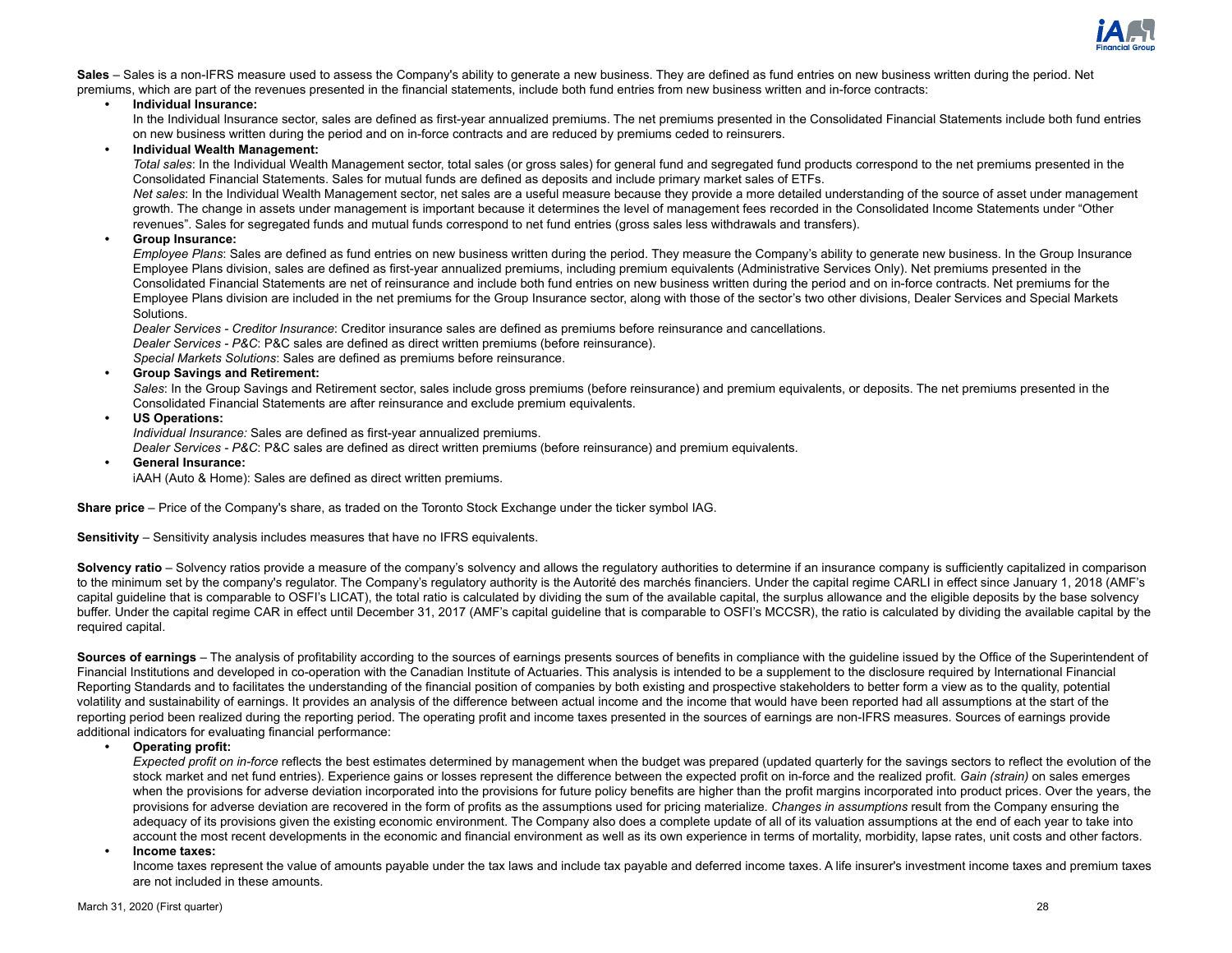**Sales** – Sales is a non-IFRS measure used to assess the Company's ability to generate a new business. They are defined as fund entries on new business written during the period. Net premiums, which are part of the revenues presented in the financial statements, include both fund entries from new business written and in-force contracts:

- **Individual Insurance:**
  In the Individual Insurance sector, sales are defined as first-year annualized premiums. The net premiums presented in the Consolidated Financial Statements include both fund entries on new business written during the period and on in-force contracts and are reduced by premiums ceded to reinsurers.
- **Individual Wealth Management:**
  *Total sales*: In the Individual Wealth Management sector, total sales (or gross sales) for general fund and segregated fund products correspond to the net premiums presented in the Consolidated Financial Statements. Sales for mutual funds are defined as deposits and include primary market sales of ETFs.
  *Net sales*: In the Individual Wealth Management sector, net sales are a useful measure because they provide a more detailed understanding of the source of asset under management growth. The change in assets under management is important because it determines the level of management fees recorded in the Consolidated Income Statements under "Other revenues". Sales for segregated funds and mutual funds correspond to net fund entries (gross sales less withdrawals and transfers).
- **Group Insurance:**
  *Employee Plans*: Sales are defined as fund entries on new business written during the period. They measure the Company's ability to generate new business. In the Group Insurance Employee Plans division, sales are defined as first-year annualized premiums, including premium equivalents (Administrative Services Only). Net premiums presented in the Consolidated Financial Statements are net of reinsurance and include both fund entries on new business written during the period and on in-force contracts. Net premiums for the Employee Plans division are included in the net premiums for the Group Insurance sector, along with those of the sector's two other divisions, Dealer Services and Special Markets Solutions.
  *Dealer Services - Creditor Insurance*: Creditor insurance sales are defined as premiums before reinsurance and cancellations.
  *Dealer Services - P&C*: P&C sales are defined as direct written premiums (before reinsurance).
  *Special Markets Solutions*: Sales are defined as premiums before reinsurance.
- **Group Savings and Retirement:**
  *Sales*: In the Group Savings and Retirement sector, sales include gross premiums (before reinsurance) and premium equivalents, or deposits. The net premiums presented in the Consolidated Financial Statements are after reinsurance and exclude premium equivalents.
- **US Operations:**
  *Individual Insurance:* Sales are defined as first-year annualized premiums.
  *Dealer Services - P&C*: P&C sales are defined as direct written premiums (before reinsurance) and premium equivalents.
- **General Insurance:**
  iAAH (Auto & Home): Sales are defined as direct written premiums.

**Share price** – Price of the Company's share, as traded on the Toronto Stock Exchange under the ticker symbol IAG.

**Sensitivity** – Sensitivity analysis includes measures that have no IFRS equivalents.

**Solvency ratio** – Solvency ratios provide a measure of the company's solvency and allows the regulatory authorities to determine if an insurance company is sufficiently capitalized in comparison to the minimum set by the company's regulator. The Company's regulatory authority is the Autorité des marchés financiers. Under the capital regime CARLI in effect since January 1, 2018 (AMF's capital guideline that is comparable to OSFI's LICAT), the total ratio is calculated by dividing the sum of the available capital, the surplus allowance and the eligible deposits by the base solvency buffer. Under the capital regime CAR in effect until December 31, 2017 (AMF's capital guideline that is comparable to OSFI's MCCSR), the ratio is calculated by dividing the available capital by the required capital.

**Sources of earnings** – The analysis of profitability according to the sources of earnings presents sources of benefits in compliance with the guideline issued by the Office of the Superintendent of Financial Institutions and developed in co-operation with the Canadian Institute of Actuaries. This analysis is intended to be a supplement to the disclosure required by International Financial Reporting Standards and to facilitates the understanding of the financial position of companies by both existing and prospective stakeholders to better form a view as to the quality, potential volatility and sustainability of earnings. It provides an analysis of the difference between actual income and the income that would have been reported had all assumptions at the start of the reporting period been realized during the reporting period. The operating profit and income taxes presented in the sources of earnings are non-IFRS measures. Sources of earnings provide additional indicators for evaluating financial performance:

- **Operating profit:**
  *Expected profit on in-force* reflects the best estimates determined by management when the budget was prepared (updated quarterly for the savings sectors to reflect the evolution of the stock market and net fund entries). Experience gains or losses represent the difference between the expected profit on in-force and the realized profit. *Gain (strain)* on sales emerges when the provisions for adverse deviation incorporated into the provisions for future policy benefits are higher than the profit margins incorporated into product prices. Over the years, the provisions for adverse deviation are recovered in the form of profits as the assumptions used for pricing materialize. *Changes in assumptions* result from the Company ensuring the adequacy of its provisions given the existing economic environment. The Company also does a complete update of all of its valuation assumptions at the end of each year to take into account the most recent developments in the economic and financial environment as well as its own experience in terms of mortality, morbidity, lapse rates, unit costs and other factors.
- **Income taxes:**
  Income taxes represent the value of amounts payable under the tax laws and include tax payable and deferred income taxes. A life insurer's investment income taxes and premium taxes are not included in these amounts.